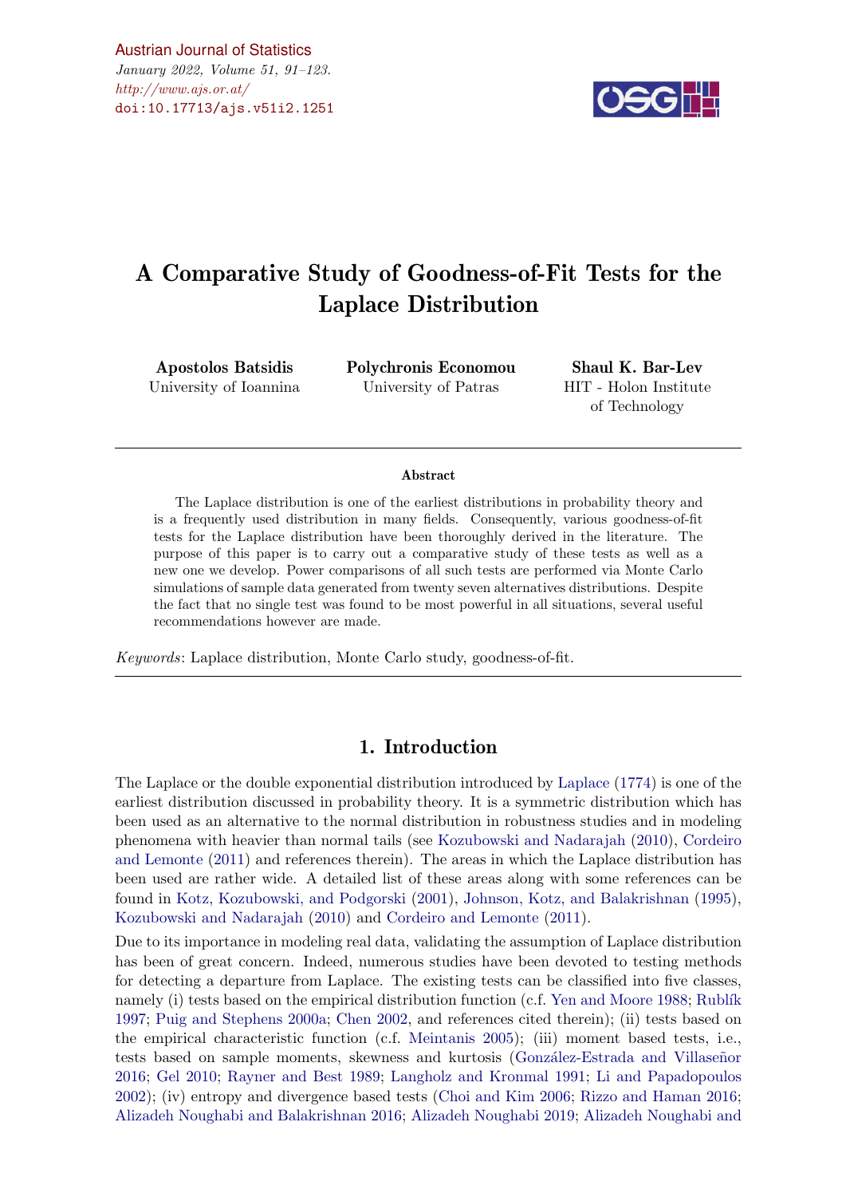# A Comparative Study of Goodness-of-Fit Tests for the Laplace Distribution

**Apostolos Batsidis**
University of Ioannina

**Polychronis Economou**
University of Patras

**Shaul K. Bar-Lev**
HIT - Holon Institute of Technology

### Abstract

The Laplace distribution is one of the earliest distributions in probability theory and is a frequently used distribution in many fields. Consequently, various goodness-of-fit tests for the Laplace distribution have been thoroughly derived in the literature. The purpose of this paper is to carry out a comparative study of these tests as well as a new one we develop. Power comparisons of all such tests are performed via Monte Carlo simulations of sample data generated from twenty seven alternatives distributions. Despite the fact that no single test was found to be most powerful in all situations, several useful recommendations however are made.

*Keywords*: Laplace distribution, Monte Carlo study, goodness-of-fit.

## 1. Introduction

The Laplace or the double exponential distribution introduced by Laplace (1774) is one of the earliest distribution discussed in probability theory. It is a symmetric distribution which has been used as an alternative to the normal distribution in robustness studies and in modeling phenomena with heavier than normal tails (see Kozubowski and Nadarajah (2010), Cordeiro and Lemonte (2011) and references therein). The areas in which the Laplace distribution has been used are rather wide. A detailed list of these areas along with some references can be found in Kotz, Kozubowski, and Podgorski (2001), Johnson, Kotz, and Balakrishnan (1995), Kozubowski and Nadarajah (2010) and Cordeiro and Lemonte (2011).

Due to its importance in modeling real data, validating the assumption of Laplace distribution has been of great concern. Indeed, numerous studies have been devoted to testing methods for detecting a departure from Laplace. The existing tests can be classified into five classes, namely (i) tests based on the empirical distribution function (c.f. Yen and Moore 1988; Rublík 1997; Puig and Stephens 2000a; Chen 2002, and references cited therein); (ii) tests based on the empirical characteristic function (c.f. Meintanis 2005); (iii) moment based tests, i.e., tests based on sample moments, skewness and kurtosis (González-Estrada and Villaseñor 2016; Gel 2010; Rayner and Best 1989; Langholz and Kronmal 1991; Li and Papadopoulos 2002); (iv) entropy and divergence based tests (Choi and Kim 2006; Rizzo and Haman 2016; Alizadeh Noughabi and Balakrishnan 2016; Alizadeh Noughabi 2019; Alizadeh Noughabi and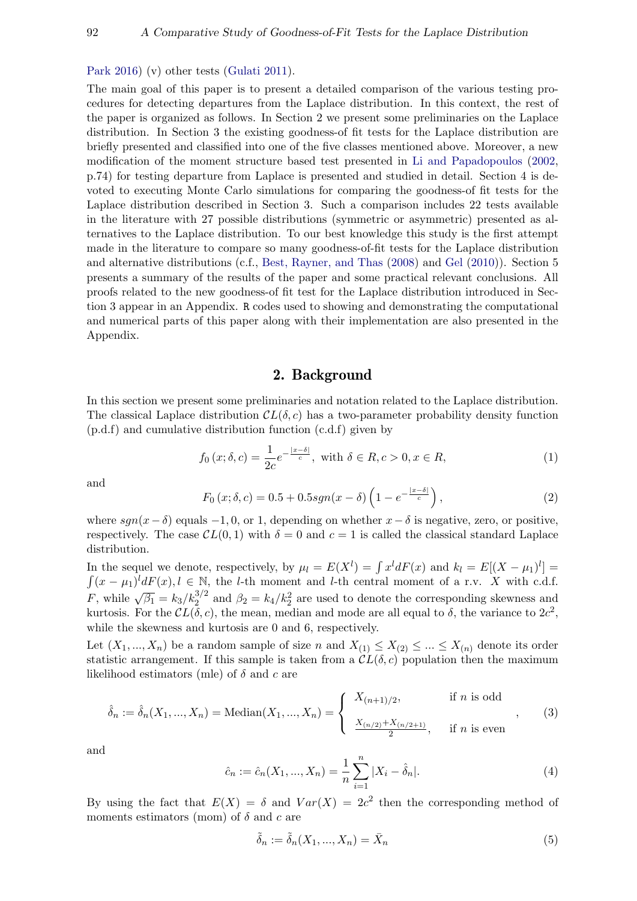Park 2016) (v) other tests (Gulati 2011).

The main goal of this paper is to present a detailed comparison of the various testing procedures for detecting departures from the Laplace distribution. In this context, the rest of the paper is organized as follows. In Section 2 we present some preliminaries on the Laplace distribution. In Section 3 the existing goodness-of fit tests for the Laplace distribution are briefly presented and classified into one of the five classes mentioned above. Moreover, a new modification of the moment structure based test presented in Li and Papadopoulos (2002, p.74) for testing departure from Laplace is presented and studied in detail. Section 4 is devoted to executing Monte Carlo simulations for comparing the goodness-of fit tests for the Laplace distribution described in Section 3. Such a comparison includes 22 tests available in the literature with 27 possible distributions (symmetric or asymmetric) presented as alternatives to the Laplace distribution. To our best knowledge this study is the first attempt made in the literature to compare so many goodness-of-fit tests for the Laplace distribution and alternative distributions (c.f., Best, Rayner, and Thas (2008) and Gel (2010)). Section 5 presents a summary of the results of the paper and some practical relevant conclusions. All proofs related to the new goodness-of fit test for the Laplace distribution introduced in Section 3 appear in an Appendix. R codes used to showing and demonstrating the computational and numerical parts of this paper along with their implementation are also presented in the Appendix.

## 2. Background

In this section we present some preliminaries and notation related to the Laplace distribution. The classical Laplace distribution $\mathcal{CL}(\delta, c)$ has a two-parameter probability density function (p.d.f) and cumulative distribution function (c.d.f) given by

$$f_0(x; \delta, c) = \frac{1}{2c} e^{-\frac{|x-\delta|}{c}}, \text{ with } \delta \in R, c > 0, x \in R, \tag{1}$$

and

$$F_0(x; \delta, c) = 0.5 + 0.5 sgn(x - \delta)\left(1 - e^{-\frac{|x-\delta|}{c}}\right), \tag{2}$$

where $sgn(x - \delta)$ equals $-1, 0$, or $1$, depending on whether $x - \delta$ is negative, zero, or positive, respectively. The case $\mathcal{CL}(0, 1)$ with $\delta = 0$ and $c = 1$ is called the classical standard Laplace distribution.

In the sequel we denote, respectively, by $\mu_l = E(X^l) = \int x^l dF(x)$ and $k_l = E[(X - \mu_1)^l] = \int (x - \mu_1)^l dF(x), l \in \mathbb{N}$, the $l$-th moment and $l$-th central moment of a r.v. $X$ with c.d.f. $F$, while $\sqrt{\beta_1} = k_3/k_2^{3/2}$ and $\beta_2 = k_4/k_2^2$ are used to denote the corresponding skewness and kurtosis. For the $\mathcal{CL}(\delta, c)$, the mean, median and mode are all equal to $\delta$, the variance to $2c^2$, while the skewness and kurtosis are 0 and 6, respectively.

Let $(X_1, ..., X_n)$ be a random sample of size $n$ and $X_{(1)} \le X_{(2)} \le ... \le X_{(n)}$ denote its order statistic arrangement. If this sample is taken from a $\mathcal{CL}(\delta, c)$ population then the maximum likelihood estimators (mle) of $\delta$ and $c$ are

$$\hat{\delta}_n := \hat{\delta}_n(X_1, ..., X_n) = \text{Median}(X_1, ..., X_n) = \begin{cases} X_{(n+1)/2}, & \text{if } n \text{ is odd} \\ \frac{X_{(n/2)} + X_{(n/2+1)}}{2}, & \text{if } n \text{ is even} \end{cases}, \tag{3}$$

and

$$\hat{c}_n := \hat{c}_n(X_1, ..., X_n) = \frac{1}{n}\sum_{i=1}^{n} |X_i - \hat{\delta}_n|. \tag{4}$$

By using the fact that $E(X) = \delta$ and $Var(X) = 2c^2$ then the corresponding method of moments estimators (mom) of $\delta$ and $c$ are

$$\tilde{\delta}_n := \tilde{\delta}_n(X_1, ..., X_n) = \bar{X}_n \tag{5}$$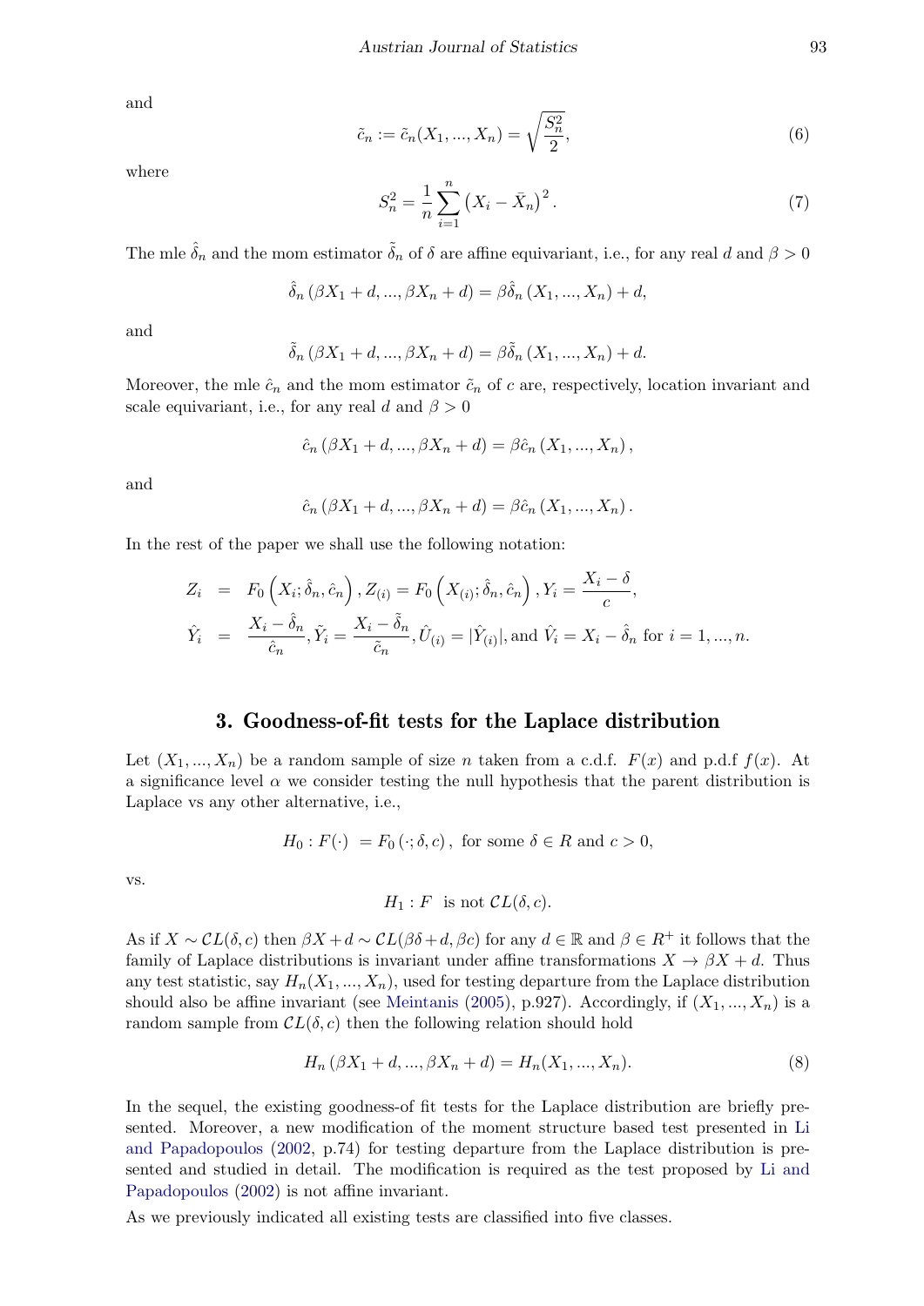and

$$\tilde{c}_n := \tilde{c}_n(X_1, ..., X_n) = \sqrt{\frac{S_n^2}{2}}, \tag{6}$$

where

$$S_n^2 = \frac{1}{n}\sum_{i=1}^{n}\left(X_i - \bar{X}_n\right)^2. \tag{7}$$

The mle $\hat{\delta}_n$ and the mom estimator $\tilde{\delta}_n$ of $\delta$ are affine equivariant, i.e., for any real $d$ and $\beta > 0$

$$\hat{\delta}_n\left(\beta X_1 + d, ..., \beta X_n + d\right) = \beta\hat{\delta}_n\left(X_1, ..., X_n\right) + d,$$

and

$$\tilde{\delta}_n\left(\beta X_1 + d, ..., \beta X_n + d\right) = \beta\tilde{\delta}_n\left(X_1, ..., X_n\right) + d.$$

Moreover, the mle $\hat{c}_n$ and the mom estimator $\tilde{c}_n$ of $c$ are, respectively, location invariant and scale equivariant, i.e., for any real $d$ and $\beta > 0$

$$\hat{c}_n\left(\beta X_1 + d, ..., \beta X_n + d\right) = \beta\hat{c}_n\left(X_1, ..., X_n\right),$$

and

$$\hat{c}_n\left(\beta X_1 + d, ..., \beta X_n + d\right) = \beta\hat{c}_n\left(X_1, ..., X_n\right).$$

In the rest of the paper we shall use the following notation:

$$\begin{aligned}
Z_i &= F_0\left(X_i; \hat{\delta}_n, \hat{c}_n\right), Z_{(i)} = F_0\left(X_{(i)}; \hat{\delta}_n, \hat{c}_n\right), Y_i = \frac{X_i - \delta}{c}, \\
\hat{Y}_i &= \frac{X_i - \hat{\delta}_n}{\hat{c}_n}, \tilde{Y}_i = \frac{X_i - \tilde{\delta}_n}{\tilde{c}_n}, \hat{U}_{(i)} = |\hat{Y}_{(i)}|, \text{and } \hat{V}_i = X_i - \hat{\delta}_n \text{ for } i = 1, ..., n.
\end{aligned}$$

## 3. Goodness-of-fit tests for the Laplace distribution

Let $(X_1, ..., X_n)$ be a random sample of size $n$ taken from a c.d.f. $F(x)$ and p.d.f $f(x)$. At a significance level $\alpha$ we consider testing the null hypothesis that the parent distribution is Laplace vs any other alternative, i.e.,

$$H_0 : F(\cdot) = F_0\left(\cdot; \delta, c\right), \text{ for some } \delta \in R \text{ and } c > 0,$$

vs.

$$H_1 : F \text{ is not } \mathcal{CL}(\delta, c).$$

As if $X \sim \mathcal{CL}(\delta, c)$ then $\beta X + d \sim \mathcal{CL}(\beta\delta + d, \beta c)$ for any $d \in \mathbb{R}$ and $\beta \in R^+$ it follows that the family of Laplace distributions is invariant under affine transformations $X \to \beta X + d$. Thus any test statistic, say $H_n(X_1, ..., X_n)$, used for testing departure from the Laplace distribution should also be affine invariant (see Meintanis (2005), p.927). Accordingly, if $(X_1, ..., X_n)$ is a random sample from $\mathcal{CL}(\delta, c)$ then the following relation should hold

$$H_n\left(\beta X_1 + d, ..., \beta X_n + d\right) = H_n(X_1, ..., X_n). \tag{8}$$

In the sequel, the existing goodness-of fit tests for the Laplace distribution are briefly presented. Moreover, a new modification of the moment structure based test presented in Li and Papadopoulos (2002, p.74) for testing departure from the Laplace distribution is presented and studied in detail. The modification is required as the test proposed by Li and Papadopoulos (2002) is not affine invariant.

As we previously indicated all existing tests are classified into five classes.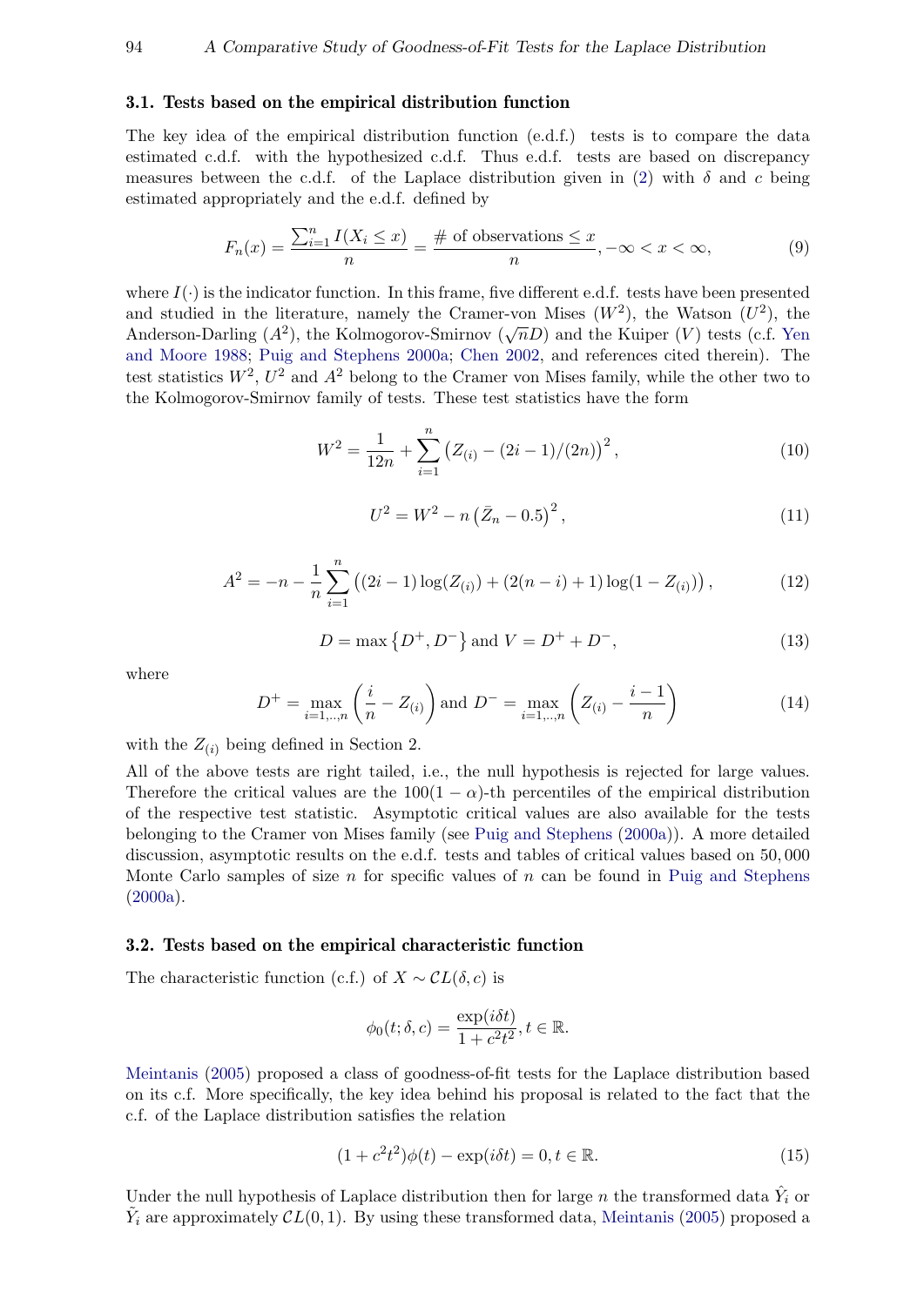### 3.1. Tests based on the empirical distribution function

The key idea of the empirical distribution function (e.d.f.) tests is to compare the data estimated c.d.f. with the hypothesized c.d.f. Thus e.d.f. tests are based on discrepancy measures between the c.d.f. of the Laplace distribution given in (2) with $\delta$ and $c$ being estimated appropriately and the e.d.f. defined by

$$F_n(x) = \frac{\sum_{i=1}^{n} I(X_i \leq x)}{n} = \frac{\#\text{ of observations} \leq x}{n}, -\infty < x < \infty, \tag{9}$$

where $I(\cdot)$ is the indicator function. In this frame, five different e.d.f. tests have been presented and studied in the literature, namely the Cramer-von Mises ($W^2$), the Watson ($U^2$), the Anderson-Darling ($A^2$), the Kolmogorov-Smirnov ($\sqrt{n}D$) and the Kuiper ($V$) tests (c.f. Yen and Moore 1988; Puig and Stephens 2000a; Chen 2002, and references cited therein). The test statistics $W^2$, $U^2$ and $A^2$ belong to the Cramer von Mises family, while the other two to the Kolmogorov-Smirnov family of tests. These test statistics have the form

$$W^2 = \frac{1}{12n} + \sum_{i=1}^{n} \left(Z_{(i)} - (2i-1)/(2n)\right)^2, \tag{10}$$

$$U^2 = W^2 - n\left(\bar{Z}_n - 0.5\right)^2, \tag{11}$$

$$A^2 = -n - \frac{1}{n}\sum_{i=1}^{n} \left((2i-1)\log(Z_{(i)}) + (2(n-i)+1)\log(1-Z_{(i)})\right), \tag{12}$$

$$D = \max\left\{D^+, D^-\right\} \text{ and } V = D^+ + D^-, \tag{13}$$

where

$$D^+ = \max_{i=1,..,n}\left(\frac{i}{n} - Z_{(i)}\right) \text{ and } D^- = \max_{i=1,..,n}\left(Z_{(i)} - \frac{i-1}{n}\right) \tag{14}$$

with the $Z_{(i)}$ being defined in Section 2.

All of the above tests are right tailed, i.e., the null hypothesis is rejected for large values. Therefore the critical values are the $100(1-\alpha)$-th percentiles of the empirical distribution of the respective test statistic. Asymptotic critical values are also available for the tests belonging to the Cramer von Mises family (see Puig and Stephens (2000a)). A more detailed discussion, asymptotic results on the e.d.f. tests and tables of critical values based on 50,000 Monte Carlo samples of size $n$ for specific values of $n$ can be found in Puig and Stephens (2000a).

### 3.2. Tests based on the empirical characteristic function

The characteristic function (c.f.) of $X \sim \mathcal{CL}(\delta, c)$ is

$$\phi_0(t; \delta, c) = \frac{\exp(i\delta t)}{1 + c^2 t^2}, t \in \mathbb{R}.$$

Meintanis (2005) proposed a class of goodness-of-fit tests for the Laplace distribution based on its c.f. More specifically, the key idea behind his proposal is related to the fact that the c.f. of the Laplace distribution satisfies the relation

$$(1 + c^2 t^2)\phi(t) - \exp(i\delta t) = 0, t \in \mathbb{R}. \tag{15}$$

Under the null hypothesis of Laplace distribution then for large $n$ the transformed data $\hat{Y}_i$ or $\tilde{Y}_i$ are approximately $\mathcal{CL}(0, 1)$. By using these transformed data, Meintanis (2005) proposed a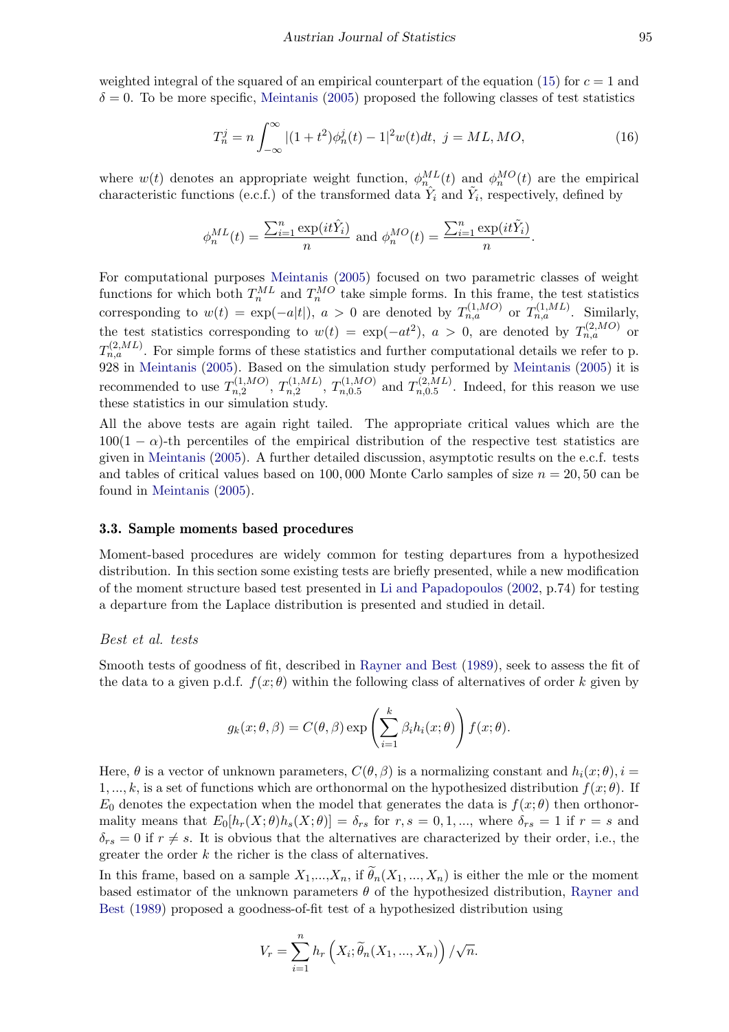weighted integral of the squared of an empirical counterpart of the equation (15) for $c = 1$ and $\delta = 0$. To be more specific, Meintanis (2005) proposed the following classes of test statistics

$$T_n^j = n \int_{-\infty}^{\infty} |(1+t^2)\phi_n^j(t) - 1|^2 w(t) dt, \; j = ML, MO, \tag{16}$$

where $w(t)$ denotes an appropriate weight function, $\phi_n^{ML}(t)$ and $\phi_n^{MO}(t)$ are the empirical characteristic functions (e.c.f.) of the transformed data $\hat{Y}_i$ and $\tilde{Y}_i$, respectively, defined by

$$\phi_n^{ML}(t) = \frac{\sum_{i=1}^n \exp(it\hat{Y}_i)}{n} \text{ and } \phi_n^{MO}(t) = \frac{\sum_{i=1}^n \exp(it\tilde{Y}_i)}{n}.$$

For computational purposes Meintanis (2005) focused on two parametric classes of weight functions for which both $T_n^{ML}$ and $T_n^{MO}$ take simple forms. In this frame, the test statistics corresponding to $w(t) = \exp(-a|t|)$, $a > 0$ are denoted by $T_{n,a}^{(1,MO)}$ or $T_{n,a}^{(1,ML)}$. Similarly, the test statistics corresponding to $w(t) = \exp(-at^2)$, $a > 0$, are denoted by $T_{n,a}^{(2,MO)}$ or $T_{n,a}^{(2,ML)}$. For simple forms of these statistics and further computational details we refer to p. 928 in Meintanis (2005). Based on the simulation study performed by Meintanis (2005) it is recommended to use $T_{n,2}^{(1,MO)}$, $T_{n,2}^{(1,ML)}$, $T_{n,0.5}^{(1,MO)}$ and $T_{n,0.5}^{(2,ML)}$. Indeed, for this reason we use these statistics in our simulation study.

All the above tests are again right tailed. The appropriate critical values which are the $100(1-\alpha)$-th percentiles of the empirical distribution of the respective test statistics are given in Meintanis (2005). A further detailed discussion, asymptotic results on the e.c.f. tests and tables of critical values based on 100,000 Monte Carlo samples of size $n = 20, 50$ can be found in Meintanis (2005).

### 3.3. Sample moments based procedures

Moment-based procedures are widely common for testing departures from a hypothesized distribution. In this section some existing tests are briefly presented, while a new modification of the moment structure based test presented in Li and Papadopoulos (2002, p.74) for testing a departure from the Laplace distribution is presented and studied in detail.

*Best et al. tests*

Smooth tests of goodness of fit, described in Rayner and Best (1989), seek to assess the fit of the data to a given p.d.f. $f(x;\theta)$ within the following class of alternatives of order $k$ given by

$$g_k(x;\theta,\beta) = C(\theta,\beta) \exp\left(\sum_{i=1}^k \beta_i h_i(x;\theta)\right) f(x;\theta).$$

Here, $\theta$ is a vector of unknown parameters, $C(\theta,\beta)$ is a normalizing constant and $h_i(x;\theta), i = 1,...,k$, is a set of functions which are orthonormal on the hypothesized distribution $f(x;\theta)$. If $E_0$ denotes the expectation when the model that generates the data is $f(x;\theta)$ then orthonormality means that $E_0[h_r(X;\theta)h_s(X;\theta)] = \delta_{rs}$ for $r,s = 0,1,...$, where $\delta_{rs} = 1$ if $r = s$ and $\delta_{rs} = 0$ if $r \neq s$. It is obvious that the alternatives are characterized by their order, i.e., the greater the order $k$ the richer is the class of alternatives.

In this frame, based on a sample $X_1,...,X_n$, if $\widetilde{\theta}_n(X_1,...,X_n)$ is either the mle or the moment based estimator of the unknown parameters $\theta$ of the hypothesized distribution, Rayner and Best (1989) proposed a goodness-of-fit test of a hypothesized distribution using

$$V_r = \sum_{i=1}^n h_r\left(X_i;\widetilde{\theta}_n(X_1,...,X_n)\right)/\sqrt{n}.$$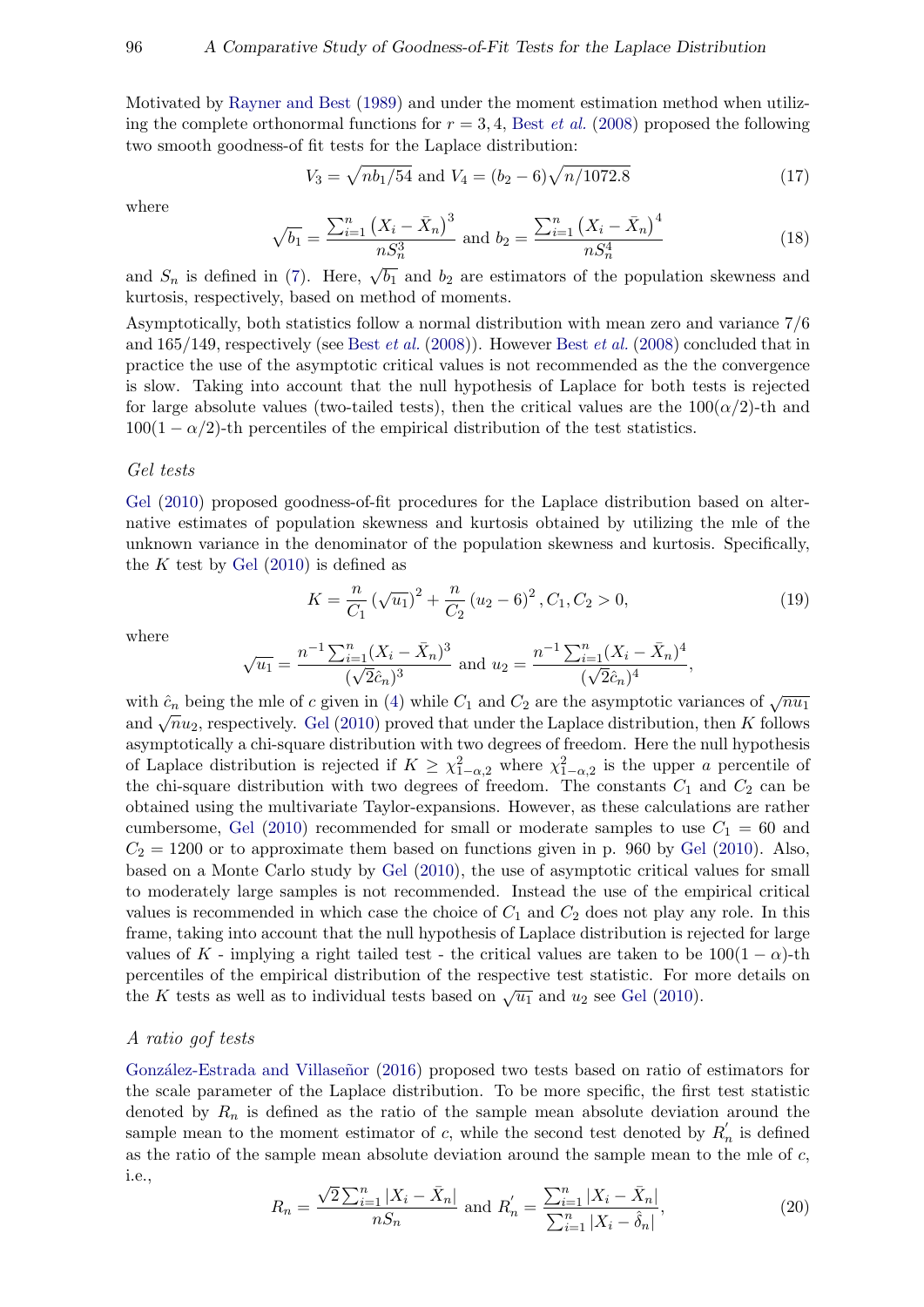Motivated by Rayner and Best (1989) and under the moment estimation method when utilizing the complete orthonormal functions for $r = 3, 4$, Best *et al.* (2008) proposed the following two smooth goodness-of fit tests for the Laplace distribution:

$$V_3 = \sqrt{nb_1/54} \text{ and } V_4 = (b_2 - 6)\sqrt{n/1072.8} \tag{17}$$

where

$$\sqrt{b_1} = \frac{\sum_{i=1}^{n} \left(X_i - \bar{X}_n\right)^3}{nS_n^3} \text{ and } b_2 = \frac{\sum_{i=1}^{n} \left(X_i - \bar{X}_n\right)^4}{nS_n^4} \tag{18}$$

and $S_n$ is defined in (7). Here, $\sqrt{b_1}$ and $b_2$ are estimators of the population skewness and kurtosis, respectively, based on method of moments.

Asymptotically, both statistics follow a normal distribution with mean zero and variance 7/6 and 165/149, respectively (see Best *et al.* (2008)). However Best *et al.* (2008) concluded that in practice the use of the asymptotic critical values is not recommended as the the convergence is slow. Taking into account that the null hypothesis of Laplace for both tests is rejected for large absolute values (two-tailed tests), then the critical values are the $100(\alpha/2)$-th and $100(1-\alpha/2)$-th percentiles of the empirical distribution of the test statistics.

*Gel tests*

Gel (2010) proposed goodness-of-fit procedures for the Laplace distribution based on alternative estimates of population skewness and kurtosis obtained by utilizing the mle of the unknown variance in the denominator of the population skewness and kurtosis. Specifically, the $K$ test by Gel (2010) is defined as

$$K = \frac{n}{C_1}\left(\sqrt{u_1}\right)^2 + \frac{n}{C_2}\left(u_2 - 6\right)^2, C_1, C_2 > 0, \tag{19}$$

where

$$\sqrt{u_1} = \frac{n^{-1}\sum_{i=1}^{n}(X_i - \bar{X}_n)^3}{(\sqrt{2}\hat{c}_n)^3} \text{ and } u_2 = \frac{n^{-1}\sum_{i=1}^{n}(X_i - \bar{X}_n)^4}{(\sqrt{2}\hat{c}_n)^4},$$

with $\hat{c}_n$ being the mle of $c$ given in (4) while $C_1$ and $C_2$ are the asymptotic variances of $\sqrt{nu_1}$ and $\sqrt{n}u_2$, respectively. Gel (2010) proved that under the Laplace distribution, then $K$ follows asymptotically a chi-square distribution with two degrees of freedom. Here the null hypothesis of Laplace distribution is rejected if $K \geq \chi^2_{1-\alpha,2}$ where $\chi^2_{1-\alpha,2}$ is the upper $a$ percentile of the chi-square distribution with two degrees of freedom. The constants $C_1$ and $C_2$ can be obtained using the multivariate Taylor-expansions. However, as these calculations are rather cumbersome, Gel (2010) recommended for small or moderate samples to use $C_1 = 60$ and $C_2 = 1200$ or to approximate them based on functions given in p. 960 by Gel (2010). Also, based on a Monte Carlo study by Gel (2010), the use of asymptotic critical values for small to moderately large samples is not recommended. Instead the use of the empirical critical values is recommended in which case the choice of $C_1$ and $C_2$ does not play any role. In this frame, taking into account that the null hypothesis of Laplace distribution is rejected for large values of $K$ - implying a right tailed test - the critical values are taken to be $100(1-\alpha)$-th percentiles of the empirical distribution of the respective test statistic. For more details on the $K$ tests as well as to individual tests based on $\sqrt{u_1}$ and $u_2$ see Gel (2010).

*A ratio gof tests*

González-Estrada and Villaseñor (2016) proposed two tests based on ratio of estimators for the scale parameter of the Laplace distribution. To be more specific, the first test statistic denoted by $R_n$ is defined as the ratio of the sample mean absolute deviation around the sample mean to the moment estimator of $c$, while the second test denoted by $R_n^{'}$ is defined as the ratio of the sample mean absolute deviation around the sample mean to the mle of $c$, i.e.,

$$R_n = \frac{\sqrt{2}\sum_{i=1}^{n}|X_i - \bar{X}_n|}{nS_n} \text{ and } R_n^{'} = \frac{\sum_{i=1}^{n}|X_i - \bar{X}_n|}{\sum_{i=1}^{n}|X_i - \hat{\delta}_n|}, \tag{20}$$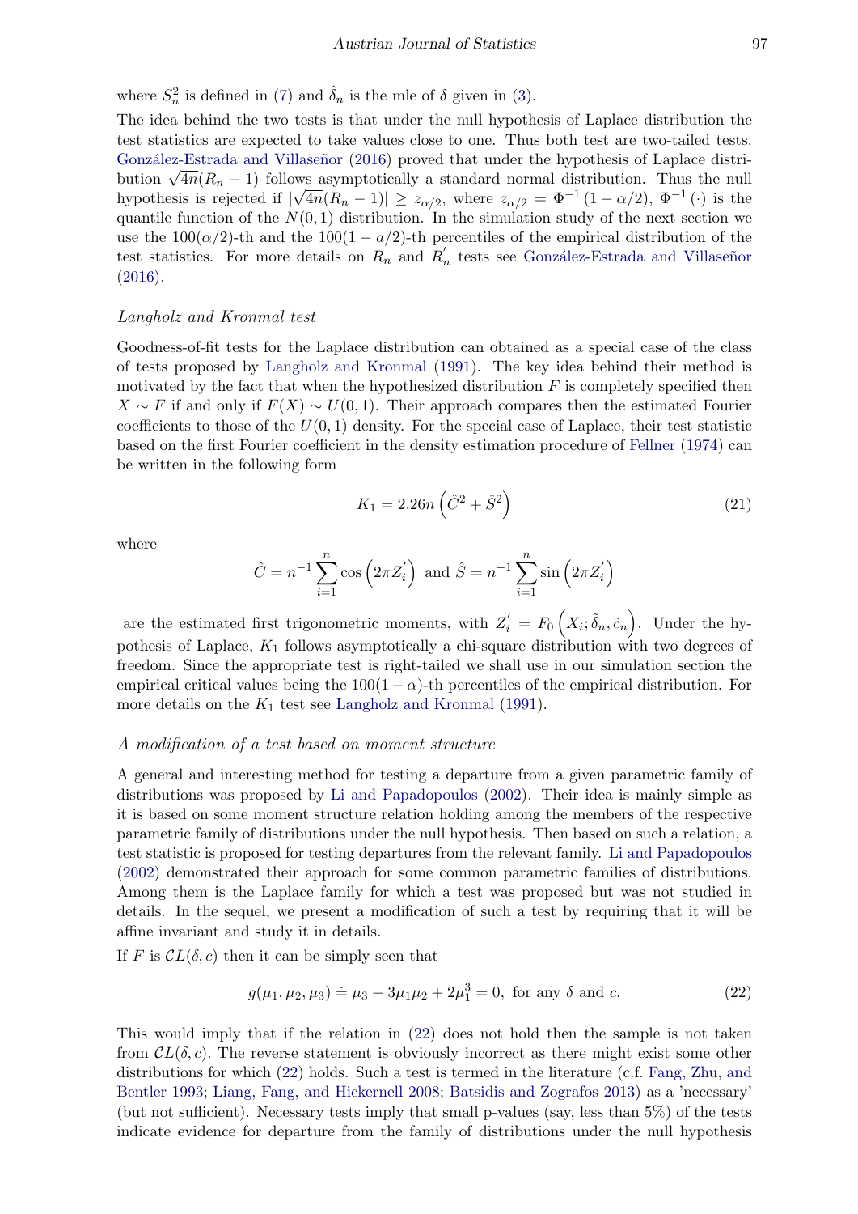where $S_n^2$ is defined in (7) and $\hat{\delta}_n$ is the mle of $\delta$ given in (3).

The idea behind the two tests is that under the null hypothesis of Laplace distribution the test statistics are expected to take values close to one. Thus both test are two-tailed tests. González-Estrada and Villaseñor (2016) proved that under the hypothesis of Laplace distribution $\sqrt{4n}(R_n - 1)$ follows asymptotically a standard normal distribution. Thus the null hypothesis is rejected if $|\sqrt{4n}(R_n - 1)| \geq z_{\alpha/2}$, where $z_{\alpha/2} = \Phi^{-1}(1 - \alpha/2)$, $\Phi^{-1}(\cdot)$ is the quantile function of the $N(0, 1)$ distribution. In the simulation study of the next section we use the $100(\alpha/2)$-th and the $100(1 - a/2)$-th percentiles of the empirical distribution of the test statistics. For more details on $R_n$ and $R_n^{'}$ tests see González-Estrada and Villaseñor (2016).

*Langholz and Kronmal test*

Goodness-of-fit tests for the Laplace distribution can obtained as a special case of the class of tests proposed by Langholz and Kronmal (1991). The key idea behind their method is motivated by the fact that when the hypothesized distribution $F$ is completely specified then $X \sim F$ if and only if $F(X) \sim U(0, 1)$. Their approach compares then the estimated Fourier coefficients to those of the $U(0, 1)$ density. For the special case of Laplace, their test statistic based on the first Fourier coefficient in the density estimation procedure of Fellner (1974) can be written in the following form

$$K_1 = 2.26n\left(\hat{C}^2 + \hat{S}^2\right) \tag{21}$$

where

$$\hat{C} = n^{-1}\sum_{i=1}^{n}\cos\left(2\pi Z_i^{'}\right) \text{ and } \hat{S} = n^{-1}\sum_{i=1}^{n}\sin\left(2\pi Z_i^{'}\right)$$

are the estimated first trigonometric moments, with $Z_i^{'} = F_0\left(X_i; \tilde{\delta}_n, \tilde{c}_n\right)$. Under the hypothesis of Laplace, $K_1$ follows asymptotically a chi-square distribution with two degrees of freedom. Since the appropriate test is right-tailed we shall use in our simulation section the empirical critical values being the $100(1 - \alpha)$-th percentiles of the empirical distribution. For more details on the $K_1$ test see Langholz and Kronmal (1991).

*A modification of a test based on moment structure*

A general and interesting method for testing a departure from a given parametric family of distributions was proposed by Li and Papadopoulos (2002). Their idea is mainly simple as it is based on some moment structure relation holding among the members of the respective parametric family of distributions under the null hypothesis. Then based on such a relation, a test statistic is proposed for testing departures from the relevant family. Li and Papadopoulos (2002) demonstrated their approach for some common parametric families of distributions. Among them is the Laplace family for which a test was proposed but was not studied in details. In the sequel, we present a modification of such a test by requiring that it will be affine invariant and study it in details.

If $F$ is $\mathcal{C}L(\delta, c)$ then it can be simply seen that

$$g(\mu_1, \mu_2, \mu_3) \doteq \mu_3 - 3\mu_1\mu_2 + 2\mu_1^3 = 0, \text{ for any } \delta \text{ and } c. \tag{22}$$

This would imply that if the relation in (22) does not hold then the sample is not taken from $\mathcal{C}L(\delta, c)$. The reverse statement is obviously incorrect as there might exist some other distributions for which (22) holds. Such a test is termed in the literature (c.f. Fang, Zhu, and Bentler 1993; Liang, Fang, and Hickernell 2008; Batsidis and Zografos 2013) as a 'necessary' (but not sufficient). Necessary tests imply that small p-values (say, less than 5%) of the tests indicate evidence for departure from the family of distributions under the null hypothesis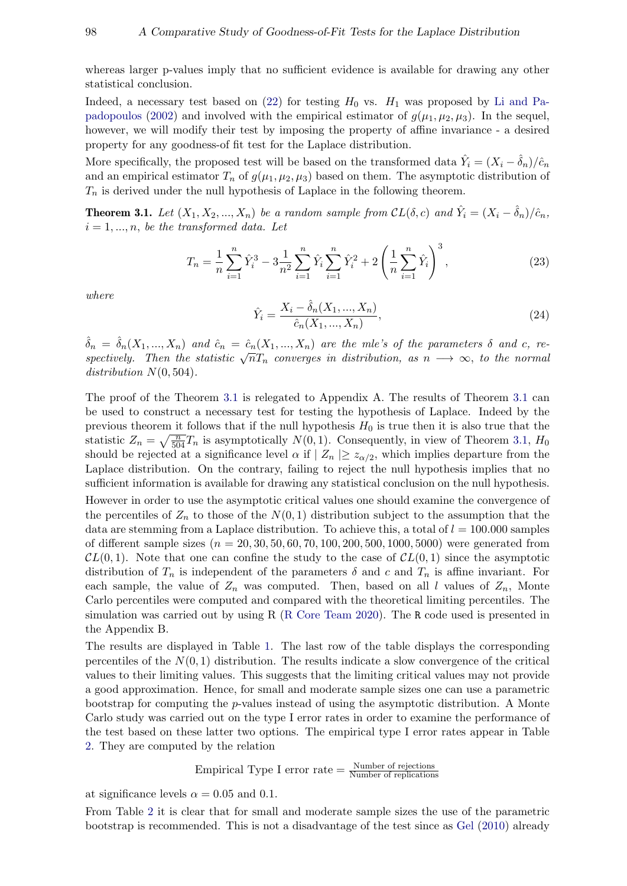whereas larger p-values imply that no sufficient evidence is available for drawing any other statistical conclusion.

Indeed, a necessary test based on (22) for testing $H_0$ vs. $H_1$ was proposed by Li and Papadopoulos (2002) and involved with the empirical estimator of $g(\mu_1, \mu_2, \mu_3)$. In the sequel, however, we will modify their test by imposing the property of affine invariance - a desired property for any goodness-of fit test for the Laplace distribution.

More specifically, the proposed test will be based on the transformed data $\hat{Y}_i = (X_i - \hat{\delta}_n)/\hat{c}_n$ and an empirical estimator $T_n$ of $g(\mu_1, \mu_2, \mu_3)$ based on them. The asymptotic distribution of $T_n$ is derived under the null hypothesis of Laplace in the following theorem.

**Theorem 3.1.** *Let $(X_1, X_2, ..., X_n)$ be a random sample from $\mathcal{CL}(\delta, c)$ and $\hat{Y}_i = (X_i - \hat{\delta}_n)/\hat{c}_n$, $i = 1, ..., n$, be the transformed data. Let*

$$T_n = \frac{1}{n}\sum_{i=1}^{n} \hat{Y}_i^3 - 3\frac{1}{n^2}\sum_{i=1}^{n} \hat{Y}_i \sum_{i=1}^{n} \hat{Y}_i^2 + 2\left(\frac{1}{n}\sum_{i=1}^{n} \hat{Y}_i\right)^3, \tag{23}$$

*where*

$$\hat{Y}_i = \frac{X_i - \hat{\delta}_n(X_1, ..., X_n)}{\hat{c}_n(X_1, ..., X_n)}, \tag{24}$$

*$\hat{\delta}_n = \hat{\delta}_n(X_1, ..., X_n)$ and $\hat{c}_n = \hat{c}_n(X_1, ..., X_n)$ are the mle's of the parameters $\delta$ and $c$, respectively. Then the statistic $\sqrt{n}T_n$ converges in distribution, as $n \longrightarrow \infty$, to the normal distribution $N(0, 504)$.*

The proof of the Theorem 3.1 is relegated to Appendix A. The results of Theorem 3.1 can be used to construct a necessary test for testing the hypothesis of Laplace. Indeed by the previous theorem it follows that if the null hypothesis $H_0$ is true then it is also true that the statistic $Z_n = \sqrt{\frac{n}{504}}T_n$ is asymptotically $N(0, 1)$. Consequently, in view of Theorem 3.1, $H_0$ should be rejected at a significance level $\alpha$ if $| Z_n | \geq z_{\alpha/2}$, which implies departure from the Laplace distribution. On the contrary, failing to reject the null hypothesis implies that no sufficient information is available for drawing any statistical conclusion on the null hypothesis.

However in order to use the asymptotic critical values one should examine the convergence of the percentiles of $Z_n$ to those of the $N(0, 1)$ distribution subject to the assumption that the data are stemming from a Laplace distribution. To achieve this, a total of $l = 100.000$ samples of different sample sizes ($n = 20, 30, 50, 60, 70, 100, 200, 500, 1000, 5000$) were generated from $\mathcal{CL}(0, 1)$. Note that one can confine the study to the case of $\mathcal{CL}(0, 1)$ since the asymptotic distribution of $T_n$ is independent of the parameters $\delta$ and $c$ and $T_n$ is affine invariant. For each sample, the value of $Z_n$ was computed. Then, based on all $l$ values of $Z_n$, Monte Carlo percentiles were computed and compared with the theoretical limiting percentiles. The simulation was carried out by using R (R Core Team 2020). The R code used is presented in the Appendix B.

The results are displayed in Table 1. The last row of the table displays the corresponding percentiles of the $N(0, 1)$ distribution. The results indicate a slow convergence of the critical values to their limiting values. This suggests that the limiting critical values may not provide a good approximation. Hence, for small and moderate sample sizes one can use a parametric bootstrap for computing the $p$-values instead of using the asymptotic distribution. A Monte Carlo study was carried out on the type I error rates in order to examine the performance of the test based on these latter two options. The empirical type I error rates appear in Table 2. They are computed by the relation

$$\text{Empirical Type I error rate} = \frac{\text{Number of rejections}}{\text{Number of replications}}$$

at significance levels $\alpha = 0.05$ and $0.1$.

From Table 2 it is clear that for small and moderate sample sizes the use of the parametric bootstrap is recommended. This is not a disadvantage of the test since as Gel (2010) already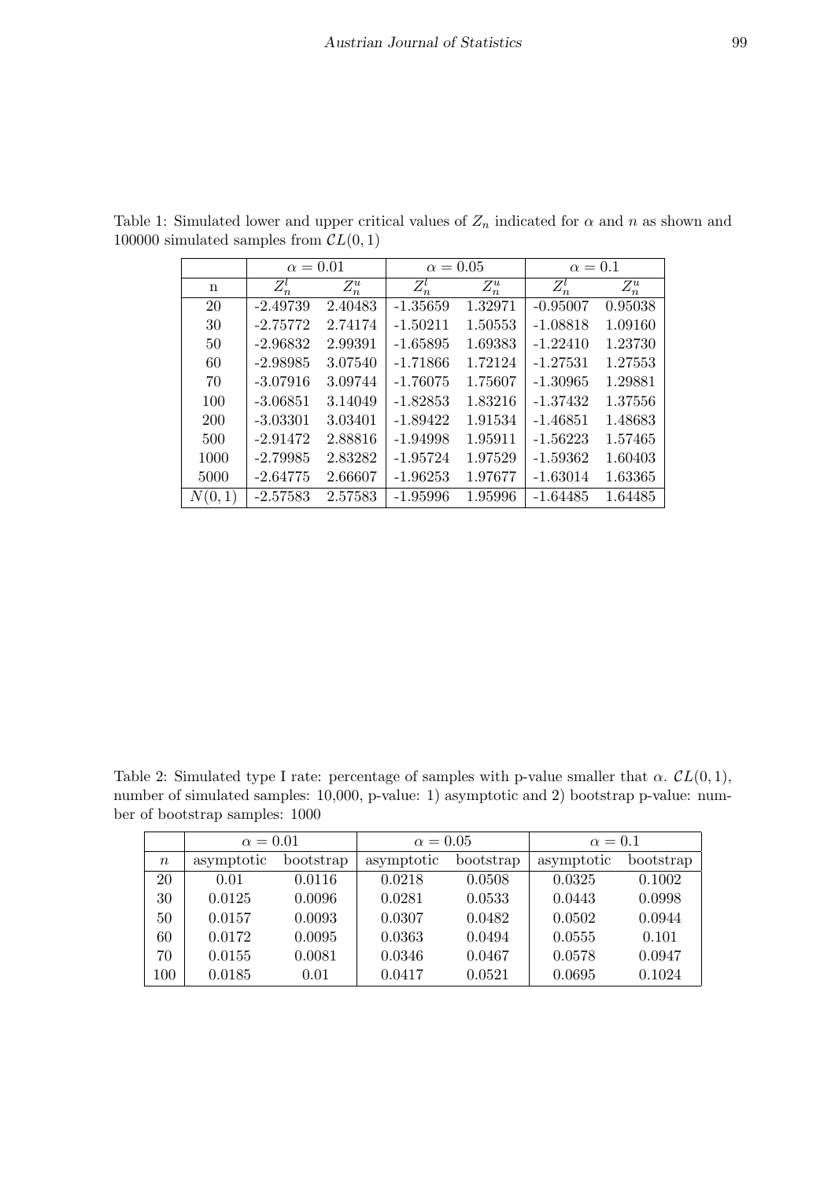Table 1: Simulated lower and upper critical values of $Z_n$ indicated for $\alpha$ and $n$ as shown and 100000 simulated samples from $\mathcal{CL}(0,1)$

| | $\alpha = 0.01$ | | $\alpha = 0.05$ | | $\alpha = 0.1$ | |
|---|---|---|---|---|---|---|
| n | $Z_n^l$ | $Z_n^u$ | $Z_n^l$ | $Z_n^u$ | $Z_n^l$ | $Z_n^u$ |
| 20 | -2.49739 | 2.40483 | -1.35659 | 1.32971 | -0.95007 | 0.95038 |
| 30 | -2.75772 | 2.74174 | -1.50211 | 1.50553 | -1.08818 | 1.09160 |
| 50 | -2.96832 | 2.99391 | -1.65895 | 1.69383 | -1.22410 | 1.23730 |
| 60 | -2.98985 | 3.07540 | -1.71866 | 1.72124 | -1.27531 | 1.27553 |
| 70 | -3.07916 | 3.09744 | -1.76075 | 1.75607 | -1.30965 | 1.29881 |
| 100 | -3.06851 | 3.14049 | -1.82853 | 1.83216 | -1.37432 | 1.37556 |
| 200 | -3.03301 | 3.03401 | -1.89422 | 1.91534 | -1.46851 | 1.48683 |
| 500 | -2.91472 | 2.88816 | -1.94998 | 1.95911 | -1.56223 | 1.57465 |
| 1000 | -2.79985 | 2.83282 | -1.95724 | 1.97529 | -1.59362 | 1.60403 |
| 5000 | -2.64775 | 2.66607 | -1.96253 | 1.97677 | -1.63014 | 1.63365 |
| $N(0,1)$ | -2.57583 | 2.57583 | -1.95996 | 1.95996 | -1.64485 | 1.64485 |

Table 2: Simulated type I rate: percentage of samples with p-value smaller that $\alpha$. $\mathcal{CL}(0,1)$, number of simulated samples: 10,000, p-value: 1) asymptotic and 2) bootstrap p-value: number of bootstrap samples: 1000

| | $\alpha = 0.01$ | | $\alpha = 0.05$ | | $\alpha = 0.1$ | |
|---|---|---|---|---|---|---|
| $n$ | asymptotic | bootstrap | asymptotic | bootstrap | asymptotic | bootstrap |
| 20 | 0.01 | 0.0116 | 0.0218 | 0.0508 | 0.0325 | 0.1002 |
| 30 | 0.0125 | 0.0096 | 0.0281 | 0.0533 | 0.0443 | 0.0998 |
| 50 | 0.0157 | 0.0093 | 0.0307 | 0.0482 | 0.0502 | 0.0944 |
| 60 | 0.0172 | 0.0095 | 0.0363 | 0.0494 | 0.0555 | 0.101 |
| 70 | 0.0155 | 0.0081 | 0.0346 | 0.0467 | 0.0578 | 0.0947 |
| 100 | 0.0185 | 0.01 | 0.0417 | 0.0521 | 0.0695 | 0.1024 |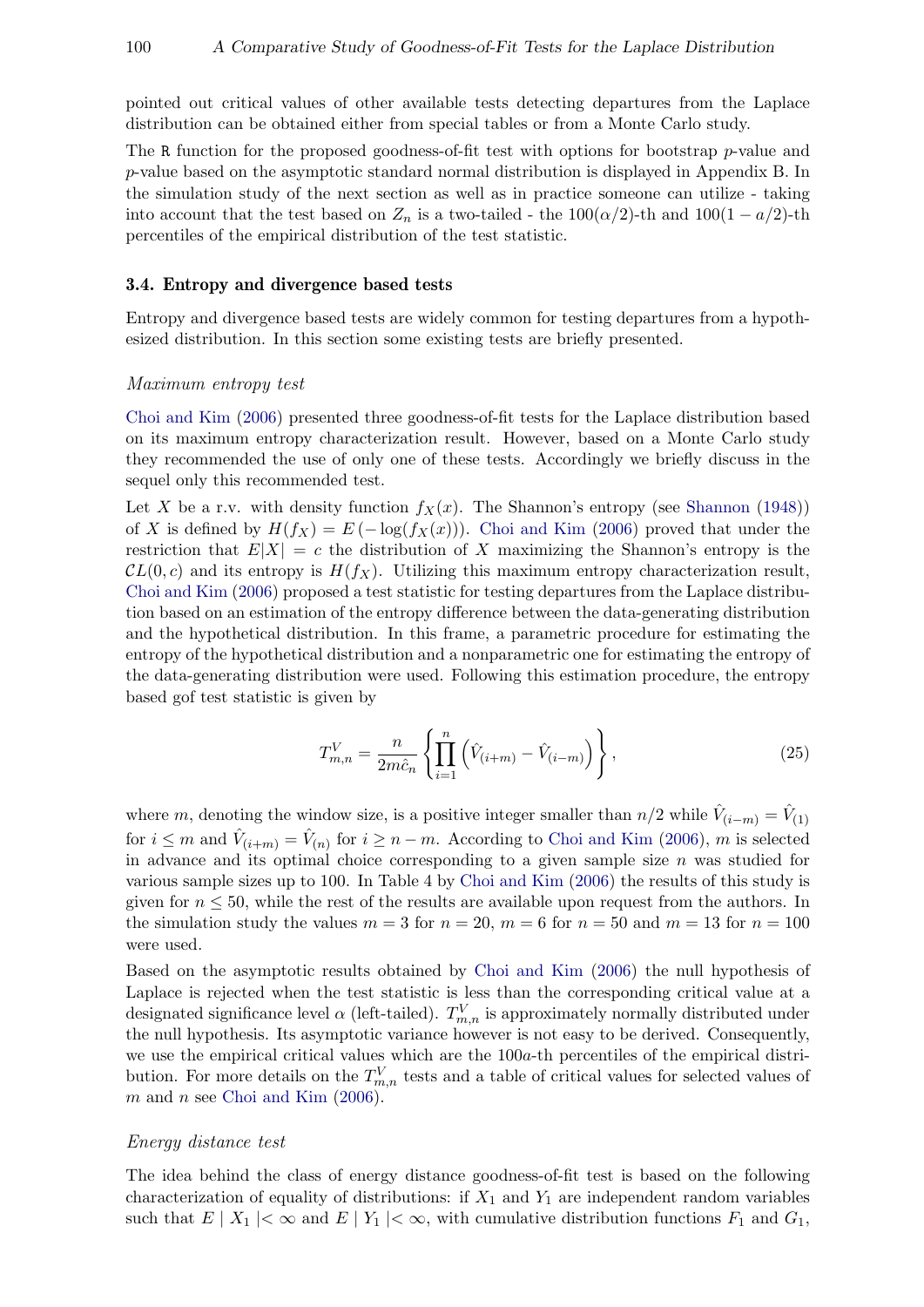pointed out critical values of other available tests detecting departures from the Laplace distribution can be obtained either from special tables or from a Monte Carlo study.

The R function for the proposed goodness-of-fit test with options for bootstrap $p$-value and $p$-value based on the asymptotic standard normal distribution is displayed in Appendix B. In the simulation study of the next section as well as in practice someone can utilize - taking into account that the test based on $Z_n$ is a two-tailed - the $100(\alpha/2)$-th and $100(1-a/2)$-th percentiles of the empirical distribution of the test statistic.

### 3.4. Entropy and divergence based tests

Entropy and divergence based tests are widely common for testing departures from a hypothesized distribution. In this section some existing tests are briefly presented.

*Maximum entropy test*

Choi and Kim (2006) presented three goodness-of-fit tests for the Laplace distribution based on its maximum entropy characterization result. However, based on a Monte Carlo study they recommended the use of only one of these tests. Accordingly we briefly discuss in the sequel only this recommended test.

Let $X$ be a r.v. with density function $f_X(x)$. The Shannon's entropy (see Shannon (1948)) of $X$ is defined by $H(f_X) = E\left(-\log(f_X(x))\right)$. Choi and Kim (2006) proved that under the restriction that $E|X| = c$ the distribution of $X$ maximizing the Shannon's entropy is the $\mathcal{CL}(0, c)$ and its entropy is $H(f_X)$. Utilizing this maximum entropy characterization result, Choi and Kim (2006) proposed a test statistic for testing departures from the Laplace distribution based on an estimation of the entropy difference between the data-generating distribution and the hypothetical distribution. In this frame, a parametric procedure for estimating the entropy of the hypothetical distribution and a nonparametric one for estimating the entropy of the data-generating distribution were used. Following this estimation procedure, the entropy based gof test statistic is given by

$$T^V_{m,n} = \frac{n}{2m\hat{c}_n}\left\{\prod_{i=1}^{n}\left(\hat{V}_{(i+m)} - \hat{V}_{(i-m)}\right)\right\}, \tag{25}$$

where $m$, denoting the window size, is a positive integer smaller than $n/2$ while $\hat{V}_{(i-m)} = \hat{V}_{(1)}$ for $i \leq m$ and $\hat{V}_{(i+m)} = \hat{V}_{(n)}$ for $i \geq n-m$. According to Choi and Kim (2006), $m$ is selected in advance and its optimal choice corresponding to a given sample size $n$ was studied for various sample sizes up to 100. In Table 4 by Choi and Kim (2006) the results of this study is given for $n \leq 50$, while the rest of the results are available upon request from the authors. In the simulation study the values $m = 3$ for $n = 20$, $m = 6$ for $n = 50$ and $m = 13$ for $n = 100$ were used.

Based on the asymptotic results obtained by Choi and Kim (2006) the null hypothesis of Laplace is rejected when the test statistic is less than the corresponding critical value at a designated significance level $\alpha$ (left-tailed). $T^V_{m,n}$ is approximately normally distributed under the null hypothesis. Its asymptotic variance however is not easy to be derived. Consequently, we use the empirical critical values which are the $100a$-th percentiles of the empirical distribution. For more details on the $T^V_{m,n}$ tests and a table of critical values for selected values of $m$ and $n$ see Choi and Kim (2006).

*Energy distance test*

The idea behind the class of energy distance goodness-of-fit test is based on the following characterization of equality of distributions: if $X_1$ and $Y_1$ are independent random variables such that $E \mid X_1 \mid < \infty$ and $E \mid Y_1 \mid < \infty$, with cumulative distribution functions $F_1$ and $G_1$,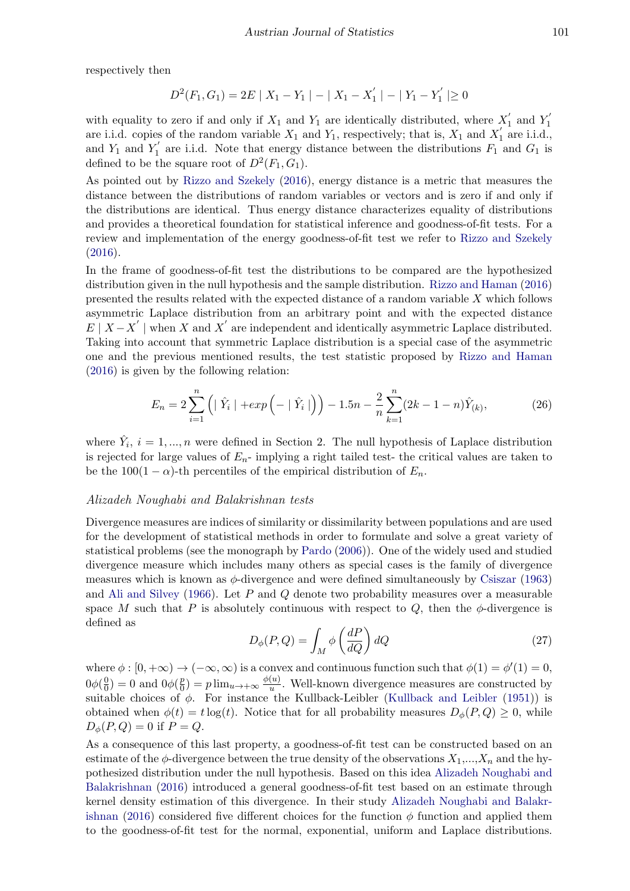respectively then

$$D^2(F_1, G_1) = 2E \mid X_1 - Y_1 \mid - \mid X_1 - X_1^{'} \mid - \mid Y_1 - Y_1^{'} \mid \geq 0$$

with equality to zero if and only if $X_1$ and $Y_1$ are identically distributed, where $X_1^{'}$ and $Y_1^{'}$ are i.i.d. copies of the random variable $X_1$ and $Y_1$, respectively; that is, $X_1$ and $X_1^{'}$ are i.i.d., and $Y_1$ and $Y_1^{'}$ are i.i.d. Note that energy distance between the distributions $F_1$ and $G_1$ is defined to be the square root of $D^2(F_1, G_1)$.

As pointed out by Rizzo and Szekely (2016), energy distance is a metric that measures the distance between the distributions of random variables or vectors and is zero if and only if the distributions are identical. Thus energy distance characterizes equality of distributions and provides a theoretical foundation for statistical inference and goodness-of-fit tests. For a review and implementation of the energy goodness-of-fit test we refer to Rizzo and Szekely (2016).

In the frame of goodness-of-fit test the distributions to be compared are the hypothesized distribution given in the null hypothesis and the sample distribution. Rizzo and Haman (2016) presented the results related with the expected distance of a random variable $X$ which follows asymmetric Laplace distribution from an arbitrary point and with the expected distance $E \mid X - X^{'} \mid$ when $X$ and $X^{'}$ are independent and identically asymmetric Laplace distributed. Taking into account that symmetric Laplace distribution is a special case of the asymmetric one and the previous mentioned results, the test statistic proposed by Rizzo and Haman (2016) is given by the following relation:

$$E_n = 2\sum_{i=1}^{n} \left( \mid \hat{Y}_i \mid + exp\left( - \mid \hat{Y}_i \mid \right) \right) - 1.5n - \frac{2}{n}\sum_{k=1}^{n}(2k - 1 - n)\hat{Y}_{(k)}, \tag{26}$$

where $\hat{Y}_i$, $i = 1, ..., n$ were defined in Section 2. The null hypothesis of Laplace distribution is rejected for large values of $E_n$- implying a right tailed test- the critical values are taken to be the $100(1 - \alpha)$-th percentiles of the empirical distribution of $E_n$.

*Alizadeh Noughabi and Balakrishnan tests*

Divergence measures are indices of similarity or dissimilarity between populations and are used for the development of statistical methods in order to formulate and solve a great variety of statistical problems (see the monograph by Pardo (2006)). One of the widely used and studied divergence measure which includes many others as special cases is the family of divergence measures which is known as $\phi$-divergence and were defined simultaneously by Csiszar (1963) and Ali and Silvey (1966). Let $P$ and $Q$ denote two probability measures over a measurable space $M$ such that $P$ is absolutely continuous with respect to $Q$, then the $\phi$-divergence is defined as

$$D_\phi(P, Q) = \int_M \phi\left(\frac{dP}{dQ}\right) dQ \tag{27}$$

where $\phi : [0, +\infty) \to (-\infty, \infty)$ is a convex and continuous function such that $\phi(1) = \phi'(1) = 0$, $0\phi(\frac{0}{0}) = 0$ and $0\phi(\frac{p}{0}) = p \lim_{u \to +\infty} \frac{\phi(u)}{u}$. Well-known divergence measures are constructed by suitable choices of $\phi$. For instance the Kullback-Leibler (Kullback and Leibler (1951)) is obtained when $\phi(t) = t\log(t)$. Notice that for all probability measures $D_\phi(P, Q) \geq 0$, while $D_\phi(P, Q) = 0$ if $P = Q$.

As a consequence of this last property, a goodness-of-fit test can be constructed based on an estimate of the $\phi$-divergence between the true density of the observations $X_1$,...,$X_n$ and the hypothesized distribution under the null hypothesis. Based on this idea Alizadeh Noughabi and Balakrishnan (2016) introduced a general goodness-of-fit test based on an estimate through kernel density estimation of this divergence. In their study Alizadeh Noughabi and Balakrishnan (2016) considered five different choices for the function $\phi$ function and applied them to the goodness-of-fit test for the normal, exponential, uniform and Laplace distributions.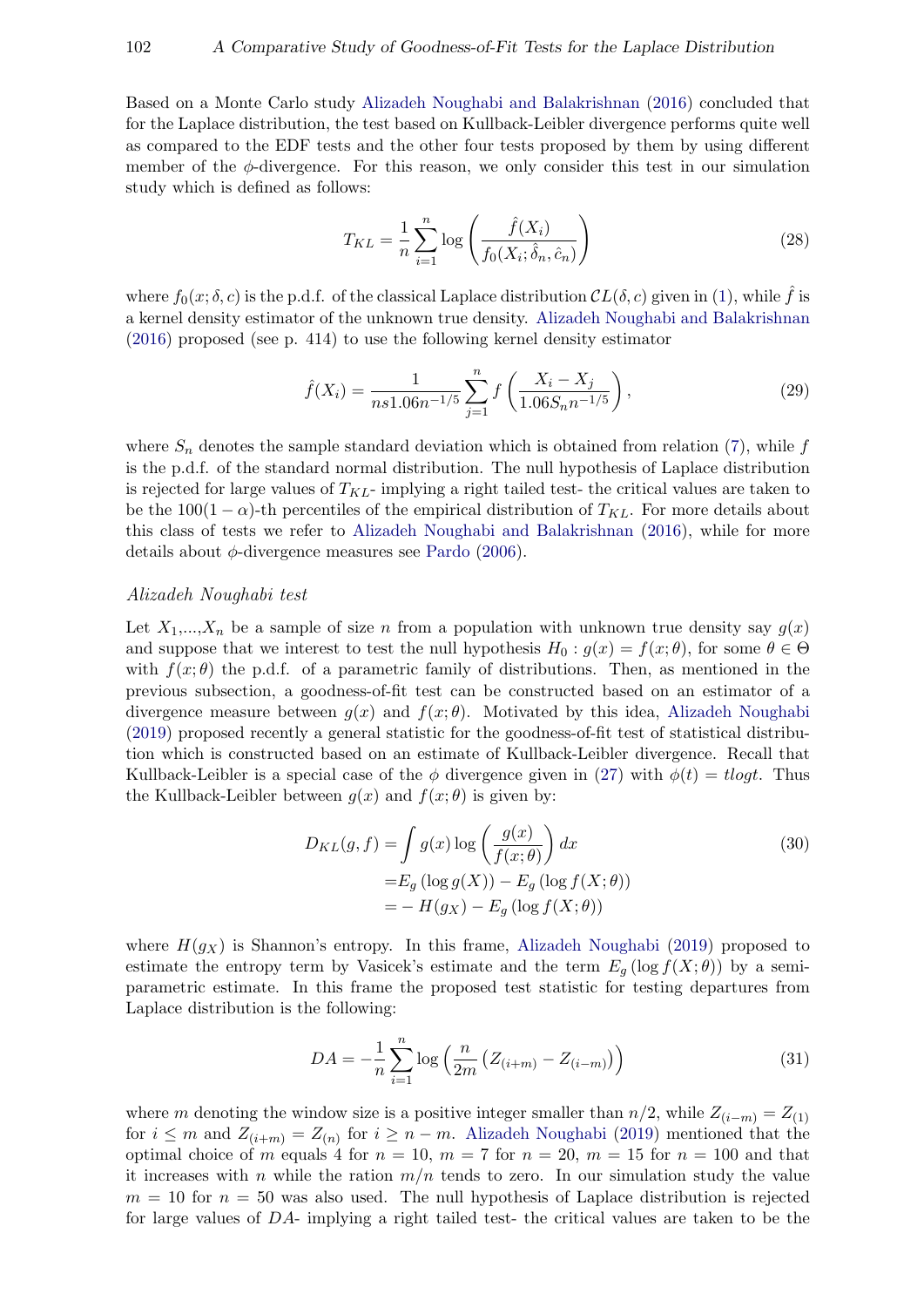Based on a Monte Carlo study Alizadeh Noughabi and Balakrishnan (2016) concluded that for the Laplace distribution, the test based on Kullback-Leibler divergence performs quite well as compared to the EDF tests and the other four tests proposed by them by using different member of the $\phi$-divergence. For this reason, we only consider this test in our simulation study which is defined as follows:

$$T_{KL} = \frac{1}{n}\sum_{i=1}^{n} \log\left(\frac{\hat{f}(X_i)}{f_0(X_i; \hat{\delta}_n, \hat{c}_n)}\right) \tag{28}$$

where $f_0(x;\delta,c)$ is the p.d.f. of the classical Laplace distribution $\mathcal{CL}(\delta, c)$ given in (1), while $\hat{f}$ is a kernel density estimator of the unknown true density. Alizadeh Noughabi and Balakrishnan (2016) proposed (see p. 414) to use the following kernel density estimator

$$\hat{f}(X_i) = \frac{1}{ns1.06n^{-1/5}}\sum_{j=1}^{n} f\left(\frac{X_i - X_j}{1.06S_n n^{-1/5}}\right), \tag{29}$$

where $S_n$ denotes the sample standard deviation which is obtained from relation (7), while $f$ is the p.d.f. of the standard normal distribution. The null hypothesis of Laplace distribution is rejected for large values of $T_{KL}$- implying a right tailed test- the critical values are taken to be the $100(1-\alpha)$-th percentiles of the empirical distribution of $T_{KL}$. For more details about this class of tests we refer to Alizadeh Noughabi and Balakrishnan (2016), while for more details about $\phi$-divergence measures see Pardo (2006).

*Alizadeh Noughabi test*

Let $X_1$,...,$X_n$ be a sample of size $n$ from a population with unknown true density say $g(x)$ and suppose that we interest to test the null hypothesis $H_0 : g(x) = f(x;\theta)$, for some $\theta \in \Theta$ with $f(x;\theta)$ the p.d.f. of a parametric family of distributions. Then, as mentioned in the previous subsection, a goodness-of-fit test can be constructed based on an estimator of a divergence measure between $g(x)$ and $f(x;\theta)$. Motivated by this idea, Alizadeh Noughabi (2019) proposed recently a general statistic for the goodness-of-fit test of statistical distribution which is constructed based on an estimate of Kullback-Leibler divergence. Recall that Kullback-Leibler is a special case of the $\phi$ divergence given in (27) with $\phi(t) = tlogt$. Thus the Kullback-Leibler between $g(x)$ and $f(x;\theta)$ is given by:

$$\begin{aligned} D_{KL}(g,f) &= \int g(x)\log\left(\frac{g(x)}{f(x;\theta)}\right)dx \\ &= E_g\left(\log g(X)\right) - E_g\left(\log f(X;\theta)\right) \\ &= -H(g_X) - E_g\left(\log f(X;\theta)\right) \end{aligned} \tag{30}$$

where $H(g_X)$ is Shannon's entropy. In this frame, Alizadeh Noughabi (2019) proposed to estimate the entropy term by Vasicek's estimate and the term $E_g(\log f(X;\theta))$ by a semi-parametric estimate. In this frame the proposed test statistic for testing departures from Laplace distribution is the following:

$$DA = -\frac{1}{n}\sum_{i=1}^{n}\log\left(\frac{n}{2m}\left(Z_{(i+m)} - Z_{(i-m)}\right)\right) \tag{31}$$

where $m$ denoting the window size is a positive integer smaller than $n/2$, while $Z_{(i-m)} = Z_{(1)}$ for $i \leq m$ and $Z_{(i+m)} = Z_{(n)}$ for $i \geq n-m$. Alizadeh Noughabi (2019) mentioned that the optimal choice of $m$ equals 4 for $n = 10$, $m = 7$ for $n = 20$, $m = 15$ for $n = 100$ and that it increases with $n$ while the ration $m/n$ tends to zero. In our simulation study the value $m = 10$ for $n = 50$ was also used. The null hypothesis of Laplace distribution is rejected for large values of $DA$- implying a right tailed test- the critical values are taken to be the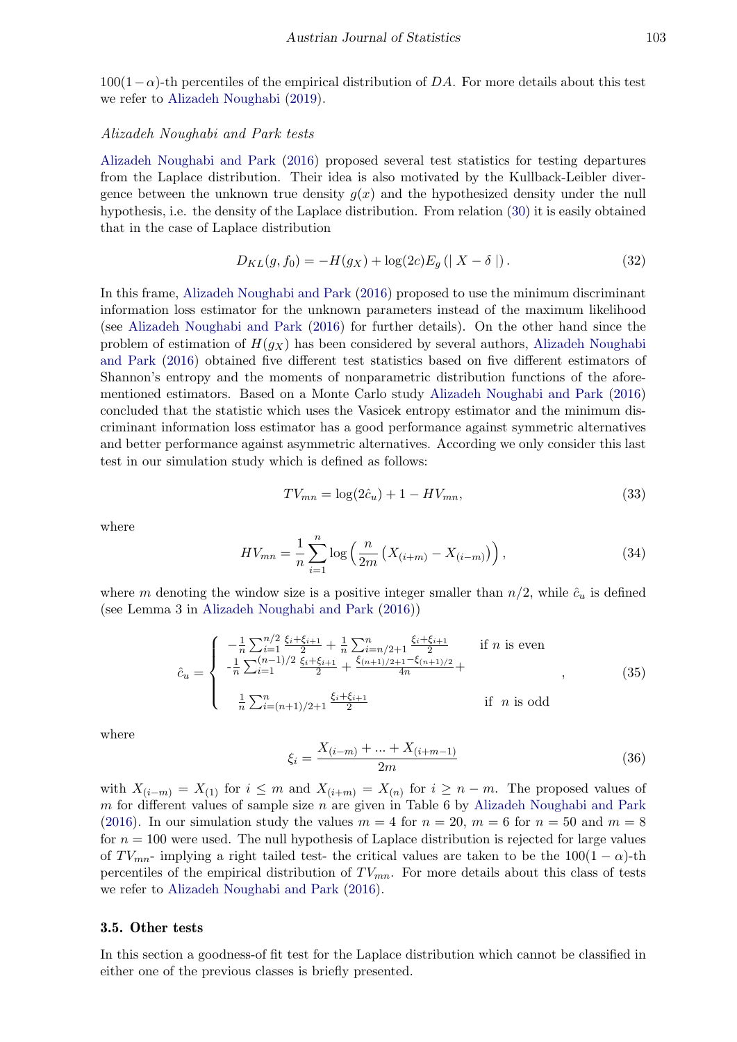$100(1-\alpha)$-th percentiles of the empirical distribution of $DA$. For more details about this test we refer to Alizadeh Noughabi (2019).

*Alizadeh Noughabi and Park tests*

Alizadeh Noughabi and Park (2016) proposed several test statistics for testing departures from the Laplace distribution. Their idea is also motivated by the Kullback-Leibler divergence between the unknown true density $g(x)$ and the hypothesized density under the null hypothesis, i.e. the density of the Laplace distribution. From relation (30) it is easily obtained that in the case of Laplace distribution

$$D_{KL}(g, f_0) = -H(g_X) + \log(2c)E_g\left(\mid X - \delta \mid\right). \tag{32}$$

In this frame, Alizadeh Noughabi and Park (2016) proposed to use the minimum discriminant information loss estimator for the unknown parameters instead of the maximum likelihood (see Alizadeh Noughabi and Park (2016) for further details). On the other hand since the problem of estimation of $H(g_X)$ has been considered by several authors, Alizadeh Noughabi and Park (2016) obtained five different test statistics based on five different estimators of Shannon's entropy and the moments of nonparametric distribution functions of the aforementioned estimators. Based on a Monte Carlo study Alizadeh Noughabi and Park (2016) concluded that the statistic which uses the Vasicek entropy estimator and the minimum discriminant information loss estimator has a good performance against symmetric alternatives and better performance against asymmetric alternatives. According we only consider this last test in our simulation study which is defined as follows:

$$TV_{mn} = \log(2\hat{c}_u) + 1 - HV_{mn}, \tag{33}$$

where

$$HV_{mn} = \frac{1}{n}\sum_{i=1}^{n}\log\left(\frac{n}{2m}\left(X_{(i+m)} - X_{(i-m)}\right)\right), \tag{34}$$

where $m$ denoting the window size is a positive integer smaller than $n/2$, while $\hat{c}_u$ is defined (see Lemma 3 in Alizadeh Noughabi and Park (2016))

$$\hat{c}_u = \begin{cases} -\frac{1}{n}\sum_{i=1}^{n/2}\frac{\xi_i+\xi_{i+1}}{2} + \frac{1}{n}\sum_{i=n/2+1}^{n}\frac{\xi_i+\xi_{i+1}}{2} & \text{if } n \text{ is even} \\ -\frac{1}{n}\sum_{i=1}^{(n-1)/2}\frac{\xi_i+\xi_{i+1}}{2} + \frac{\xi_{(n+1)/2+1}-\xi_{(n+1)/2}}{4n} + & \\ \frac{1}{n}\sum_{i=(n+1)/2+1}^{n}\frac{\xi_i+\xi_{i+1}}{2} & \text{if } n \text{ is odd} \end{cases}, \tag{35}$$

where

$$\xi_i = \frac{X_{(i-m)} + \ldots + X_{(i+m-1)}}{2m} \tag{36}$$

with $X_{(i-m)} = X_{(1)}$ for $i \leq m$ and $X_{(i+m)} = X_{(n)}$ for $i \geq n-m$. The proposed values of $m$ for different values of sample size $n$ are given in Table 6 by Alizadeh Noughabi and Park (2016). In our simulation study the values $m = 4$ for $n = 20$, $m = 6$ for $n = 50$ and $m = 8$ for $n = 100$ were used. The null hypothesis of Laplace distribution is rejected for large values of $TV_{mn}$- implying a right tailed test- the critical values are taken to be the $100(1-\alpha)$-th percentiles of the empirical distribution of $TV_{mn}$. For more details about this class of tests we refer to Alizadeh Noughabi and Park (2016).

### 3.5. Other tests

In this section a goodness-of fit test for the Laplace distribution which cannot be classified in either one of the previous classes is briefly presented.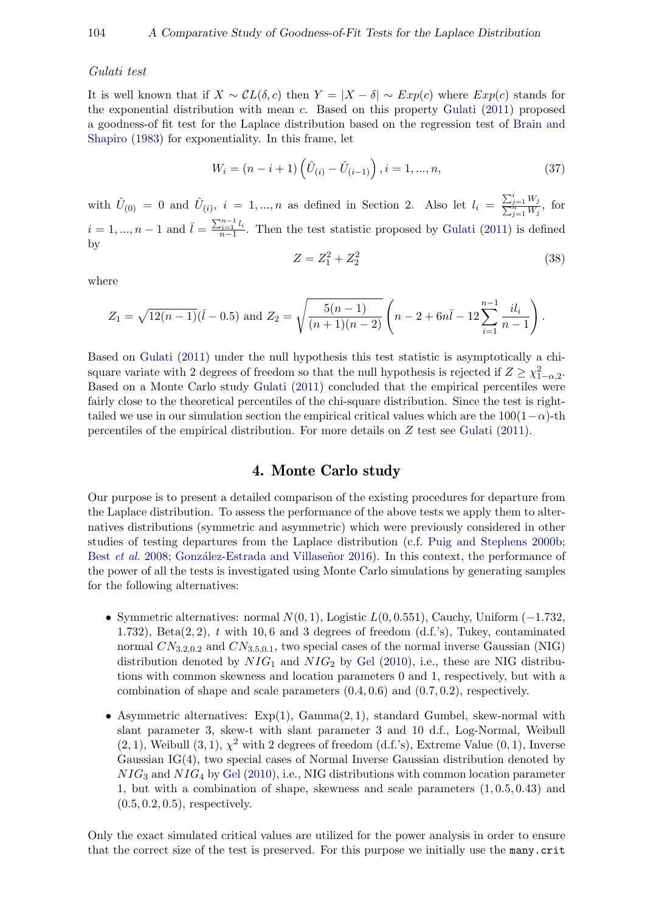*Gulati test*

It is well known that if $X \sim \mathcal{CL}(\delta, c)$ then $Y = |X - \delta| \sim Exp(c)$ where $Exp(c)$ stands for the exponential distribution with mean $c$. Based on this property Gulati (2011) proposed a goodness-of fit test for the Laplace distribution based on the regression test of Brain and Shapiro (1983) for exponentiality. In this frame, let

$$W_i = (n - i + 1)\left(\hat{U}_{(i)} - \hat{U}_{(i-1)}\right), i = 1, ..., n, \tag{37}$$

with $\hat{U}_{(0)} = 0$ and $\hat{U}_{(i)}$, $i = 1, ..., n$ as defined in Section 2. Also let $l_i = \frac{\sum_{j=1}^{i} W_j}{\sum_{j=1}^{n} W_j}$, for $i = 1, ..., n-1$ and $\bar{l} = \frac{\sum_{i=1}^{n-1} l_i}{n-1}$. Then the test statistic proposed by Gulati (2011) is defined by

$$Z = Z_1^2 + Z_2^2 \tag{38}$$

where

$$Z_1 = \sqrt{12(n-1)}(\bar{l} - 0.5) \text{ and } Z_2 = \sqrt{\frac{5(n-1)}{(n+1)(n-2)}}\left(n - 2 + 6n\bar{l} - 12\sum_{i=1}^{n-1}\frac{il_i}{n-1}\right).$$

Based on Gulati (2011) under the null hypothesis this test statistic is asymptotically a chi-square variate with 2 degrees of freedom so that the null hypothesis is rejected if $Z \geq \chi^2_{1-\alpha,2}$. Based on a Monte Carlo study Gulati (2011) concluded that the empirical percentiles were fairly close to the theoretical percentiles of the chi-square distribution. Since the test is right-tailed we use in our simulation section the empirical critical values which are the $100(1-\alpha)$-th percentiles of the empirical distribution. For more details on $Z$ test see Gulati (2011).

## 4. Monte Carlo study

Our purpose is to present a detailed comparison of the existing procedures for departure from the Laplace distribution. To assess the performance of the above tests we apply them to alternatives distributions (symmetric and asymmetric) which were previously considered in other studies of testing departures from the Laplace distribution (c.f. Puig and Stephens 2000b; Best *et al.* 2008; González-Estrada and Villaseñor 2016). In this context, the performance of the power of all the tests is investigated using Monte Carlo simulations by generating samples for the following alternatives:

- Symmetric alternatives: normal $N(0, 1)$, Logistic $L(0, 0.551)$, Cauchy, Uniform $(-1.732, 1.732)$, Beta$(2, 2)$, $t$ with 10, 6 and 3 degrees of freedom (d.f.'s), Tukey, contaminated normal $CN_{3.2,0.2}$ and $CN_{3.5,0.1}$, two special cases of the normal inverse Gaussian (NIG) distribution denoted by $NIG_1$ and $NIG_2$ by Gel (2010), i.e., these are NIG distributions with common skewness and location parameters 0 and 1, respectively, but with a combination of shape and scale parameters $(0.4, 0.6)$ and $(0.7, 0.2)$, respectively.
- Asymmetric alternatives: Exp(1), Gamma$(2, 1)$, standard Gumbel, skew-normal with slant parameter 3, skew-t with slant parameter 3 and 10 d.f., Log-Normal, Weibull $(2, 1)$, Weibull $(3, 1)$, $\chi^2$ with 2 degrees of freedom (d.f.'s), Extreme Value $(0, 1)$, Inverse Gaussian IG(4), two special cases of Normal Inverse Gaussian distribution denoted by $NIG_3$ and $NIG_4$ by Gel (2010), i.e., NIG distributions with common location parameter 1, but with a combination of shape, skewness and scale parameters $(1, 0.5, 0.43)$ and $(0.5, 0.2, 0.5)$, respectively.

Only the exact simulated critical values are utilized for the power analysis in order to ensure that the correct size of the test is preserved. For this purpose we initially use the `many.crit`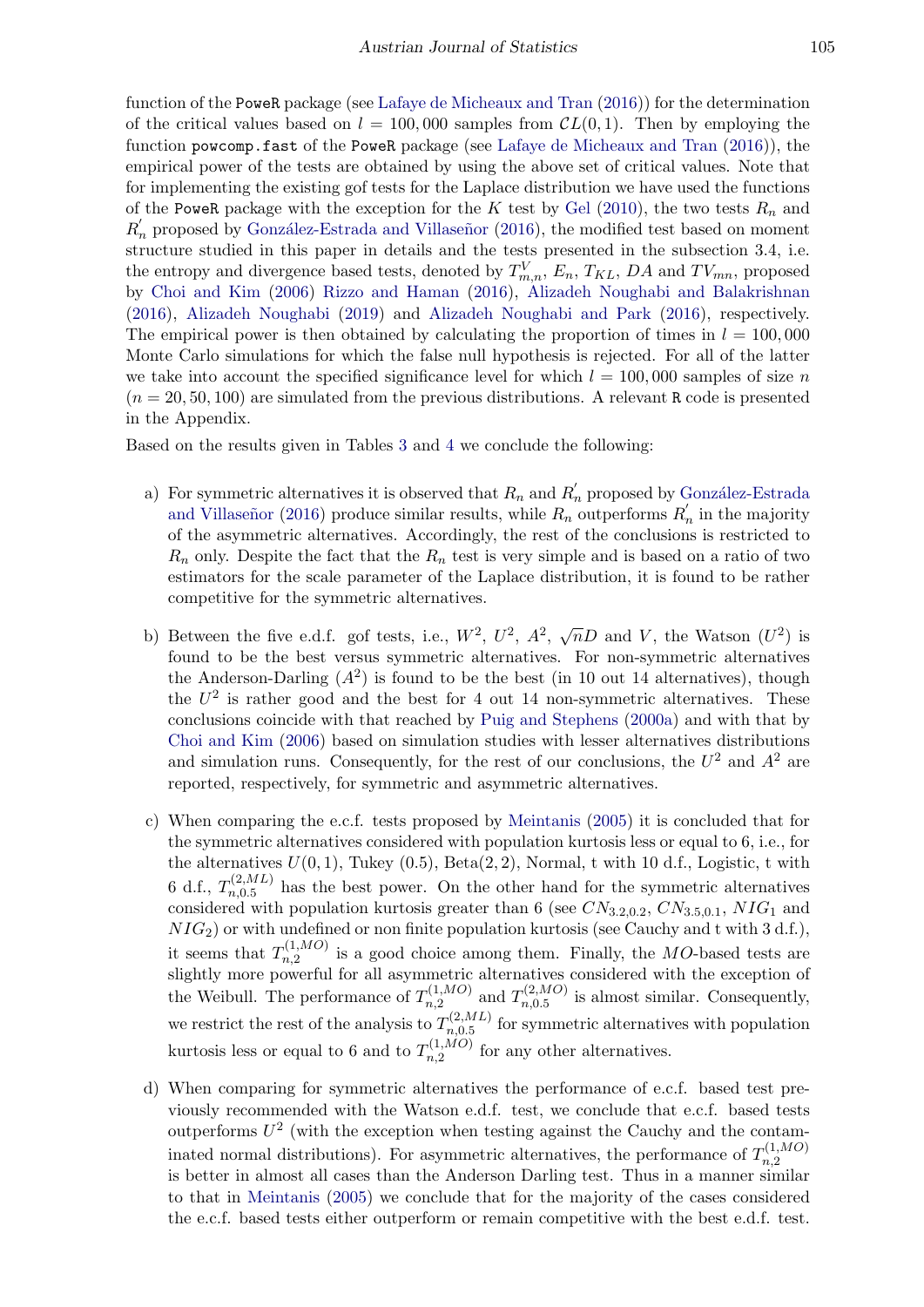function of the PoweR package (see Lafaye de Micheaux and Tran (2016)) for the determination of the critical values based on $l = 100{,}000$ samples from $\mathcal{CL}(0,1)$. Then by employing the function powcomp.fast of the PoweR package (see Lafaye de Micheaux and Tran (2016)), the empirical power of the tests are obtained by using the above set of critical values. Note that for implementing the existing gof tests for the Laplace distribution we have used the functions of the PoweR package with the exception for the $K$ test by Gel (2010), the two tests $R_n$ and $R_n^{'}$ proposed by González-Estrada and Villaseñor (2016), the modified test based on moment structure studied in this paper in details and the tests presented in the subsection 3.4, i.e. the entropy and divergence based tests, denoted by $T^V_{m,n}$, $E_n$, $T_{KL}$, $DA$ and $TV_{mn}$, proposed by Choi and Kim (2006) Rizzo and Haman (2016), Alizadeh Noughabi and Balakrishnan (2016), Alizadeh Noughabi (2019) and Alizadeh Noughabi and Park (2016), respectively. The empirical power is then obtained by calculating the proportion of times in $l = 100{,}000$ Monte Carlo simulations for which the false null hypothesis is rejected. For all of the latter we take into account the specified significance level for which $l = 100{,}000$ samples of size $n$ ($n = 20, 50, 100$) are simulated from the previous distributions. A relevant R code is presented in the Appendix.

Based on the results given in Tables 3 and 4 we conclude the following:

a) For symmetric alternatives it is observed that $R_n$ and $R_n^{'}$ proposed by González-Estrada and Villaseñor (2016) produce similar results, while $R_n$ outperforms $R_n^{'}$ in the majority of the asymmetric alternatives. Accordingly, the rest of the conclusions is restricted to $R_n$ only. Despite the fact that the $R_n$ test is very simple and is based on a ratio of two estimators for the scale parameter of the Laplace distribution, it is found to be rather competitive for the symmetric alternatives.

b) Between the five e.d.f. gof tests, i.e., $W^2$, $U^2$, $A^2$, $\sqrt{n}D$ and $V$, the Watson ($U^2$) is found to be the best versus symmetric alternatives. For non-symmetric alternatives the Anderson-Darling ($A^2$) is found to be the best (in 10 out 14 alternatives), though the $U^2$ is rather good and the best for 4 out 14 non-symmetric alternatives. These conclusions coincide with that reached by Puig and Stephens (2000a) and with that by Choi and Kim (2006) based on simulation studies with lesser alternatives distributions and simulation runs. Consequently, for the rest of our conclusions, the $U^2$ and $A^2$ are reported, respectively, for symmetric and asymmetric alternatives.

c) When comparing the e.c.f. tests proposed by Meintanis (2005) it is concluded that for the symmetric alternatives considered with population kurtosis less or equal to 6, i.e., for the alternatives $U(0,1)$, Tukey (0.5), Beta(2, 2), Normal, t with 10 d.f., Logistic, t with 6 d.f., $T^{(2,ML)}_{n,0.5}$ has the best power. On the other hand for the symmetric alternatives considered with population kurtosis greater than 6 (see $CN_{3.2,0.2}$, $CN_{3.5,0.1}$, $NIG_1$ and $NIG_2$) or with undefined or non finite population kurtosis (see Cauchy and t with 3 d.f.), it seems that $T^{(1,MO)}_{n,2}$ is a good choice among them. Finally, the $MO$-based tests are slightly more powerful for all asymmetric alternatives considered with the exception of the Weibull. The performance of $T^{(1,MO)}_{n,2}$ and $T^{(2,MO)}_{n,0.5}$ is almost similar. Consequently, we restrict the rest of the analysis to $T^{(2,ML)}_{n,0.5}$ for symmetric alternatives with population kurtosis less or equal to 6 and to $T^{(1,MO)}_{n,2}$ for any other alternatives.

d) When comparing for symmetric alternatives the performance of e.c.f. based test previously recommended with the Watson e.d.f. test, we conclude that e.c.f. based tests outperforms $U^2$ (with the exception when testing against the Cauchy and the contaminated normal distributions). For asymmetric alternatives, the performance of $T^{(1,MO)}_{n,2}$ is better in almost all cases than the Anderson Darling test. Thus in a manner similar to that in Meintanis (2005) we conclude that for the majority of the cases considered the e.c.f. based tests either outperform or remain competitive with the best e.d.f. test.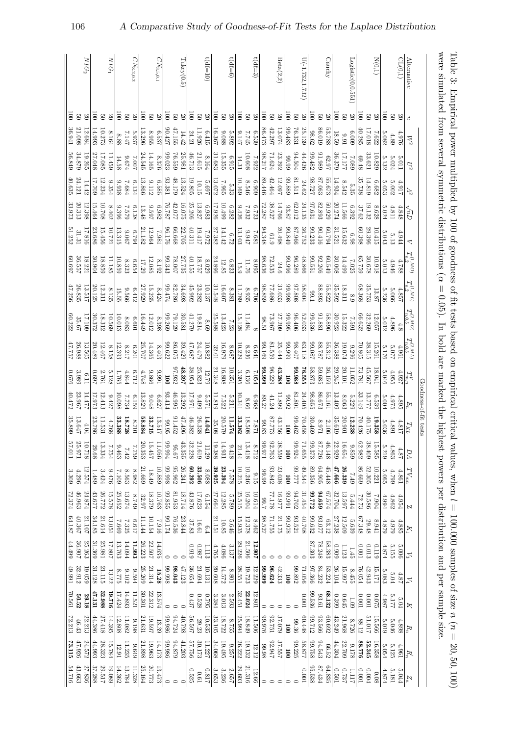Table 3: Empirical power multiplied by 100 of goodness of fit tests based on empirical critical values, when $l = 100{,}000$ samples of size $n$ ($n = 20, 50, 100$) were simulated from several symmetric distributions ($\alpha = 0.05$). In bold are marked the highest powers per distribution and per sample size.

| Alternative | $n$ | $W^2$ | $U^2$ | $A^2$ | $\sqrt{n}D$ | $V$ | $T_{n,2}^{(1,MO)}$ | $T_{n,2}^{(1,ML)}$ | $T_{n,0.5}^{(2,MO)}$ | $T_{n,0.5}^{(2,ML)}$ | $T_{m,n}^{V}$ | $E_n$ | $T_{KL}$ | $DA$ | $T'_{mn}$ | $Z$ | $K_1$ | $V_3$ | $V_4$ | $K$ | $R_n$ | $R'_n$ | $Z_n$ |
|---|---|---|---|---|---|---|---|---|---|---|---|---|---|---|---|---|---|---|---|---|---|---|---|
| CL(0,1) | 20 | 4.976 | 5.011 | 4.917 | 4.848 | 4.944 | 4.788 | 4.857 | 4.8 | 4.961 | 4.927 | 4.895 | 4.817 | 4.87 | 4.861 | 4.954 | 4.885 | 5.006 | 4.87 | 5.04 | 4.898 | 4.961 | 5.044 |
| | 50 | 4.89 | 5.024 | 5.002 | 4.811 | 5.13 | 4.946 | 5.066 | 4.896 | 5.077 | 4.955 | 4.975 | 4.891 | 4.863 | 4.799 | 4.862 | 4.979 | 5.155 | 5.04 | 5.177 | 5.046 | 5.125 | 5.181 |
| | 100 | 5.082 | 5.132 | 5.053 | 5.024 | 5.043 | 5.013 | 5.236 | 5.012 | 5.176 | 5.046 | 5.004 | 5.036 | 5.219 | 5.065 | 4.994 | 4.879 | 4.874 | 5.083 | 4.987 | 5.019 | 5.054 | 4.874 |
| N(0,1) | 20 | 7.622 | 10.829 | 6.682 | 8.628 | 10.415 | 10.918 | 13.87 | 12.057 | 15.261 | 18.041 | 6.539 | **19.358** | 15.585 | 10.221 | 7.904 | 8.941 | 0.119 | 15.171 | 0.075 | 15.566 | 16.358 | 0.08 |
| | 50 | 17.018 | 33.621 | 14.819 | 19.132 | 29.396 | 30.678 | 35.753 | 32.269 | 38.315 | 45.567 | 13.777 | 40.175 | 38.409 | 52.305 | 30.586 | 29.48 | 0.013 | 42.943 | 0.001 | 51.017 | **52.345** | 0.004 |
| | 100 | 40.285 | 69.48 | 35.738 | 37.62 | 60.398 | 65.759 | 68.368 | 66.632 | 70.805 | 73.781 | 33.149 | 70.426 | 62.982 | 86.669 | 72.73 | 67.348 | 0.001 | 76.054 | 0.001 | 88.12 | **88.776** | 0.001 |
| Logistic(0,0.551) | 20 | 6.009 | 7.089 | 5.35 | 6.392 | 6.98 | 7.025 | 8.9 | 7.591 | 9.296 | 11.052 | 5.229 | **12.238** | 9.859 | 7.49 | 5.444 | 5.639 | 1.45 | 8.455 | 1.09 | 8.726 | 9.178 | 1.117 |
| | 50 | 9.91 | 17.177 | 8.542 | 11.566 | 15.632 | 14.499 | 18.311 | 15.322 | 19.074 | 20.101 | 8.063 | 20.901 | 16.654 | **26.339** | 13.597 | 12.509 | 1.123 | 15.997 | 0.645 | 21.968 | 22.709 | 0.737 |
| | 100 | 18.59 | 36.379 | 14.934 | 20.274 | 31.521 | 30.008 | 35.592 | 30.923 | 36.388 | 29.245 | 13.409 | 35.619 | 22.929 | **47.666** | 32.704 | 27.238 | 0.909 | 26.104 | 0.399 | 43.29 | 44.304 | 0.501 |
| Cauchy | 20 | 53.788 | 62.97 | 55.673 | 50.929 | 60.794 | 60.549 | 55.822 | 58.896 | 55.312 | 36.159 | 55.161 | 2.106 | 46.148 | 45.448 | 67.574 | 63.12 | 58.383 | 53.224 | **68.132** | 60.692 | 66.52 | 64.885 |
| | 50 | 86.019 | 91.989 | 87.063 | 82.893 | 90.416 | 92.206 | 88.893 | 91.881 | 88.787 | 59.685 | 86.673 | 8.971 | 87.726 | 64.905 | **94.659** | 93.077 | 78.248 | 84.232 | 93.61 | 93.566 | 94.543 | 87.434 |
| | 100 | 98.62 | 99.482 | 98.727 | 97.631 | 99.233 | 99.551 | 99.1 | 99.536 | 99.087 | 58.873 | 98.665 | 30.469 | 99.373 | 99.356 | **99.772** | 99.632 | 87.303 | 97.366 | 99.536 | 99.712 | 99.758 | 95.538 |
| U(-1.732,1.732) | 20 | 25.139 | 44.426 | 24.62 | 24.135 | 36.752 | 48.866 | 58.004 | 52.033 | 63.118 | **76.555** | 24.405 | 70.458 | 71.655 | 49.544 | 31.454 | 40.708 | 0 | 71.056 | 0.001 | 60.448 | 58.877 | 0.001 |
| | 50 | 76.331 | 94.504 | 81.51 | 62.012 | 87.966 | 96.289 | 97.808 | 96.406 | 98.407 | **99.988** | 81.801 | 99.462 | 99.924 | 99.777 | 94.702 | 93.521 | 0 | 99.892 | 0 | 99.36 | 99.225 | 0 |
| | 100 | 99.483 | 99.99 | 99.889 | 93.87 | 99.849 | 99.996 | 99.998 | 99.995 | 99.999 | **100** | 99.92 | **100** | **100** | **100** | 99.991 | 99.978 | 0 | **100** | 0 | **100** | **100** | 0 |
| Beta(2,2) | 20 | 13.074 | 23.292 | 12.097 | 14.766 | 20.498 | 24.6 | 31.033 | 27.209 | 35.444 | **43.288** | 11.899 | 43.156 | 38.559 | 23.038 | 16.977 | 21.175 | 0 | 42.333 | 0 | 37.079 | 37.557 | 0 |
| | 50 | 42.297 | 71.624 | 42.464 | 38.527 | 61.9 | 72.535 | 77.686 | 73.967 | 81.559 | 96.229 | 41.24 | 87.173 | 92.763 | 86.659 | 77.178 | 71.755 | 0 | **96.624** | 0 | 92.751 | 92.947 | 0 |
| | 100 | 86.473 | 98.217 | 89.446 | 72.287 | 94.348 | 98.636 | 98.859 | 98.51 | 99.169 | **99.999** | 89.27 | 99.83 | 99.971 | 99.99 | 99.7 | 98.527 | 0 | **99.999** | 0 | 99.976 | 99.98 | 0 |
| t(df=3) | 20 | 6.539 | 7.922 | 6.655 | 6.723 | 7.681 | 8.095 | 6.706 | 8 | 6.641 | 7.054 | 6.968 | 9.116 | 8.712 | 10.246 | 10.614 | 8.462 | **12.907** | 12.229 | 12.801 | 11.506 | 12.12 | 12.66 |
| | 50 | 7.745 | 10.608 | 8.546 | 7.932 | 9.947 | 11.76 | 8.935 | 11.484 | 8.236 | 6.136 | 8.66 | 18.508 | 13.418 | 10.246 | 16.204 | 12.378 | 21.506 | 19.723 | **22.024** | 18.849 | 19.132 | 21.316 |
| | 100 | 9.147 | 14.31 | 10.169 | 9.426 | 13.103 | 15.9 | 11.789 | 15.128 | 10.229 | 3.395 | 10.341 | **33.382** | 21.44 | 10.215 | 25.515 | 15.935 | 29.226 | 28.551 | 32.451 | 25.994 | 26.222 | 29.603 |
| t(df=6) | 20 | 5.892 | 6.915 | 5.33 | 6.282 | 6.72 | 6.823 | 8.381 | 7.23 | 8.667 | 10.351 | 5.211 | **11.574** | 9.418 | 7.578 | 5.789 | 5.646 | 3.137 | 8.801 | 2.593 | 8.755 | 9.257 | 2.657 |
| | 50 | 9.088 | 15.355 | 7.965 | 10.499 | 14.142 | 12.85 | 16.607 | 13.423 | 16.979 | 16.808 | 7.522 | 20.579 | 14.931 | **23.394** | 12.285 | 10.85 | 4.086 | 14.572 | 3.013 | 18.722 | 19.495 | 3.236 |
| | 100 | 16.367 | 31.683 | 13.072 | 17.926 | 27.382 | 24.896 | 31.548 | 25.188 | 32.01 | 21.348 | 11.819 | 35.08 | 19.388 | **39.925** | 27.664 | 21.151 | 4.765 | 20.608 | 3.384 | 33.105 | 34.068 | 3.653 |
| t(df=10) | 20 | 6.415 | 8.164 | 5.697 | 6.983 | 7.972 | 8.029 | 10.137 | 8.69 | 10.882 | 12.79 | 5.571 | **14.041** | 11.29 | 8.068 | 6.154 | 6.4 | 1.113 | 10.131 | 0.795 | 10.535 | 11.227 | 0.817 |
| | 50 | 11.926 | 21.615 | 10.15 | 13.827 | 19.417 | 18.757 | 23.282 | 19.814 | 24.479 | 25.823 | 9.499 | 26.338 | 21.619 | **33.506** | 17.623 | 16.61 | 0.987 | 21.694 | 0.528 | 29.23 | 30.173 | 0.61 |
| | 100 | 24.21 | 46.713 | 19.805 | 25.206 | 40.311 | 40.155 | 45.992 | 41.279 | 47.687 | 38.954 | 17.971 | 46.382 | 32.228 | **60.292** | 43.876 | 37.83 | 0.919 | 36.654 | 0.437 | 56.597 | 57.756 | 0.525 |
| Tukey(0.5) | 20 | 14.42 | 25.981 | 13.524 | 16.075 | 22.705 | 27.735 | 34.698 | 30.581 | 39.429 | **48.397** | 13.292 | 47.496 | 43.355 | 26.241 | 18.714 | 23.844 | 0 | 47.123 | 0 | 40.798 | 41.203 | 0 |
| | 50 | 47.155 | 76.559 | 48.179 | 42.077 | 66.668 | 78.007 | 82.786 | 79.129 | 86.075 | 97.932 | 46.995 | 91.452 | 95.67 | 85.962 | 81.953 | 76.536 | 0 | **98.043** | 0 | 94.724 | 94.879 | 0 |
| | 100 | 90.427 | 99.023 | 93.381 | 76.787 | 96.176 | 99.343 | 99.474 | 99.269 | 99.622 | **100** | 93.414 | 99.95 | 99.994 | 99.998 | 99.855 | 99.174 | 0 | 99.998 | 0 | 99.986 | 99.986 | 0 |
| $CN_{3,5,0.1}$ | 20 | 6.537 | 8.376 | 6.585 | 6.982 | 7.981 | 8.192 | 8.424 | 8.398 | 8.403 | 9.991 | 6.627 | 13.517 | 11.056 | 10.889 | 10.763 | 7.916 | 14.635 | **15.28** | 13.574 | 13.39 | 14.173 | 13.473 |
| | 50 | 8.955 | 14.165 | 9.112 | 9.597 | 12.964 | 12.085 | 15.225 | 12.012 | 14.365 | 9.866 | 9.048 | **33.715** | 15.457 | 18.49 | 18.379 | 10.154 | 22.507 | 21.314 | 22.312 | 19.597 | 19.963 | 20.773 |
| | 100 | 13.296 | 24.545 | 13.806 | 13.48 | 21.182 | 17.29 | 27.929 | 16.449 | 25.707 | 4.748 | 13.829 | **58.884** | 20.353 | 21.669 | 32.97 | 11.144 | 26.223 | 25.269 | 30.301 | 21.631 | 21.898 | 25.164 |
| $CN_{3,2,0.2}$ | 20 | 5.937 | 7.007 | 6.134 | 6.138 | 6.794 | 6.654 | 6.412 | 6.601 | 6.201 | 6.712 | 6.159 | 8.701 | 7.759 | 8.982 | 8.749 | 6.617 | **11.993** | 9.594 | 11.521 | 9.198 | 9.649 | 11.328 |
| | 50 | 7.147 | 9.674 | 7.684 | 7.579 | 9.067 | 8.323 | 9.566 | 8.083 | 8.217 | 4.844 | 7.734 | **18.728** | 7.42 | 8.563 | 13.674 | 7.325 | 14.094 | 9.102 | 14.893 | 11.082 | 11.235 | 13.784 |
| | 100 | 8.88 | 14.58 | 9.938 | 9.396 | 13.315 | 10.859 | 15.55 | 10.013 | 12.393 | 1.765 | 10.098 | **33.388** | 9.463 | 7.109 | 25.652 | 7.669 | 13.763 | 8.775 | 17.424 | 12.808 | 12.91 | 14.362 |
| $NIG_1$ | 20 | 8.164 | 11.459 | 9.354 | 8.402 | 10.721 | 11.185 | 8.135 | 10.569 | 8.158 | 5.128 | 9.427 | 4.768 | 7.754 | 9.476 | 15.578 | 13.051 | 17.807 | 13.22 | **19.716** | 14.395 | 15.784 | 19.089 |
| | 50 | 10.273 | 17.085 | 12.234 | 10.708 | 15.456 | 18.859 | 12.311 | 18.312 | 12.467 | 2.761 | 12.413 | 11.531 | 13.334 | 3.424 | 26.772 | 21.614 | 25.981 | 21.115 | **32.988** | 27.418 | 28.323 | 29.517 |
| | 100 | 14.993 | 27.048 | 17.709 | 15.464 | 23.686 | 30.904 | 20.125 | 30.372 | 20.489 | 0.697 | 17.973 | 23.786 | 29.68 | 1.489 | 43.677 | 34.185 | 31.369 | 31.128 | **47.131** | 44.386 | 44.993 | 37.288 |
| $NIG_2$ | 20 | 12.684 | 19.265 | 14.42 | 12.398 | 17.816 | 18.221 | 13.517 | 17.109 | 13.505 | 6.11 | 14.477 | 4.04 | 10.718 | 12.574 | 24.874 | 21.107 | 25.263 | 19.059 | **29.18** | 22.213 | 24.572 | 27.836 |
| | 50 | 21.098 | 34.879 | 24.121 | 20.313 | 31.31 | 36.557 | 26.835 | 35.67 | 27.399 | 3.989 | 23.967 | 13.647 | 25.971 | 4.296 | 46.963 | 40.367 | 36.907 | 32.912 | **50.52** | 46.43 | 47.926 | 43.663 |
| | 100 | 36.941 | 56.849 | 40.635 | 33.973 | 51.252 | 60.697 | 47.256 | 60.222 | 47.757 | 0.676 | 40.472 | 35.899 | 57.011 | 3.309 | 72.374 | 64.187 | 44.499 | 49.991 | 70.561 | 72.213 | **73.115** | 54.716 |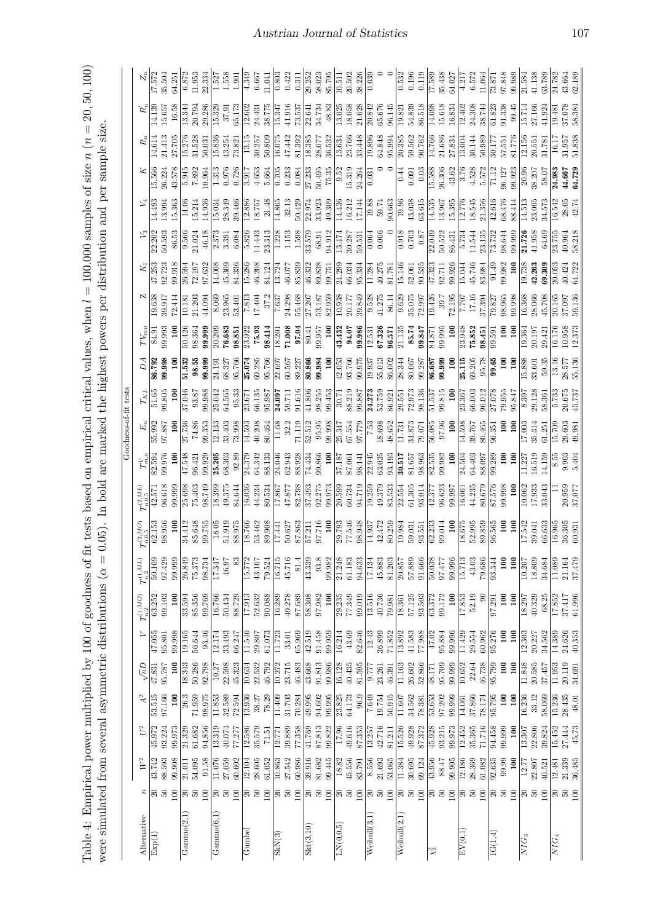Table 4: Empirical power multiplied by 100 of goodness of fit tests based on empirical critical values, when $l = 100.000$ samples of size $n$ ($n = 20, 50, 100$) were simulated from several asymmetric distributions ($\alpha = 0.05$). In bold are marked the highest powers per distribution and per sample size.

| Alternative | $n$ | Goodness-of-fit tests | | | | | | | | | | | | | | | | | | | | | | |
|---|---|---|---|---|---|---|---|---|---|---|---|---|---|---|---|---|---|---|---|---|---|---|---|---|
| | | $W^2$ | $U^2$ | $A^2$ | $\sqrt{n}D$ | $V$ | $T_{n,2}^{(1,MO)}$ | $T_{n,2}^{(1,ML)}$ | $T_{n,0.5}^{(2,MO)}$ | $T_{n,0.5}^{(2,ML)}$ | $T_{mn}^V$ | $E_n$ | $T_{KL}$ | $DA$ | $TV_{mn}$ | $Z$ | $K_1$ | $V_3$ | $V_4$ | $K$ | $R_n$ | $R_n'$ | $Z_n$ |
| Exp(1) | 20 | 43.742 | 45.972 | 53.515 | 47.831 | 47.055 | 63.252 | 50.109 | 62.153 | 42.571 | 82.594 | 55.992 | 51.65 | **86.792** | 84.91 | 19.638 | 47.253 | 22.202 | 14.493 | 15.566 | 14.614 | 14.139 | 17.572 |
| | 50 | 88.593 | 93.224 | 97.166 | 95.787 | 95.801 | 99.103 | 97.429 | 98.956 | 96.618 | 99.976 | 97.887 | 99.805 | **99.998** | 99.993 | 39.917 | 92.723 | 50.593 | 13.994 | 26.224 | 21.413 | 15.657 | 35.504 |
| | 100 | 99.908 | 99.973 | 100 | 100 | 99.998 | 100 | 99.999 | 100 | 99.999 | 100 | 100 | 100 | 100 | 100 | 72.414 | 99.918 | 86.53 | 15.363 | 43.578 | 27.705 | 16.58 | 64.251 |
| Gamma(2,1) | 20 | 21.011 | 21.329 | 26.3 | 18.343 | 19.165 | 33.594 | 26.849 | 34.412 | 25.698 | 47.548 | 27.736 | 37.046 | **51.532** | 50.426 | 10.181 | 26.594 | 9.566 | 14.06 | 5.945 | 15.276 | 13.344 | 6.872 |
| | 50 | 54.095 | 61.682 | 71.959 | 50.286 | 56.644 | 85.356 | 75.373 | 85.648 | 75.403 | 96.421 | 74.86 | 93.87 | **98.55** | 98.364 | 21.203 | 72.197 | 21.024 | 15.214 | 7.892 | 31.528 | 20.794 | 11.953 |
| | 100 | 91.58 | 94.856 | 98.975 | 92.708 | 93.46 | 99.769 | 98.734 | 99.755 | 98.749 | 99.929 | 99.353 | 99.988 | **99.999** | **99.999** | 44.094 | 97.632 | 46.18 | 14.936 | 10.964 | 50.031 | 29.286 | 22.334 |
| Gamma(6,1) | 20 | 11.076 | 13.319 | 11.853 | 10.27 | 12.174 | 16.766 | 17.347 | 18.05 | 18.399 | **25.205** | 12.133 | 25.042 | 24.191 | 20.209 | 8.069 | 14.008 | 2.373 | 15.034 | 1.313 | 15.836 | 15.329 | 1.527 |
| | 50 | 27.059 | 40.074 | 32.589 | 22.598 | 33.493 | 50.434 | 46.97 | 51.919 | 49.375 | 68.303 | 33.403 | 64.565 | 68.327 | **76.683** | 23.965 | 45.309 | 3.391 | 28.349 | 0.976 | 43.254 | 37.91 | 1.558 |
| | 100 | 60.602 | 77.277 | 72.594 | 45.323 | 66.247 | 88.729 | 83 | 88.975 | 84.644 | 92.89 | 73.998 | 95.33 | 95.766 | **98.851** | 53.401 | 84.336 | 6.084 | 39.466 | 0.726 | 73.821 | 65.173 | 1.901 |
| Gumbel | 20 | 12.104 | 12.586 | 13.936 | 10.634 | 11.546 | 17.913 | 15.772 | 18.766 | 16.036 | 24.379 | 14.593 | 23.671 | **25.074** | 23.922 | 7.813 | 15.286 | 5.826 | 12.886 | 3.917 | 13.15 | 12.602 | 4.349 |
| | 50 | 28.605 | 35.579 | 38.27 | 22.532 | 29.807 | 52.632 | 43.107 | 53.462 | 44.234 | 64.342 | 40.208 | 66.135 | 69.285 | **75.93** | 17.404 | 46.208 | 11.443 | 18.757 | 4.653 | 30.257 | 24.431 | 6.667 |
| | 100 | 61.052 | 71.51 | 78.29 | 46.792 | 61.073 | 90.088 | 79.524 | 89.908 | 80.534 | 88.133 | 80.464 | 95.987 | 95.766 | **98.414** | 37.2 | 84.124 | 23.313 | 21.48 | 5.664 | 50.809 | 38.775 | 11.041 |
| SkN(3) | 20 | 10.863 | 12.771 | 11.409 | 10.272 | 11.723 | 16.289 | 16.715 | 17.441 | 17.867 | 24.046 | 11.68 | **24.097** | 22.697 | 18.201 | 7.637 | 13.724 | 1.228 | 14.865 | 0.705 | 16.075 | 15.347 | 0.803 |
| | 50 | 27.542 | 39.889 | 31.703 | 23.715 | 33.01 | 49.278 | 45.716 | 50.627 | 47.877 | 62.943 | 32.2 | 59.711 | 60.567 | **71.008** | 24.298 | 46.077 | 1.153 | 32.13 | 0.233 | 47.442 | 41.916 | 0.422 |
| | 100 | 60.986 | 77.358 | 70.284 | 46.483 | 65.969 | 87.689 | 81.4 | 87.863 | 82.798 | 88.928 | 71.119 | 91.616 | 89.227 | **97.04** | 55.468 | 85.839 | 1.598 | 50.429 | 0.084 | 81.392 | 73.537 | 0.311 |
| Skt(3,10) | 20 | 39.916 | 41.769 | 49.995 | 43.668 | 42.519 | 58.308 | 43.339 | 57.21 | 37.494 | 74.434 | 52.512 | 41.806 | **80.866** | 80.41 | 27.207 | 46.332 | 33.579 | 22.974 | 27.233 | 18.385 | 22.641 | 29.252 |
| | 50 | 81.682 | 87.813 | 94.602 | 91.813 | 91.458 | 97.982 | 93.8 | 97.716 | 92.275 | 99.866 | 95.95 | 98.255 | **99.984** | 99.957 | 53.187 | 89.838 | 68.91 | 33.923 | 50.495 | 28.077 | 34.734 | 58.023 |
| | 100 | 99.445 | 99.822 | 99.995 | 99.986 | 99.959 | 100 | 99.982 | 100 | 99.973 | 100 | 99.998 | 99.453 | 100 | 100 | 82.959 | 99.751 | 94.912 | 49.309 | 75.35 | 36.532 | 48.83 | 85.795 |
| LN(0,0.5) | 20 | 18.82 | 17.96 | 23.825 | 16.128 | 16.214 | 29.235 | 21.248 | 29.793 | 20.599 | 37.187 | 25.347 | 30.71 | 42.053 | **43.432** | 10.938 | 24.299 | 13.474 | 14.436 | 9.52 | 13.634 | 13.025 | 10.511 |
| | 50 | 45.556 | 49.616 | 64.173 | 40.435 | 43.69 | 77.349 | 61.183 | 77.546 | 60.734 | 87.061 | 67.554 | 88.219 | 93.766 | **94.07** | 20.177 | 66.034 | 30.287 | 16.212 | 15.319 | 23.766 | 18.058 | 20.502 |
| | 100 | 83.791 | 87.353 | 96.9 | 81.595 | 82.646 | 99.019 | 94.633 | 98.948 | 94.719 | 98.141 | 97.779 | 99.887 | 99.975 | **99.986** | 39.849 | 95.334 | 59.531 | 17.144 | 24.264 | 33.448 | 21.628 | 38.226 |
| Weibull(3,1) | 20 | 8.556 | 13.257 | 7.649 | 9.777 | 12.43 | 13.516 | 17.134 | 14.937 | 19.259 | 22.945 | 7.53 | **24.273** | 19.937 | 12.531 | 9.528 | 11.284 | 0.064 | 19.88 | 0.031 | 19.896 | 20.842 | 0.039 |
| | 50 | 21.693 | 42.716 | 19.754 | 23.261 | 36.899 | 40.736 | 45.883 | 42.472 | 49.379 | 63.035 | 18.698 | 53.759 | 55.013 | **67.326** | 41.275 | 40.275 | 0.006 | 59.74 | 0 | 64.848 | 65.676 | 0 |
| | 100 | 53.065 | 81.211 | 50.915 | 46.391 | 71.852 | 79.981 | 81.203 | 80.259 | 83.533 | 93.193 | 48.652 | 86.921 | 86.002 | **96.571** | 86.14 | 81.781 | 0 | 90.663 | 0 | 95.994 | 96.145 | 0 |
| Weibull(2,1) | 20 | 11.384 | 15.526 | 11.607 | 11.163 | 13.892 | 18.361 | 20.857 | 19.984 | 22.554 | **30.517** | 11.731 | 29.551 | 28.344 | 21.135 | 9.629 | 15.146 | 0.918 | 19.96 | 0.44 | 20.385 | 19.821 | 0.532 |
| | 50 | 30.695 | 49.928 | 34.562 | 26.602 | 41.583 | 57.125 | 57.889 | 59.031 | 61.305 | 81.657 | 34.873 | 72.973 | 80.067 | **85.74** | 35.075 | 52.061 | 0.703 | 43.038 | 0.091 | 59.562 | 54.839 | 0.196 |
| | 100 | 69.124 | 87.372 | 78.381 | 52.866 | 77.988 | 93.503 | 91.666 | 93.551 | 93.014 | 98.963 | 79.071 | 98.136 | 99.287 | **99.847** | 72.997 | 90.535 | 0.87 | 63.615 | 0.03 | 90.762 | 86.518 | 0.119 |
| $\chi_2^2$ | 20 | 43.956 | 45.928 | 53.653 | 48.171 | 47.02 | 63.372 | 50.038 | 62.233 | 42.377 | 82.535 | 56.085 | 51.537 | **86.687** | 84.871 | 19.426 | 47.323 | 22.049 | 14.535 | 15.588 | 14.766 | 14.098 | 17.589 |
| | 50 | 88.47 | 93.215 | 97.202 | 95.709 | 95.884 | 99.172 | 97.477 | 99.014 | 96.623 | 99.982 | 97.96 | 99.815 | **99.999** | 99.995 | 39.7 | 92.711 | 50.522 | 13.967 | 26.306 | 21.686 | 15.618 | 35.438 |
| | 100 | 99.905 | 99.973 | 99.999 | 99.999 | 99.996 | 100 | 99.996 | 100 | 99.997 | 100 | 100 | 100 | 100 | 100 | 72.195 | 99.926 | 86.431 | 15.395 | 43.62 | 27.834 | 16.834 | 64.027 |
| EV(0,1) | 20 | 12.186 | 12.452 | 14.061 | 10.652 | 11.429 | 17.853 | 15.713 | 18.675 | 16.061 | 24.504 | 14.598 | 23.367 | **25.115** | 23.948 | 7.707 | 15.044 | 5.734 | 12.776 | 3.76 | 13.004 | 12.402 | 4.217 |
| | 50 | 28.369 | 35.365 | 37.866 | 22.64 | 29.554 | 52.19 | 43.03 | 52.995 | 44.235 | 64.403 | 39.767 | 66.003 | 69.205 | **75.852** | 17.16 | 45.746 | 11.544 | 18.545 | 4.528 | 30.144 | 24.308 | 6.572 |
| | 100 | 61.082 | 71.716 | 78.174 | 46.738 | 60.962 | 90 | 79.686 | 89.859 | 80.679 | 88.097 | 80.465 | 96.012 | 95.78 | **98.451** | 37.394 | 83.984 | 23.135 | 21.356 | 5.572 | 50.989 | 38.744 | 11.064 |
| IG(1,4) | 20 | 92.635 | 94.458 | 95.795 | 95.799 | 95.276 | 97.291 | 93.344 | 96.565 | 87.576 | 99.289 | 96.351 | 27.078 | **99.65** | 99.591 | 79.827 | 91.49 | 73.732 | 42.616 | 71.12 | 30.177 | 61.823 | 73.871 |
| | 50 | 99.99 | 99.999 | 100 | 100 | 100 | 100 | 100 | 100 | 99.998 | 100 | 100 | 79.955 | 100 | 100 | 98.965 | 99.982 | 98.644 | 68.476 | 96.127 | 57.551 | 91.338 | 97.848 |
| | 100 | 100 | 100 | 100 | 100 | 100 | 100 | 100 | 100 | 100 | 100 | 100 | 95.847 | 100 | 100 | 99.998 | 100 | 99.999 | 88.414 | 99.923 | 81.776 | 99.45 | 99.989 |
| $NIG_3$ | 20 | 12.77 | 13.307 | 16.236 | 11.848 | 12.303 | 18.297 | 10.207 | 17.542 | 10.062 | 11.227 | 17.003 | 8.397 | 15.888 | 19.364 | 16.368 | 19.738 | **21.726** | 14.513 | 20.96 | 12.156 | 15.714 | 21.584 |
| | 50 | 22.807 | 22.806 | 33.12 | 20.585 | 20.227 | 40.329 | 18.809 | 39.041 | 17.933 | 16.519 | 35.314 | 29.128 | 33.601 | 20.197 | 28.066 | **42.263** | 41.958 | 23.005 | 38.207 | 20.551 | 27.166 | 41.138 |
| | 100 | 40.521 | 39.824 | 58.069 | 37.457 | 34.562 | 68.25 | 34.684 | 66.633 | 33.043 | 14.159 | 61.251 | 58.361 | 59.35 | 29.421 | 45.708 | **69.309** | 64.69 | 34.573 | 58.07 | 31.781 | 41.924 | 63.789 |
| $NIG_4$ | 20 | 12.481 | 15.452 | 15.236 | 11.953 | 14.389 | 17.852 | 11.089 | 16.965 | 11 | 8.55 | 15.709 | 5.733 | 13.16 | 16.176 | 20.165 | 20.053 | 23.755 | 16.542 | **24.983** | 16.17 | 19.481 | 24.782 |
| | 50 | 21.339 | 27.444 | 28.435 | 20.119 | 24.626 | 37.417 | 21.164 | 36.305 | 20.959 | 9.903 | 29.603 | 20.675 | 28.577 | 10.958 | 37.097 | 40.424 | 40.964 | 28.05 | **44.667** | 31.957 | 37.078 | 43.664 |
| | 100 | 36.485 | 45.73 | 48.01 | 34.691 | 40.353 | 61.996 | 37.479 | 60.931 | 37.077 | 5.404 | 49.981 | 45.737 | 55.136 | 12.373 | 59.136 | 64.722 | 58.218 | 42.74 | **64.729** | 51.838 | 58.384 | 62.189 |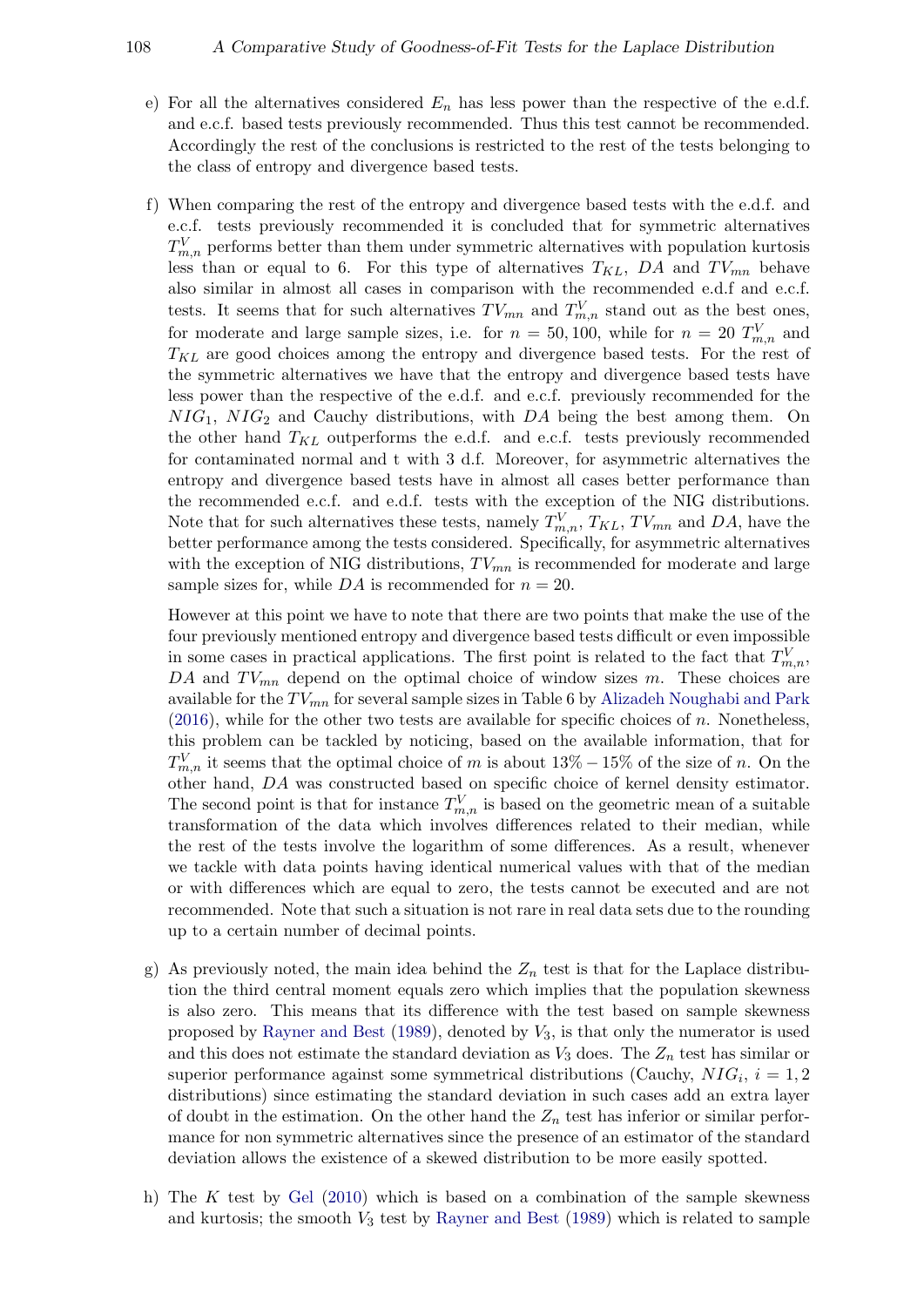e) For all the alternatives considered $E_n$ has less power than the respective of the e.d.f. and e.c.f. based tests previously recommended. Thus this test cannot be recommended. Accordingly the rest of the conclusions is restricted to the rest of the tests belonging to the class of entropy and divergence based tests.

f) When comparing the rest of the entropy and divergence based tests with the e.d.f. and e.c.f. tests previously recommended it is concluded that for symmetric alternatives $T^V_{m,n}$ performs better than them under symmetric alternatives with population kurtosis less than or equal to 6. For this type of alternatives $T_{KL}$, $DA$ and $TV_{mn}$ behave also similar in almost all cases in comparison with the recommended e.d.f and e.c.f. tests. It seems that for such alternatives $TV_{mn}$ and $T^V_{m,n}$ stand out as the best ones, for moderate and large sample sizes, i.e. for $n = 50, 100$, while for $n = 20$ $T^V_{m,n}$ and $T_{KL}$ are good choices among the entropy and divergence based tests. For the rest of the symmetric alternatives we have that the entropy and divergence based tests have less power than the respective of the e.d.f. and e.c.f. previously recommended for the $NIG_1$, $NIG_2$ and Cauchy distributions, with $DA$ being the best among them. On the other hand $T_{KL}$ outperforms the e.d.f. and e.c.f. tests previously recommended for contaminated normal and t with 3 d.f. Moreover, for asymmetric alternatives the entropy and divergence based tests have in almost all cases better performance than the recommended e.c.f. and e.d.f. tests with the exception of the NIG distributions. Note that for such alternatives these tests, namely $T^V_{m,n}$, $T_{KL}$, $TV_{mn}$ and $DA$, have the better performance among the tests considered. Specifically, for asymmetric alternatives with the exception of NIG distributions, $TV_{mn}$ is recommended for moderate and large sample sizes for, while $DA$ is recommended for $n = 20$.

   However at this point we have to note that there are two points that make the use of the four previously mentioned entropy and divergence based tests difficult or even impossible in some cases in practical applications. The first point is related to the fact that $T^V_{m,n}$, $DA$ and $TV_{mn}$ depend on the optimal choice of window sizes $m$. These choices are available for the $TV_{mn}$ for several sample sizes in Table 6 by Alizadeh Noughabi and Park (2016), while for the other two tests are available for specific choices of $n$. Nonetheless, this problem can be tackled by noticing, based on the available information, that for $T^V_{m,n}$ it seems that the optimal choice of $m$ is about $13\% - 15\%$ of the size of $n$. On the other hand, $DA$ was constructed based on specific choice of kernel density estimator. The second point is that for instance $T^V_{m,n}$ is based on the geometric mean of a suitable transformation of the data which involves differences related to their median, while the rest of the tests involve the logarithm of some differences. As a result, whenever we tackle with data points having identical numerical values with that of the median or with differences which are equal to zero, the tests cannot be executed and are not recommended. Note that such a situation is not rare in real data sets due to the rounding up to a certain number of decimal points.

g) As previously noted, the main idea behind the $Z_n$ test is that for the Laplace distribution the third central moment equals zero which implies that the population skewness is also zero. This means that its difference with the test based on sample skewness proposed by Rayner and Best (1989), denoted by $V_3$, is that only the numerator is used and this does not estimate the standard deviation as $V_3$ does. The $Z_n$ test has similar or superior performance against some symmetrical distributions (Cauchy, $NIG_i$, $i = 1, 2$ distributions) since estimating the standard deviation in such cases add an extra layer of doubt in the estimation. On the other hand the $Z_n$ test has inferior or similar performance for non symmetric alternatives since the presence of an estimator of the standard deviation allows the existence of a skewed distribution to be more easily spotted.

h) The $K$ test by Gel (2010) which is based on a combination of the sample skewness and kurtosis; the smooth $V_3$ test by Rayner and Best (1989) which is related to sample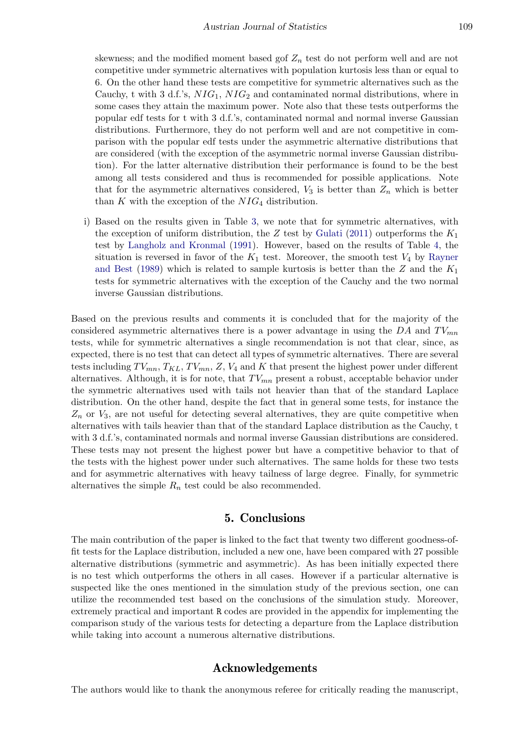skewness; and the modified moment based gof $Z_n$ test do not perform well and are not competitive under symmetric alternatives with population kurtosis less than or equal to 6. On the other hand these tests are competitive for symmetric alternatives such as the Cauchy, t with 3 d.f.'s, $NIG_1$, $NIG_2$ and contaminated normal distributions, where in some cases they attain the maximum power. Note also that these tests outperforms the popular edf tests for t with 3 d.f.'s, contaminated normal and normal inverse Gaussian distributions. Furthermore, they do not perform well and are not competitive in comparison with the popular edf tests under the asymmetric alternative distributions that are considered (with the exception of the asymmetric normal inverse Gaussian distribution). For the latter alternative distribution their performance is found to be the best among all tests considered and thus is recommended for possible applications. Note that for the asymmetric alternatives considered, $V_3$ is better than $Z_n$ which is better than $K$ with the exception of the $NIG_4$ distribution.

i) Based on the results given in Table 3, we note that for symmetric alternatives, with the exception of uniform distribution, the $Z$ test by Gulati (2011) outperforms the $K_1$ test by Langholz and Kronmal (1991). However, based on the results of Table 4, the situation is reversed in favor of the $K_1$ test. Moreover, the smooth test $V_4$ by Rayner and Best (1989) which is related to sample kurtosis is better than the $Z$ and the $K_1$ tests for symmetric alternatives with the exception of the Cauchy and the two normal inverse Gaussian distributions.

Based on the previous results and comments it is concluded that for the majority of the considered asymmetric alternatives there is a power advantage in using the $DA$ and $TV_{mn}$ tests, while for symmetric alternatives a single recommendation is not that clear, since, as expected, there is no test that can detect all types of symmetric alternatives. There are several tests including $TV_{mn}$, $T_{KL}$, $TV_{mn}$, $Z$, $V_4$ and $K$ that present the highest power under different alternatives. Although, it is for note, that $TV_{mn}$ present a robust, acceptable behavior under the symmetric alternatives used with tails not heavier than that of the standard Laplace distribution. On the other hand, despite the fact that in general some tests, for instance the $Z_n$ or $V_3$, are not useful for detecting several alternatives, they are quite competitive when alternatives with tails heavier than that of the standard Laplace distribution as the Cauchy, t with 3 d.f.'s, contaminated normals and normal inverse Gaussian distributions are considered. These tests may not present the highest power but have a competitive behavior to that of the tests with the highest power under such alternatives. The same holds for these two tests and for asymmetric alternatives with heavy tailness of large degree. Finally, for symmetric alternatives the simple $R_n$ test could be also recommended.

## 5. Conclusions

The main contribution of the paper is linked to the fact that twenty two different goodness-of-fit tests for the Laplace distribution, included a new one, have been compared with 27 possible alternative distributions (symmetric and asymmetric). As has been initially expected there is no test which outperforms the others in all cases. However if a particular alternative is suspected like the ones mentioned in the simulation study of the previous section, one can utilize the recommended test based on the conclusions of the simulation study. Moreover, extremely practical and important `R` codes are provided in the appendix for implementing the comparison study of the various tests for detecting a departure from the Laplace distribution while taking into account a numerous alternative distributions.

## Acknowledgements

The authors would like to thank the anonymous referee for critically reading the manuscript,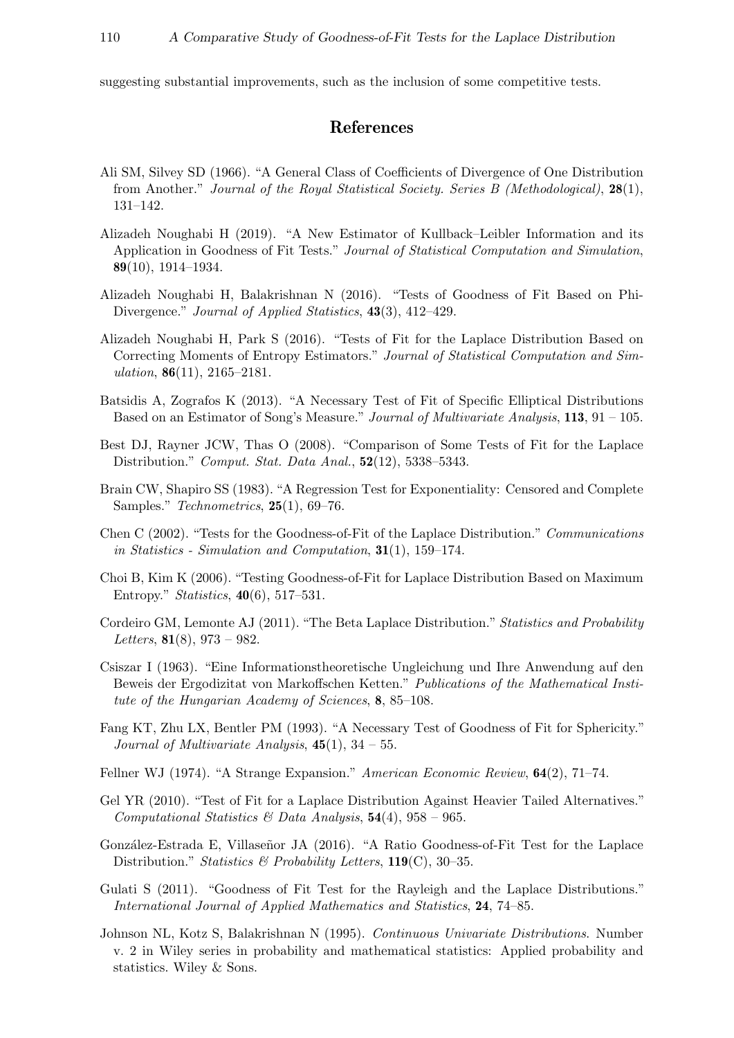suggesting substantial improvements, such as the inclusion of some competitive tests.

## References

Ali SM, Silvey SD (1966). "A General Class of Coefficients of Divergence of One Distribution from Another." *Journal of the Royal Statistical Society. Series B (Methodological)*, **28**(1), 131–142.

Alizadeh Noughabi H (2019). "A New Estimator of Kullback–Leibler Information and its Application in Goodness of Fit Tests." *Journal of Statistical Computation and Simulation*, **89**(10), 1914–1934.

Alizadeh Noughabi H, Balakrishnan N (2016). "Tests of Goodness of Fit Based on Phi-Divergence." *Journal of Applied Statistics*, **43**(3), 412–429.

Alizadeh Noughabi H, Park S (2016). "Tests of Fit for the Laplace Distribution Based on Correcting Moments of Entropy Estimators." *Journal of Statistical Computation and Simulation*, **86**(11), 2165–2181.

Batsidis A, Zografos K (2013). "A Necessary Test of Fit of Specific Elliptical Distributions Based on an Estimator of Song's Measure." *Journal of Multivariate Analysis*, **113**, 91 – 105.

Best DJ, Rayner JCW, Thas O (2008). "Comparison of Some Tests of Fit for the Laplace Distribution." *Comput. Stat. Data Anal.*, **52**(12), 5338–5343.

Brain CW, Shapiro SS (1983). "A Regression Test for Exponentiality: Censored and Complete Samples." *Technometrics*, **25**(1), 69–76.

Chen C (2002). "Tests for the Goodness-of-Fit of the Laplace Distribution." *Communications in Statistics - Simulation and Computation*, **31**(1), 159–174.

Choi B, Kim K (2006). "Testing Goodness-of-Fit for Laplace Distribution Based on Maximum Entropy." *Statistics*, **40**(6), 517–531.

Cordeiro GM, Lemonte AJ (2011). "The Beta Laplace Distribution." *Statistics and Probability Letters*, **81**(8), 973 – 982.

Csiszar I (1963). "Eine Informationstheoretische Ungleichung und Ihre Anwendung auf den Beweis der Ergodizitat von Markoffschen Ketten." *Publications of the Mathematical Institute of the Hungarian Academy of Sciences*, **8**, 85–108.

Fang KT, Zhu LX, Bentler PM (1993). "A Necessary Test of Goodness of Fit for Sphericity." *Journal of Multivariate Analysis*, **45**(1), 34 – 55.

Fellner WJ (1974). "A Strange Expansion." *American Economic Review*, **64**(2), 71–74.

Gel YR (2010). "Test of Fit for a Laplace Distribution Against Heavier Tailed Alternatives." *Computational Statistics & Data Analysis*, **54**(4), 958 – 965.

González-Estrada E, Villaseñor JA (2016). "A Ratio Goodness-of-Fit Test for the Laplace Distribution." *Statistics & Probability Letters*, **119**(C), 30–35.

Gulati S (2011). "Goodness of Fit Test for the Rayleigh and the Laplace Distributions." *International Journal of Applied Mathematics and Statistics*, **24**, 74–85.

Johnson NL, Kotz S, Balakrishnan N (1995). *Continuous Univariate Distributions*. Number v. 2 in Wiley series in probability and mathematical statistics: Applied probability and statistics. Wiley & Sons.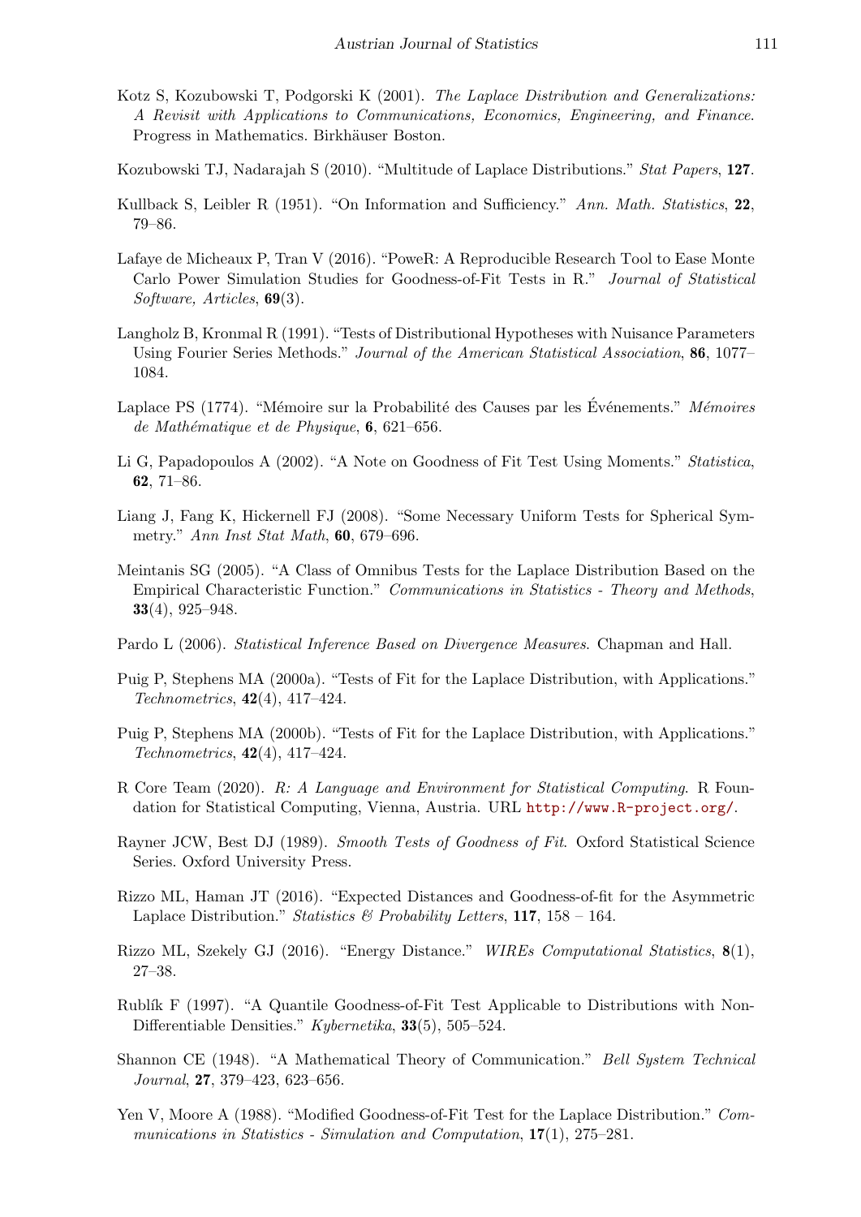Kotz S, Kozubowski T, Podgorski K (2001). *The Laplace Distribution and Generalizations: A Revisit with Applications to Communications, Economics, Engineering, and Finance*. Progress in Mathematics. Birkhäuser Boston.

Kozubowski TJ, Nadarajah S (2010). "Multitude of Laplace Distributions." *Stat Papers*, **127**.

Kullback S, Leibler R (1951). "On Information and Sufficiency." *Ann. Math. Statistics*, **22**, 79–86.

Lafaye de Micheaux P, Tran V (2016). "PoweR: A Reproducible Research Tool to Ease Monte Carlo Power Simulation Studies for Goodness-of-Fit Tests in R." *Journal of Statistical Software, Articles*, **69**(3).

Langholz B, Kronmal R (1991). "Tests of Distributional Hypotheses with Nuisance Parameters Using Fourier Series Methods." *Journal of the American Statistical Association*, **86**, 1077–1084.

Laplace PS (1774). "Mémoire sur la Probabilité des Causes par les Événements." *Mémoires de Mathématique et de Physique*, **6**, 621–656.

Li G, Papadopoulos A (2002). "A Note on Goodness of Fit Test Using Moments." *Statistica*, **62**, 71–86.

Liang J, Fang K, Hickernell FJ (2008). "Some Necessary Uniform Tests for Spherical Symmetry." *Ann Inst Stat Math*, **60**, 679–696.

Meintanis SG (2005). "A Class of Omnibus Tests for the Laplace Distribution Based on the Empirical Characteristic Function." *Communications in Statistics - Theory and Methods*, **33**(4), 925–948.

Pardo L (2006). *Statistical Inference Based on Divergence Measures*. Chapman and Hall.

Puig P, Stephens MA (2000a). "Tests of Fit for the Laplace Distribution, with Applications." *Technometrics*, **42**(4), 417–424.

Puig P, Stephens MA (2000b). "Tests of Fit for the Laplace Distribution, with Applications." *Technometrics*, **42**(4), 417–424.

R Core Team (2020). *R: A Language and Environment for Statistical Computing*. R Foundation for Statistical Computing, Vienna, Austria. URL http://www.R-project.org/.

Rayner JCW, Best DJ (1989). *Smooth Tests of Goodness of Fit*. Oxford Statistical Science Series. Oxford University Press.

Rizzo ML, Haman JT (2016). "Expected Distances and Goodness-of-fit for the Asymmetric Laplace Distribution." *Statistics & Probability Letters*, **117**, 158 – 164.

Rizzo ML, Szekely GJ (2016). "Energy Distance." *WIREs Computational Statistics*, **8**(1), 27–38.

Rublík F (1997). "A Quantile Goodness-of-Fit Test Applicable to Distributions with Non-Differentiable Densities." *Kybernetika*, **33**(5), 505–524.

Shannon CE (1948). "A Mathematical Theory of Communication." *Bell System Technical Journal*, **27**, 379–423, 623–656.

Yen V, Moore A (1988). "Modified Goodness-of-Fit Test for the Laplace Distribution." *Communications in Statistics - Simulation and Computation*, **17**(1), 275–281.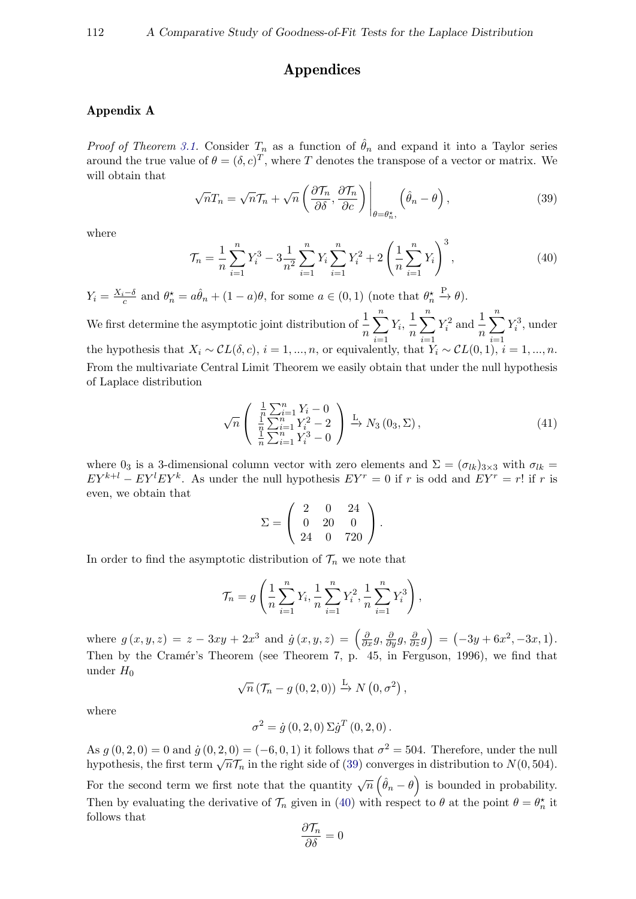# Appendices

## Appendix A

*Proof of Theorem 3.1.* Consider $T_n$ as a function of $\hat{\theta}_n$ and expand it into a Taylor series around the true value of $\theta = (\delta, c)^T$, where $T$ denotes the transpose of a vector or matrix. We will obtain that

$$\sqrt{n} T_n = \sqrt{n} \mathcal{T}_n + \sqrt{n} \left( \frac{\partial \mathcal{T}_n}{\partial \delta}, \frac{\partial \mathcal{T}_n}{\partial c} \right) \Bigg|_{\theta = \theta_n^\star,} \left( \hat{\theta}_n - \theta \right), \tag{39}$$

where

$$\mathcal{T}_n = \frac{1}{n} \sum_{i=1}^{n} Y_i^3 - 3 \frac{1}{n^2} \sum_{i=1}^{n} Y_i \sum_{i=1}^{n} Y_i^2 + 2 \left( \frac{1}{n} \sum_{i=1}^{n} Y_i \right)^3, \tag{40}$$

$Y_i = \frac{X_i - \delta}{c}$ and $\theta_n^\star = a\hat{\theta}_n + (1-a)\theta$, for some $a \in (0,1)$ (note that $\theta_n^\star \xrightarrow{\text{P}} \theta$).

We first determine the asymptotic joint distribution of $\frac{1}{n}\sum_{i=1}^{n} Y_i$, $\frac{1}{n}\sum_{i=1}^{n} Y_i^2$ and $\frac{1}{n}\sum_{i=1}^{n} Y_i^3$, under the hypothesis that $X_i \sim \mathcal{CL}(\delta, c)$, $i = 1, ..., n$, or equivalently, that $Y_i \sim \mathcal{CL}(0,1)$, $i = 1, ..., n$. From the multivariate Central Limit Theorem we easily obtain that under the null hypothesis of Laplace distribution

$$\sqrt{n} \begin{pmatrix} \frac{1}{n}\sum_{i=1}^{n} Y_i - 0 \\ \frac{1}{n}\sum_{i=1}^{n} Y_i^2 - 2 \\ \frac{1}{n}\sum_{i=1}^{n} Y_i^3 - 0 \end{pmatrix} \xrightarrow{\text{L}} N_3 \left( 0_3, \Sigma \right), \tag{41}$$

where $0_3$ is a 3-dimensional column vector with zero elements and $\Sigma = (\sigma_{lk})_{3\times 3}$ with $\sigma_{lk} = EY^{k+l} - EY^l EY^k$. As under the null hypothesis $EY^r = 0$ if $r$ is odd and $EY^r = r!$ if $r$ is even, we obtain that

$$\Sigma = \begin{pmatrix} 2 & 0 & 24 \\ 0 & 20 & 0 \\ 24 & 0 & 720 \end{pmatrix}.$$

In order to find the asymptotic distribution of $\mathcal{T}_n$ we note that

$$\mathcal{T}_n = g \left( \frac{1}{n} \sum_{i=1}^{n} Y_i, \frac{1}{n} \sum_{i=1}^{n} Y_i^2, \frac{1}{n} \sum_{i=1}^{n} Y_i^3 \right),$$

where $g(x,y,z) = z - 3xy + 2x^3$ and $\dot{g}(x,y,z) = \left( \frac{\partial}{\partial x} g, \frac{\partial}{\partial y} g, \frac{\partial}{\partial z} g \right) = \left( -3y + 6x^2, -3x, 1 \right)$. Then by the Cramér's Theorem (see Theorem 7, p. 45, in Ferguson, 1996), we find that under $H_0$

$$\sqrt{n} \left( \mathcal{T}_n - g(0,2,0) \right) \xrightarrow{\text{L}} N \left( 0, \sigma^2 \right),$$

where

$$\sigma^2 = \dot{g}(0,2,0) \Sigma \dot{g}^T (0,2,0).$$

As $g(0,2,0) = 0$ and $\dot{g}(0,2,0) = (-6,0,1)$ it follows that $\sigma^2 = 504$. Therefore, under the null hypothesis, the first term $\sqrt{n}\mathcal{T}_n$ in the right side of (39) converges in distribution to $N(0, 504)$. For the second term we first note that the quantity $\sqrt{n}\left(\hat{\theta}_n - \theta\right)$ is bounded in probability. Then by evaluating the derivative of $\mathcal{T}_n$ given in (40) with respect to $\theta$ at the point $\theta = \theta_n^\star$ it follows that

$$\frac{\partial \mathcal{T}_n}{\partial \delta} = 0$$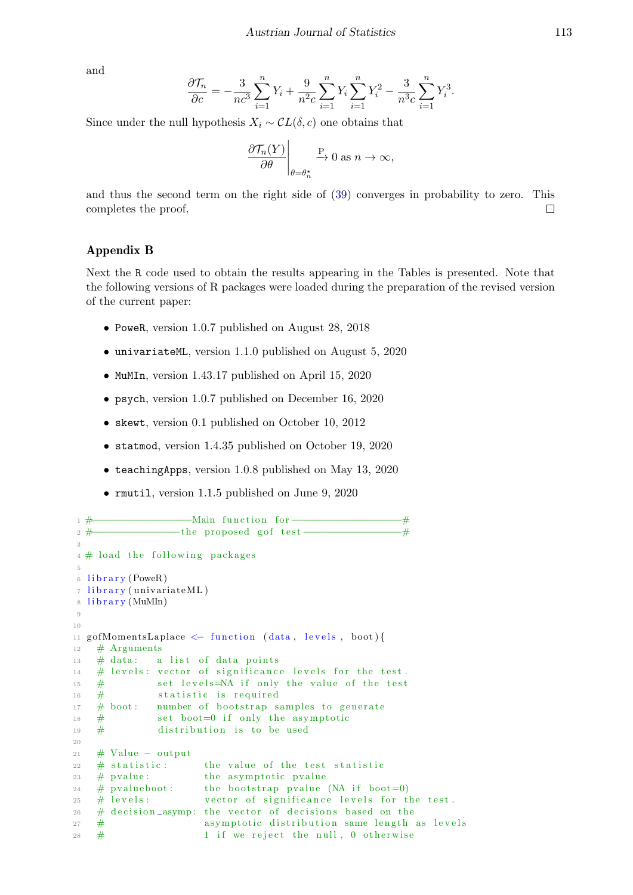and

$$\frac{\partial \mathcal{T}_n}{\partial c} = -\frac{3}{nc^3}\sum_{i=1}^{n} Y_i + \frac{9}{n^2 c}\sum_{i=1}^{n} Y_i \sum_{i=1}^{n} Y_i^2 - \frac{3}{n^3 c}\sum_{i=1}^{n} Y_i^3.$$

Since under the null hypothesis $X_i \sim \mathcal{C}L(\delta, c)$ one obtains that

$$\left.\frac{\partial \mathcal{T}_n(Y)}{\partial \theta}\right|_{\theta=\theta_n^\star} \xrightarrow{\text{P}} 0 \text{ as } n \to \infty,$$

and thus the second term on the right side of (39) converges in probability to zero. This completes the proof. □

## Appendix B

Next the R code used to obtain the results appearing in the Tables is presented. Note that the following versions of R packages were loaded during the preparation of the revised version of the current paper:

- PoweR, version 1.0.7 published on August 28, 2018
- univariateML, version 1.1.0 published on August 5, 2020
- MuMIn, version 1.43.17 published on April 15, 2020
- psych, version 1.0.7 published on December 16, 2020
- skewt, version 0.1 published on October 10, 2012
- statmod, version 1.4.35 published on October 19, 2020
- teachingApps, version 1.0.8 published on May 13, 2020
- rmutil, version 1.1.5 published on June 9, 2020

```
#------------------Main function for------------------#
#-----------------the proposed gof test-----------------#

# load the following packages

library(PoweR)
library(univariateML)
library(MuMIn)


gofMomentsLaplace <- function (data, levels, boot){
  # Arguments
  # data:   a list of data points
  # levels: vector of significance levels for the test.
  #         set levels=NA if only the value of the test
  #         statistic is required
  # boot:   number of bootstrap samples to generate
  #         set boot=0 if only the asymptotic
  #         distribution is to be used

  # Value - output
  # statistic:      the value of the test statistic
  # pvalue:         the asymptotic pvalue
  # pvalueboot:     the bootstrap pvalue (NA if boot=0)
  # levels:         vector of significance levels for the test.
  # decision_asymp: the vector of decisions based on the
  #                 asymptotic distribution same length as levels
  #                 1 if we reject the null, 0 otherwise
```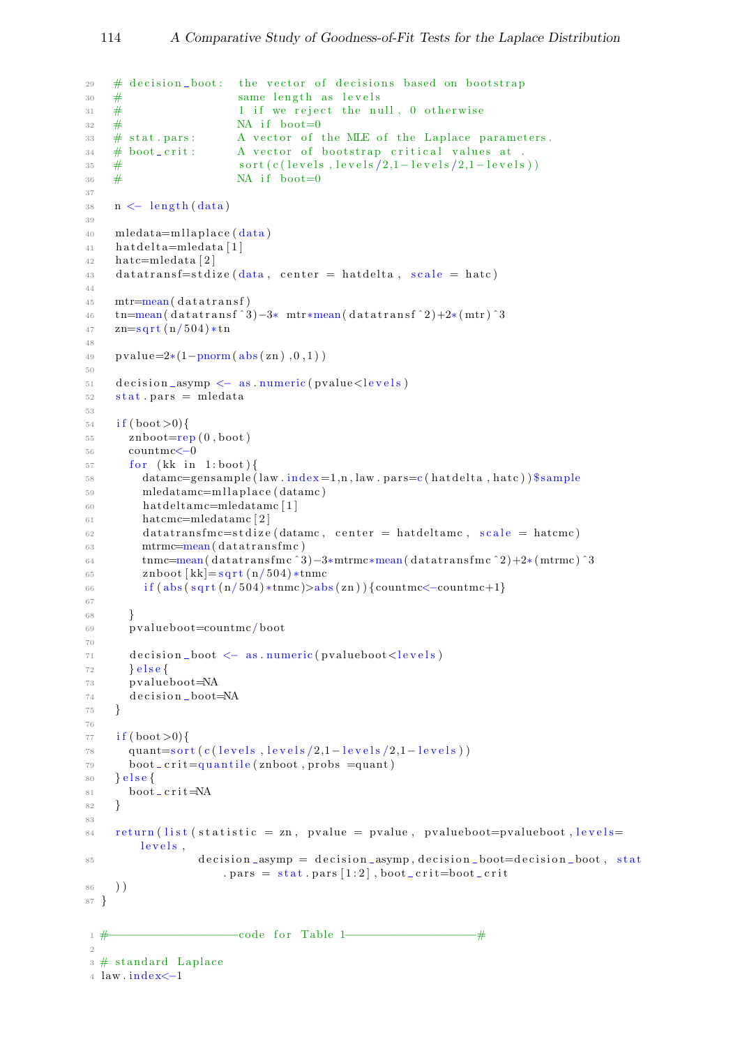```
  # decision_boot:  the vector of decisions based on bootstrap
  #                 same length as levels
  #                 1 if we reject the null, 0 otherwise
  #                 NA if boot=0
  # stat.pars:      A vector of the MLE of the Laplace parameters.
  # boot_crit:      A vector of bootstrap critical values at .
  #                 sort(c(levels,levels/2,1-levels/2,1-levels))
  #                 NA if boot=0

  n <- length(data)

  mledata=mllaplace(data)
  hatdelta=mledata[1]
  hatc=mledata[2]
  datatransf=stdize(data, center = hatdelta, scale = hatc)

  mtr=mean(datatransf)
  tn=mean(datatransf^3)-3* mtr*mean(datatransf^2)+2*(mtr)^3
  zn=sqrt(n/504)*tn

  pvalue=2*(1-pnorm(abs(zn),0,1))

  decision_asymp <- as.numeric(pvalue<levels)
  stat.pars = mledata

  if(boot>0){
    znboot=rep(0,boot)
    countmc<-0
    for (kk in 1:boot){
      datamc=gensample(law.index=1,n,law.pars=c(hatdelta,hatc))$sample
      mledatamc=mllaplace(datamc)
      hatdeltamc=mledatamc[1]
      hatcmc=mledatamc[2]
      datatransfmc=stdize(datamc, center = hatdeltamc, scale = hatcmc)
      mtrmc=mean(datatransfmc)
      tnmc=mean(datatransfmc^3)-3*mtrmc*mean(datatransfmc^2)+2*(mtrmc)^3
      znboot[kk]=sqrt(n/504)*tnmc
      if(abs(sqrt(n/504)*tnmc)>abs(zn)){countmc<-countmc+1}

    }
    pvalueboot=countmc/boot

    decision_boot <- as.numeric(pvalueboot<levels)
    }else{
    pvalueboot=NA
    decision_boot=NA
  }

  if(boot>0){
    quant=sort(c(levels,levels/2,1-levels/2,1-levels))
    boot_crit=quantile(znboot,probs =quant)
  }else{
    boot_crit=NA
  }

  return(list(statistic = zn, pvalue = pvalue, pvalueboot=pvalueboot,levels=
      levels,
              decision_asymp = decision_asymp,decision_boot=decision_boot, stat
                  .pars = stat.pars[1:2],boot_crit=boot_crit
  ))
}
```

```
#-------------------code for Table 1-------------------#

# standard Laplace
law.index<-1
```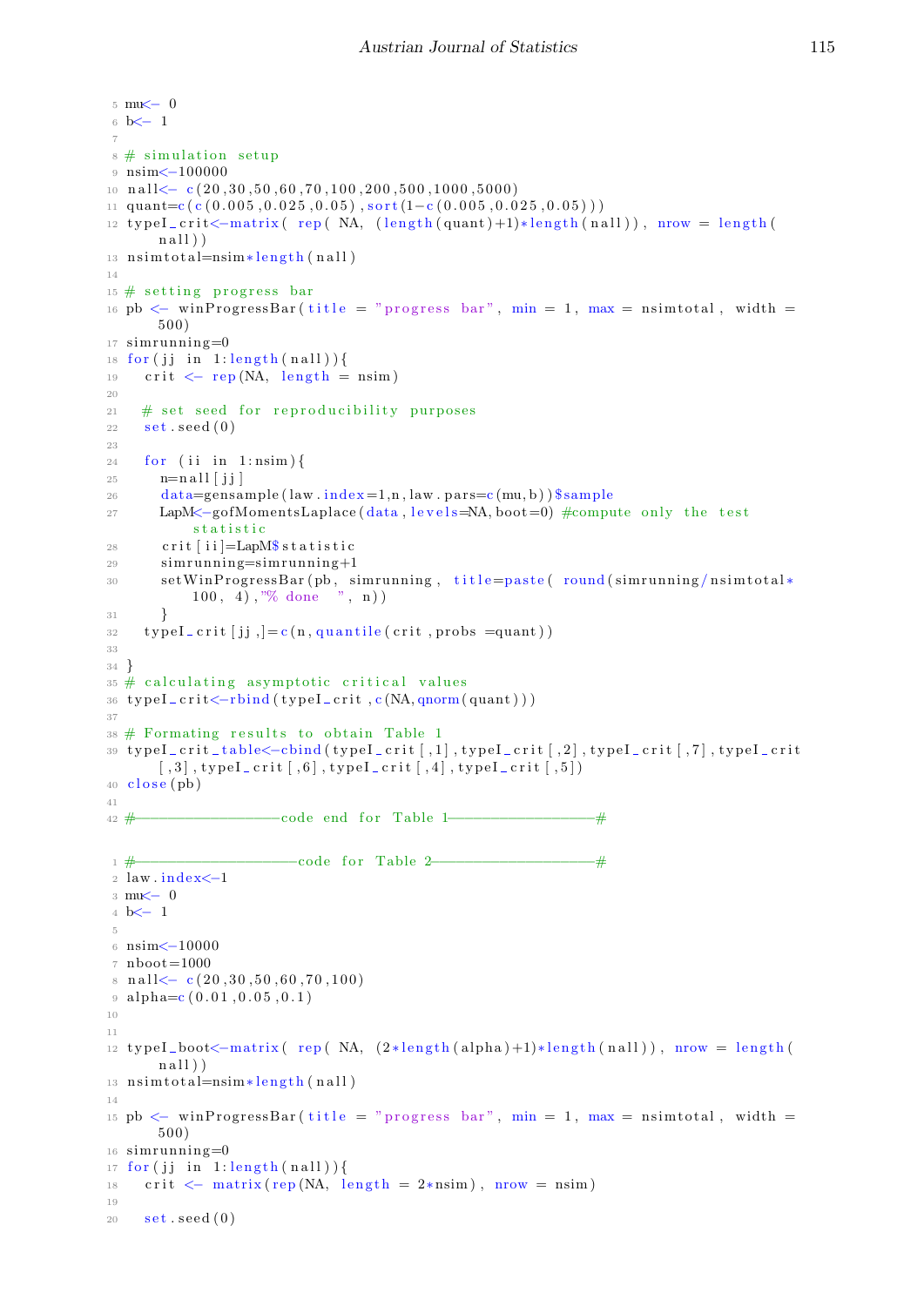```r
mu<- 0
b<- 1

# simulation setup
nsim<-100000
nall<- c(20,30,50,60,70,100,200,500,1000,5000)
quant=c(c(0.005,0.025,0.05),sort(1-c(0.005,0.025,0.05)))
typeI_crit<-matrix( rep( NA, (length(quant)+1)*length(nall)), nrow = length(nall))
nsimtotal=nsim*length(nall)

# setting progress bar
pb <- winProgressBar(title = "progress bar", min = 1, max = nsimtotal, width = 500)
simrunning=0
for(jj in 1:length(nall)){
  crit <- rep(NA, length = nsim)

  # set seed for reproducibility purposes
  set.seed(0)

  for (ii in 1:nsim){
    n=nall[jj]
    data=gensample(law.index=1,n,law.pars=c(mu,b))$sample
    LapM<-gofMomentsLaplace(data,levels=NA,boot=0) #compute only the test statistic
    crit[ii]=LapM$statistic
    simrunning=simrunning+1
    setWinProgressBar(pb, simrunning, title=paste( round(simrunning/nsimtotal*100, 4),"% done  ", n))
    }
  typeI_crit[jj,]=c(n,quantile(crit,probs =quant))

}
# calculating asymptotic critical values
typeI_crit<-rbind(typeI_crit,c(NA,qnorm(quant)))

# Formating results to obtain Table 1
typeI_crit_table<-cbind(typeI_crit[,1],typeI_crit[,2],typeI_crit[,7],typeI_crit[,3],typeI_crit[,6],typeI_crit[,4],typeI_crit[,5])
close(pb)

#-----------------code end for Table 1-----------------#
```

```r
#-------------------code for Table 2-------------------#
law.index<-1
mu<- 0
b<- 1

nsim<-10000
nboot=1000
nall<- c(20,30,50,60,70,100)
alpha=c(0.01,0.05,0.1)


typeI_boot<-matrix( rep( NA, (2*length(alpha)+1)*length(nall)), nrow = length(nall))
nsimtotal=nsim*length(nall)

pb <- winProgressBar(title = "progress bar", min = 1, max = nsimtotal, width = 500)
simrunning=0
for(jj in 1:length(nall)){
  crit <- matrix(rep(NA, length = 2*nsim), nrow = nsim)

  set.seed(0)
```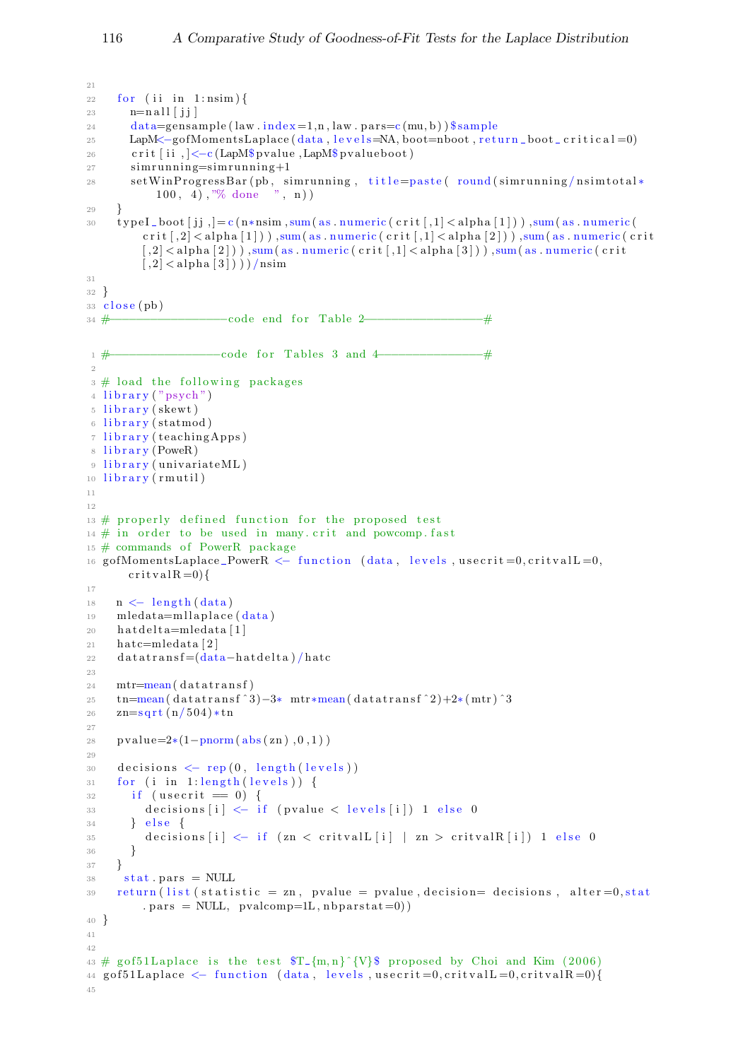```
for (ii in 1:nsim){
    n=nall[jj]
    data=gensample(law.index=1,n,law.pars=c(mu,b))$sample
    LapM<-gofMomentsLaplace(data,levels=NA,boot=nboot,return_boot_critical=0)
    crit[ii,]<-c(LapM$pvalue,LapM$pvalueboot)
    simrunning=simrunning+1
    setWinProgressBar(pb, simrunning, title=paste( round(simrunning/nsimtotal*100, 4),"% done  ", n))
  }
  typeI_boot[jj,]=c(n*nsim,sum(as.numeric(crit[,1]<alpha[1])),sum(as.numeric(crit[,2]<alpha[1])),sum(as.numeric(crit[,1]<alpha[2])),sum(as.numeric(crit[,2]<alpha[2])),sum(as.numeric(crit[,1]<alpha[3])),sum(as.numeric(crit[,2]<alpha[3])))/nsim

}
close(pb)
#------------------code end for Table 2------------------#
```

```
#-----------------code for Tables 3 and 4-----------------#

# load the following packages
library("psych")
library(skewt)
library(statmod)
library(teachingApps)
library(PoweR)
library(univariateML)
library(rmutil)


# properly defined function for the proposed test
# in order to be used in many.crit and powcomp.fast
# commands of PowerR package
gofMomentsLaplace_PowerR <- function (data, levels,usecrit=0,critvalL=0,critvalR=0){

  n <- length(data)
  mledata=mllaplace(data)
  hatdelta=mledata[1]
  hatc=mledata[2]
  datatransf=(data-hatdelta)/hatc

  mtr=mean(datatransf)
  tn=mean(datatransf^3)-3* mtr*mean(datatransf^2)+2*(mtr)^3
  zn=sqrt(n/504)*tn

  pvalue=2*(1-pnorm(abs(zn),0,1))

  decisions <- rep(0, length(levels))
  for (i in 1:length(levels)) {
    if (usecrit == 0) {
      decisions[i] <- if (pvalue < levels[i]) 1 else 0
    } else {
      decisions[i] <- if (zn < critvalL[i] | zn > critvalR[i]) 1 else 0
    }
  }
   stat.pars = NULL
  return(list(statistic = zn, pvalue = pvalue,decision= decisions, alter=0,stat.pars = NULL, pvalcomp=1L,nbparstat=0))
}


# gof51Laplace is the test $T_{m,n}^{V}$ proposed by Choi and Kim (2006)
gof51Laplace <- function (data, levels,usecrit=0,critvalL=0,critvalR=0){

```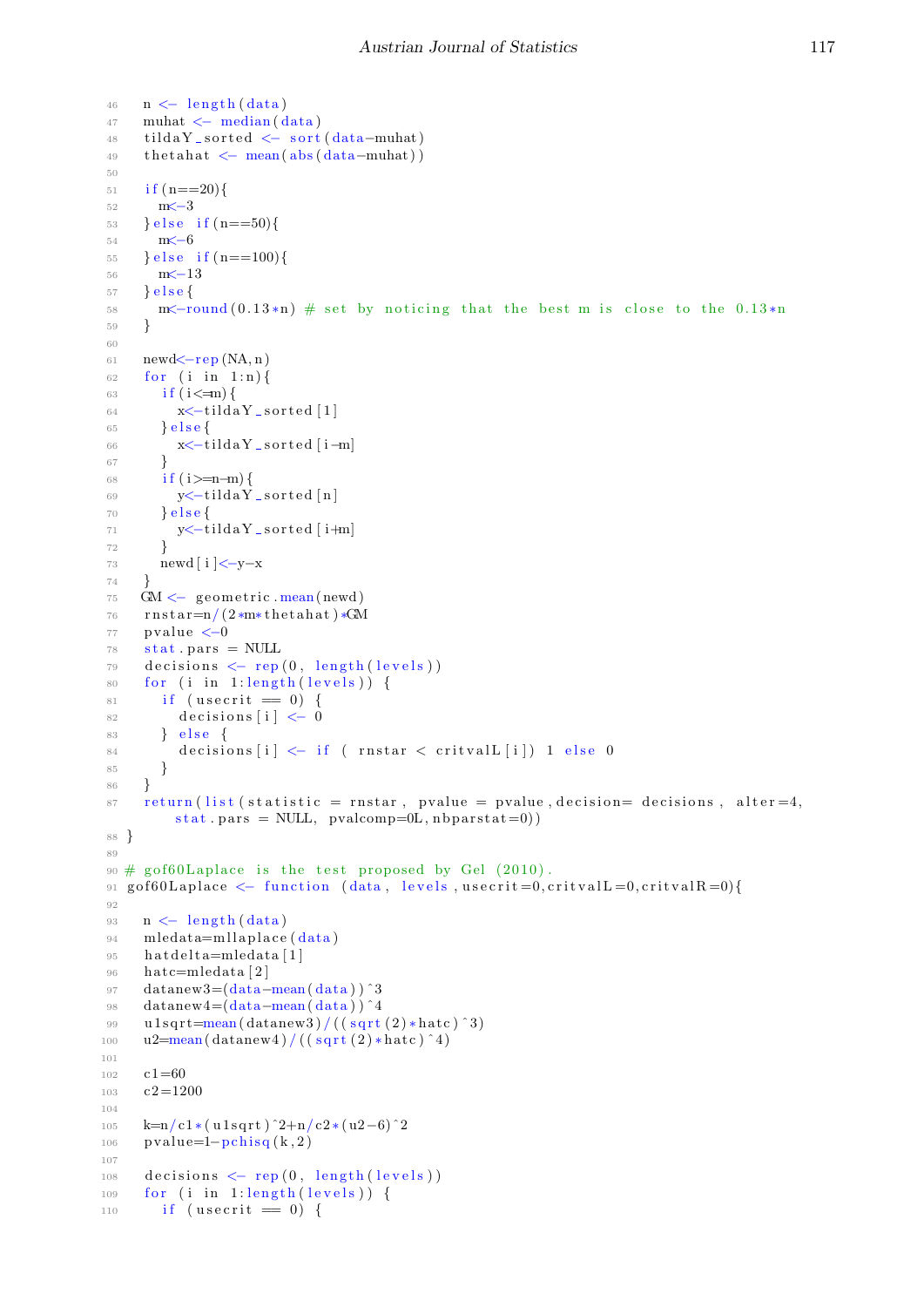```
  n <- length(data)
  muhat <- median(data)
  tildaY_sorted <- sort(data-muhat)
  thetahat <- mean(abs(data-muhat))

  if(n==20){
    m<-3
  }else if(n==50){
    m<-6
  }else if(n==100){
    m<-13
  }else{
    m<-round(0.13*n) # set by noticing that the best m is close to the 0.13*n
  }

  newd<-rep(NA,n)
  for (i in 1:n){
    if(i<=m){
      x<-tildaY_sorted[1]
    }else{
      x<-tildaY_sorted[i-m]
    }
    if(i>=n-m){
      y<-tildaY_sorted[n]
    }else{
      y<-tildaY_sorted[i+m]
    }
    newd[i]<-y-x
  }
  GM <- geometric.mean(newd)
  rnstar=n/(2*m*thetahat)*GM
  pvalue <-0
  stat.pars = NULL
  decisions <- rep(0, length(levels))
  for (i in 1:length(levels)) {
    if (usecrit == 0) {
      decisions[i] <- 0
    } else {
      decisions[i] <- if ( rnstar < critvalL[i]) 1 else 0
    }
  }
  return(list(statistic = rnstar, pvalue = pvalue,decision= decisions, alter=4,
     stat.pars = NULL, pvalcomp=0L,nbparstat=0))
}

# gof60Laplace is the test proposed by Gel (2010).
gof60Laplace <- function (data, levels,usecrit=0,critvalL=0,critvalR=0){

  n <- length(data)
  mledata=mllaplace(data)
  hatdelta=mledata[1]
  hatc=mledata[2]
  datanew3=(data-mean(data))^3
  datanew4=(data-mean(data))^4
  u1sqrt=mean(datanew3)/((sqrt(2)*hatc)^3)
  u2=mean(datanew4)/((sqrt(2)*hatc)^4)

  c1=60
  c2=1200

  k=n/c1*(u1sqrt)^2+n/c2*(u2-6)^2
  pvalue=1-pchisq(k,2)

  decisions <- rep(0, length(levels))
  for (i in 1:length(levels)) {
    if (usecrit == 0) {
```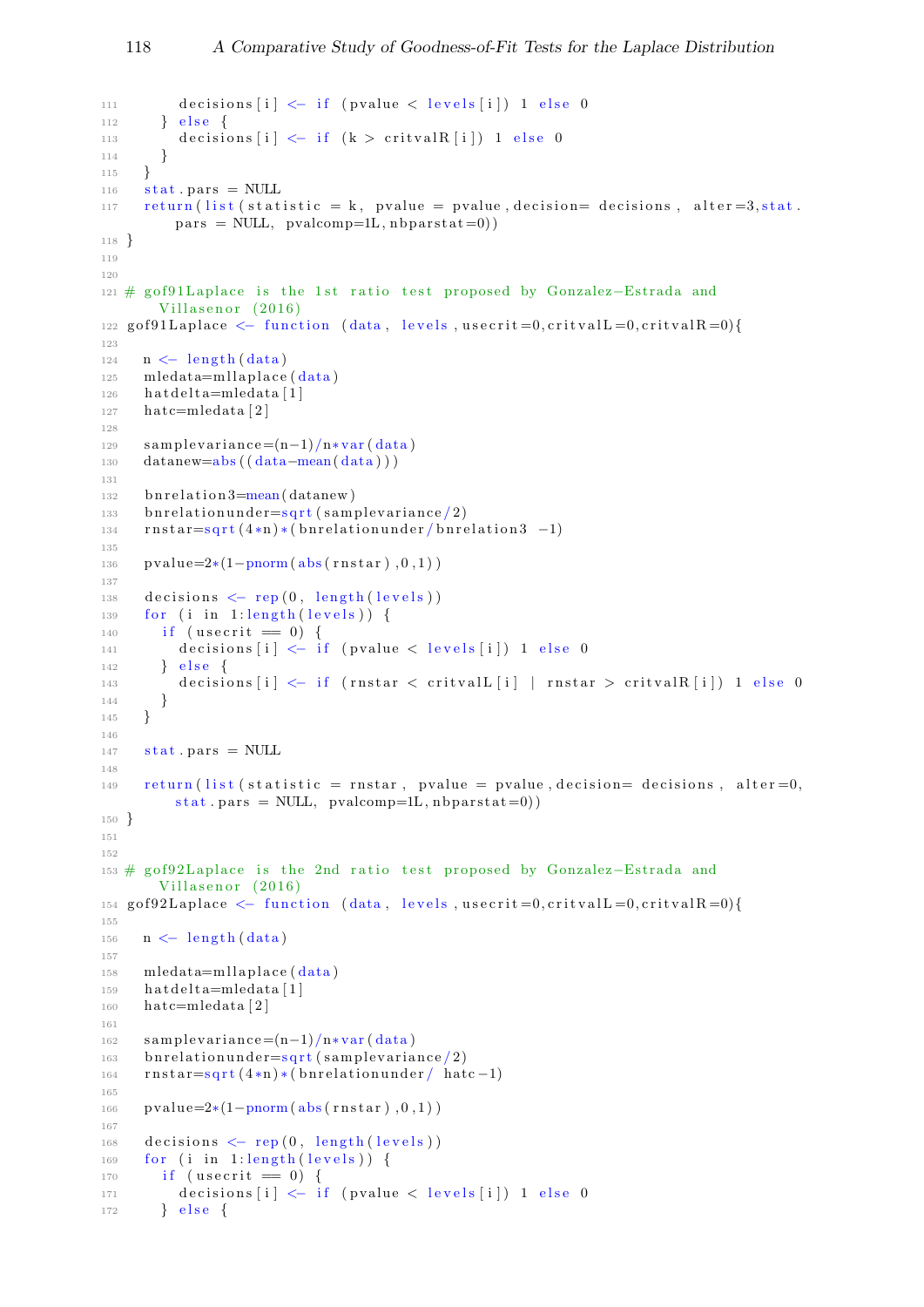```
      decisions[i] <- if (pvalue < levels[i]) 1 else 0
    } else {
      decisions[i] <- if (k > critvalR[i]) 1 else 0
    }
  }
  stat.pars = NULL
  return(list(statistic = k, pvalue = pvalue,decision= decisions, alter=3,stat.
      pars = NULL, pvalcomp=1L,nbparstat=0))
}


# gof91Laplace is the 1st ratio test proposed by Gonzalez-Estrada and
    Villasenor (2016)
gof91Laplace <- function (data, levels,usecrit=0,critvalL=0,critvalR=0){

  n <- length(data)
  mledata=mllaplace(data)
  hatdelta=mledata[1]
  hatc=mledata[2]

  samplevariance=(n-1)/n*var(data)
  datanew=abs((data-mean(data)))

  bnrelation3=mean(datanew)
  bnrelationunder=sqrt(samplevariance/2)
  rnstar=sqrt(4*n)*(bnrelationunder/bnrelation3 -1)

  pvalue=2*(1-pnorm(abs(rnstar),0,1))

  decisions <- rep(0, length(levels))
  for (i in 1:length(levels)) {
    if (usecrit == 0) {
      decisions[i] <- if (pvalue < levels[i]) 1 else 0
    } else {
      decisions[i] <- if (rnstar < critvalL[i] | rnstar > critvalR[i]) 1 else 0
    }
  }

  stat.pars = NULL

  return(list(statistic = rnstar, pvalue = pvalue,decision= decisions, alter=0,
      stat.pars = NULL, pvalcomp=1L,nbparstat=0))
}


# gof92Laplace is the 2nd ratio test proposed by Gonzalez-Estrada and
    Villasenor (2016)
gof92Laplace <- function (data, levels,usecrit=0,critvalL=0,critvalR=0){

  n <- length(data)

  mledata=mllaplace(data)
  hatdelta=mledata[1]
  hatc=mledata[2]

  samplevariance=(n-1)/n*var(data)
  bnrelationunder=sqrt(samplevariance/2)
  rnstar=sqrt(4*n)*(bnrelationunder/ hatc-1)

  pvalue=2*(1-pnorm(abs(rnstar),0,1))

  decisions <- rep(0, length(levels))
  for (i in 1:length(levels)) {
    if (usecrit == 0) {
      decisions[i] <- if (pvalue < levels[i]) 1 else 0
    } else {
```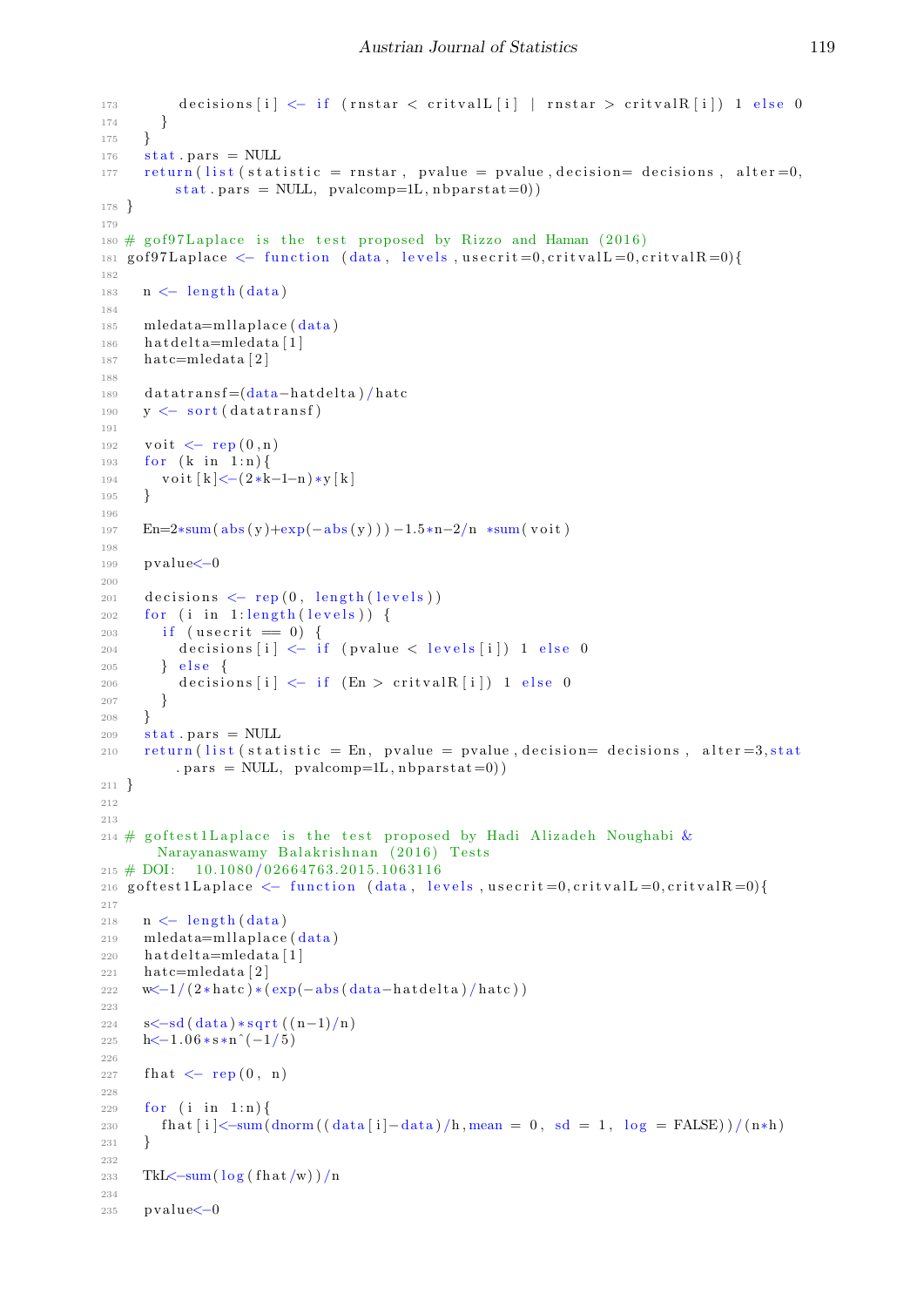```r
      decisions[i] <- if (rnstar < critvalL[i] | rnstar > critvalR[i]) 1 else 0
    }
  }
  stat.pars = NULL
  return(list(statistic = rnstar, pvalue = pvalue,decision= decisions, alter=0,
      stat.pars = NULL, pvalcomp=1L,nbparstat=0))
}

# gof97Laplace is the test proposed by Rizzo and Haman (2016)
gof97Laplace <- function (data, levels,usecrit=0,critvalL=0,critvalR=0){

  n <- length(data)

  mledata=mllaplace(data)
  hatdelta=mledata[1]
  hatc=mledata[2]

  datatransf=(data-hatdelta)/hatc
  y <- sort(datatransf)

  voit <- rep(0,n)
  for (k in 1:n){
    voit[k]<-(2*k-1-n)*y[k]
  }

  En=2*sum(abs(y)+exp(-abs(y)))-1.5*n-2/n *sum(voit)

  pvalue<-0

  decisions <- rep(0, length(levels))
  for (i in 1:length(levels)) {
    if (usecrit == 0) {
      decisions[i] <- if (pvalue < levels[i]) 1 else 0
    } else {
      decisions[i] <- if (En > critvalR[i]) 1 else 0
    }
  }
  stat.pars = NULL
  return(list(statistic = En, pvalue = pvalue,decision= decisions, alter=3,stat
      .pars = NULL, pvalcomp=1L,nbparstat=0))
}


# goftest1Laplace is the test proposed by Hadi Alizadeh Noughabi &
    Narayanaswamy Balakrishnan (2016) Tests
# DOI:  10.1080/02664763.2015.1063116
goftest1Laplace <- function (data, levels,usecrit=0,critvalL=0,critvalR=0){

  n <- length(data)
  mledata=mllaplace(data)
  hatdelta=mledata[1]
  hatc=mledata[2]
  w<-1/(2*hatc)*(exp(-abs(data-hatdelta)/hatc))

  s<-sd(data)*sqrt((n-1)/n)
  h<-1.06*s*n^(-1/5)

  fhat <- rep(0, n)

  for (i in 1:n){
    fhat[i]<-sum(dnorm((data[i]-data)/h,mean = 0, sd = 1, log = FALSE))/(n*h)
  }

  TkL<-sum(log(fhat/w))/n

  pvalue<-0
```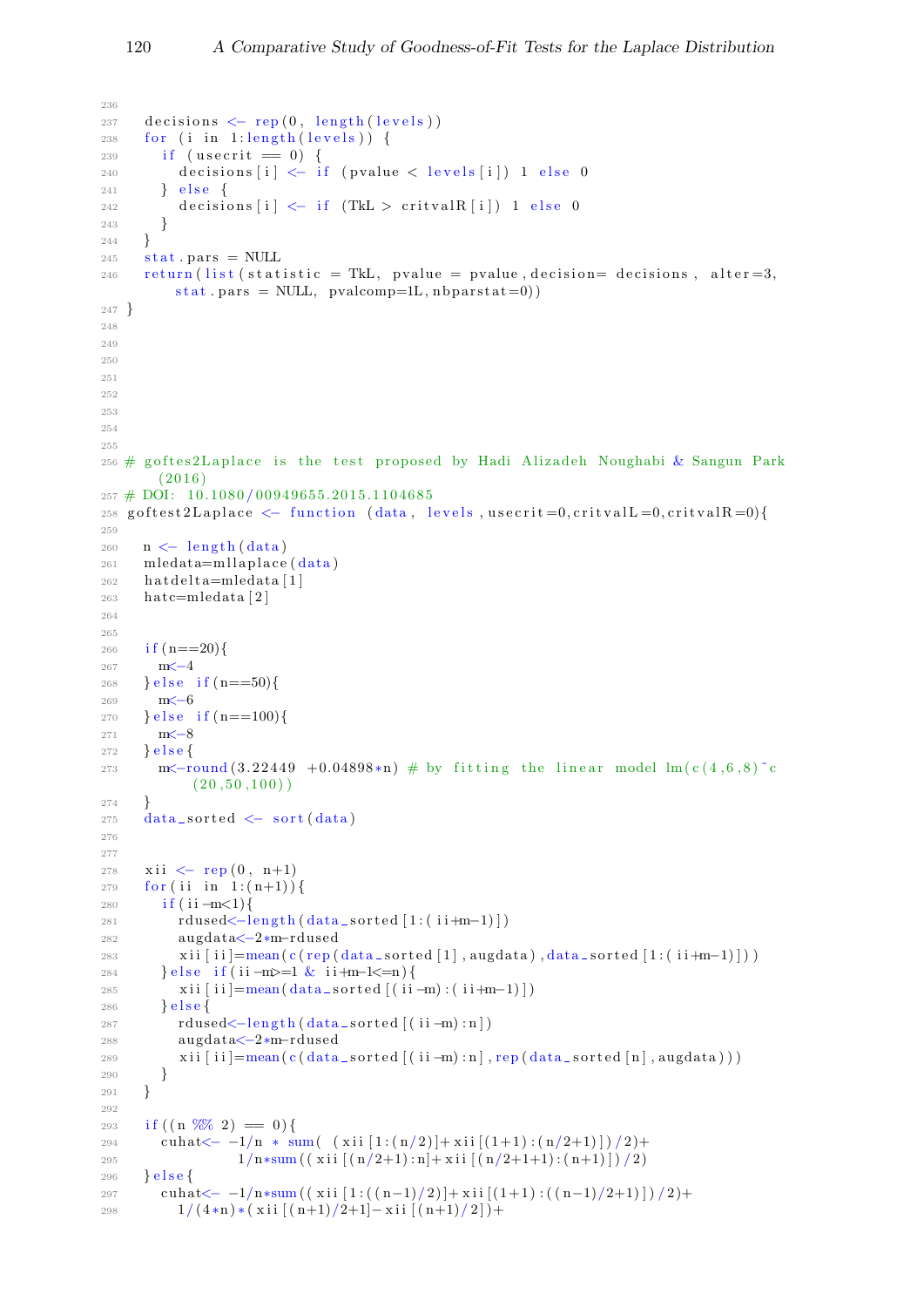```
236
237   decisions <- rep(0, length(levels))
238   for (i in 1:length(levels)) {
239     if (usecrit == 0) {
240       decisions[i] <- if (pvalue < levels[i]) 1 else 0
241     } else {
242       decisions[i] <- if (TkL > critvalR[i]) 1 else 0
243     }
244   }
245   stat.pars = NULL
246   return(list(statistic = TkL, pvalue = pvalue,decision= decisions, alter=3,
        stat.pars = NULL, pvalcomp=1L,nbparstat=0))
247 }
248
249
250
251
252
253
254
255
256 # goftes2Laplace is the test proposed by Hadi Alizadeh Noughabi & Sangun Park
      (2016)
257 # DOI: 10.1080/00949655.2015.1104685
258 goftest2Laplace <- function (data, levels,usecrit=0,critvalL=0,critvalR=0){
259
260   n <- length(data)
261   mledata=mllaplace(data)
262   hatdelta=mledata[1]
263   hatc=mledata[2]
264
265
266   if(n==20){
267     m<-4
268   }else if(n==50){
269     m<-6
270   }else if(n==100){
271     m<-8
272   }else{
273     m<-round(3.22449 +0.04898*n) # by fitting the linear model lm(c(4,6,8)~c
          (20,50,100))
274   }
275   data_sorted <- sort(data)
276
277
278   xii <- rep(0, n+1)
279   for(ii in 1:(n+1)){
280     if(ii-m<1){
281       rdused<-length(data_sorted[1:(ii+m-1)])
282       augdata<-2*m-rdused
283       xii[ii]=mean(c(rep(data_sorted[1],augdata),data_sorted[1:(ii+m-1)]))
284     }else if(ii-m>=1 & ii+m-1<=n){
285       xii[ii]=mean(data_sorted[(ii-m):(ii+m-1)])
286     }else{
287       rdused<-length(data_sorted[(ii-m):n])
288       augdata<-2*m-rdused
289       xii[ii]=mean(c(data_sorted[(ii-m):n],rep(data_sorted[n],augdata)))
290     }
291   }
292
293   if((n %% 2) == 0){
294     cuhat<- -1/n * sum( (xii[1:(n/2)]+xii[(1+1):(n/2+1)])/2)+
295              1/n*sum((xii[(n/2+1):n]+xii[(n/2+1+1):(n+1)])/2)
296   }else{
297     cuhat<- -1/n*sum((xii[1:((n-1)/2)]+xii[(1+1):((n-1)/2+1)])/2)+
298       1/(4*n)*(xii[(n+1)/2+1]-xii[(n+1)/2])+
```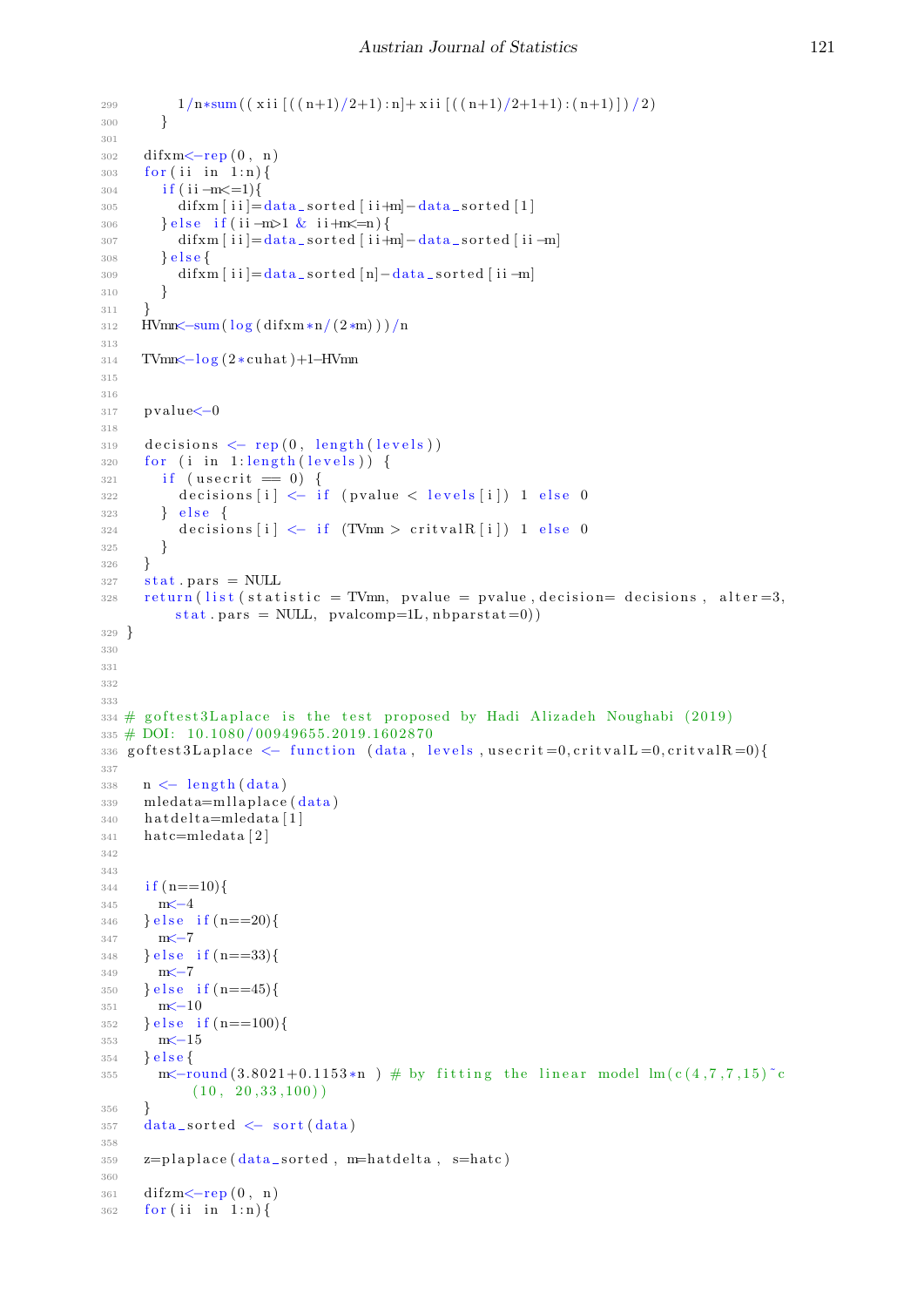```
      1/n*sum((xii[((n+1)/2+1):n]+xii[((n+1)/2+1+1):(n+1)])/2)
    }

  difxm<-rep(0, n)
  for(ii in 1:n){
    if(ii-m<=1){
      difxm[ii]=data_sorted[ii+m]-data_sorted[1]
    }else if(ii-m>1 & ii+m<=n){
      difxm[ii]=data_sorted[ii+m]-data_sorted[ii-m]
    }else{
      difxm[ii]=data_sorted[n]-data_sorted[ii-m]
    }
  }
  HVmn<-sum(log(difxm*n/(2*m)))/n

  TVmn<-log(2*cuhat)+1-HVmn


  pvalue<-0

  decisions <- rep(0, length(levels))
  for (i in 1:length(levels)) {
    if (usecrit == 0) {
      decisions[i] <- if (pvalue < levels[i]) 1 else 0
    } else {
      decisions[i] <- if (TVmn > critvalR[i]) 1 else 0
    }
  }
  stat.pars = NULL
  return(list(statistic = TVmn, pvalue = pvalue,decision= decisions, alter=3,
      stat.pars = NULL, pvalcomp=1L,nbparstat=0))
}




# goftest3Laplace is the test proposed by Hadi Alizadeh Noughabi (2019)
# DOI: 10.1080/00949655.2019.1602870
goftest3Laplace <- function (data, levels,usecrit=0,critvalL=0,critvalR=0){

  n <- length(data)
  mledata=mllaplace(data)
  hatdelta=mledata[1]
  hatc=mledata[2]


  if(n==10){
    m<-4
  }else if(n==20){
    m<-7
  }else if(n==33){
    m<-7
  }else if(n==45){
    m<-10
  }else if(n==100){
    m<-15
  }else{
    m<-round(3.8021+0.1153*n ) # by fitting the linear model lm(c(4,7,7,15)~c
        (10, 20,33,100))
  }
  data_sorted <- sort(data)

  z=plaplace(data_sorted, m=hatdelta, s=hatc)

  difzm<-rep(0, n)
  for(ii in 1:n){
```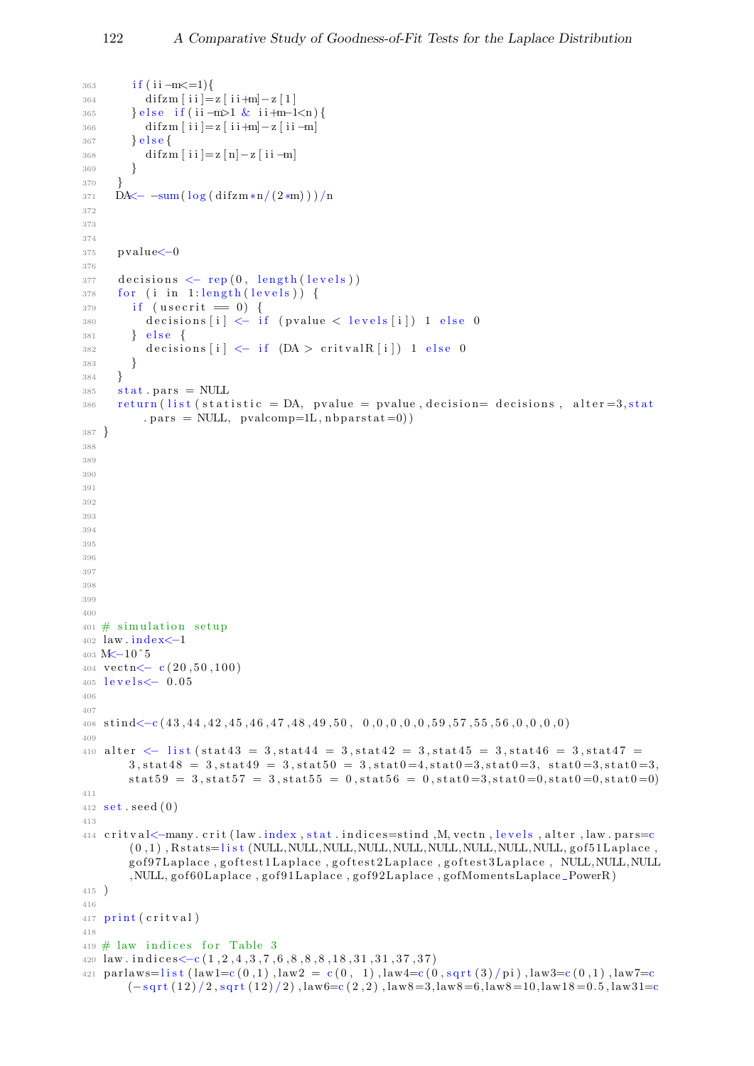```
    if(ii-m<=1){
      difzm[ii]=z[ii+m]-z[1]
    }else if(ii-m>1 & ii+m-1<n){
      difzm[ii]=z[ii+m]-z[ii-m]
    }else{
      difzm[ii]=z[n]-z[ii-m]
    }
  }
  DA<- -sum(log(difzm*n/(2*m)))/n



  pvalue<-0

  decisions <- rep(0, length(levels))
  for (i in 1:length(levels)) {
    if (usecrit == 0) {
      decisions[i] <- if (pvalue < levels[i]) 1 else 0
    } else {
      decisions[i] <- if (DA > critvalR[i]) 1 else 0
    }
  }
  stat.pars = NULL
  return(list(statistic = DA, pvalue = pvalue,decision= decisions, alter=3,stat
      .pars = NULL, pvalcomp=1L,nbparstat=0))
}














# simulation setup
law.index<-1
M<-10^5
vectn<- c(20,50,100)
levels<- 0.05


stind<-c(43,44,42,45,46,47,48,49,50, 0,0,0,0,0,59,57,55,56,0,0,0,0)

alter <- list(stat43 = 3,stat44 = 3,stat42 = 3,stat45 = 3,stat46 = 3,stat47 =
    3,stat48 = 3,stat49 = 3,stat50 = 3,stat0=4,stat0=3,stat0=3, stat0=3,stat0=3,
    stat59 = 3,stat57 = 3,stat55 = 0,stat56 = 0,stat0=3,stat0=0,stat0=0,stat0=0)

set.seed(0)

critval<-many.crit(law.index,stat.indices=stind,M,vectn,levels,alter,law.pars=c
    (0,1),Rstats=list(NULL,NULL,NULL,NULL,NULL,NULL,NULL,NULL,NULL,gof51Laplace,
    gof97Laplace,goftest1Laplace,goftest2Laplace,goftest3Laplace, NULL,NULL,NULL
    ,NULL,gof60Laplace,gof91Laplace,gof92Laplace,gofMomentsLaplace_PowerR)
)

print(critval)

# law indices for Table 3
law.indices<-c(1,2,4,3,7,6,8,8,8,18,31,31,37,37)
parlaws=list(law1=c(0,1),law2 = c(0, 1),law4=c(0,sqrt(3)/pi),law3=c(0,1),law7=c
    (-sqrt(12)/2,sqrt(12)/2),law6=c(2,2),law8=3,law8=6,law8=10,law18=0.5,law31=c
```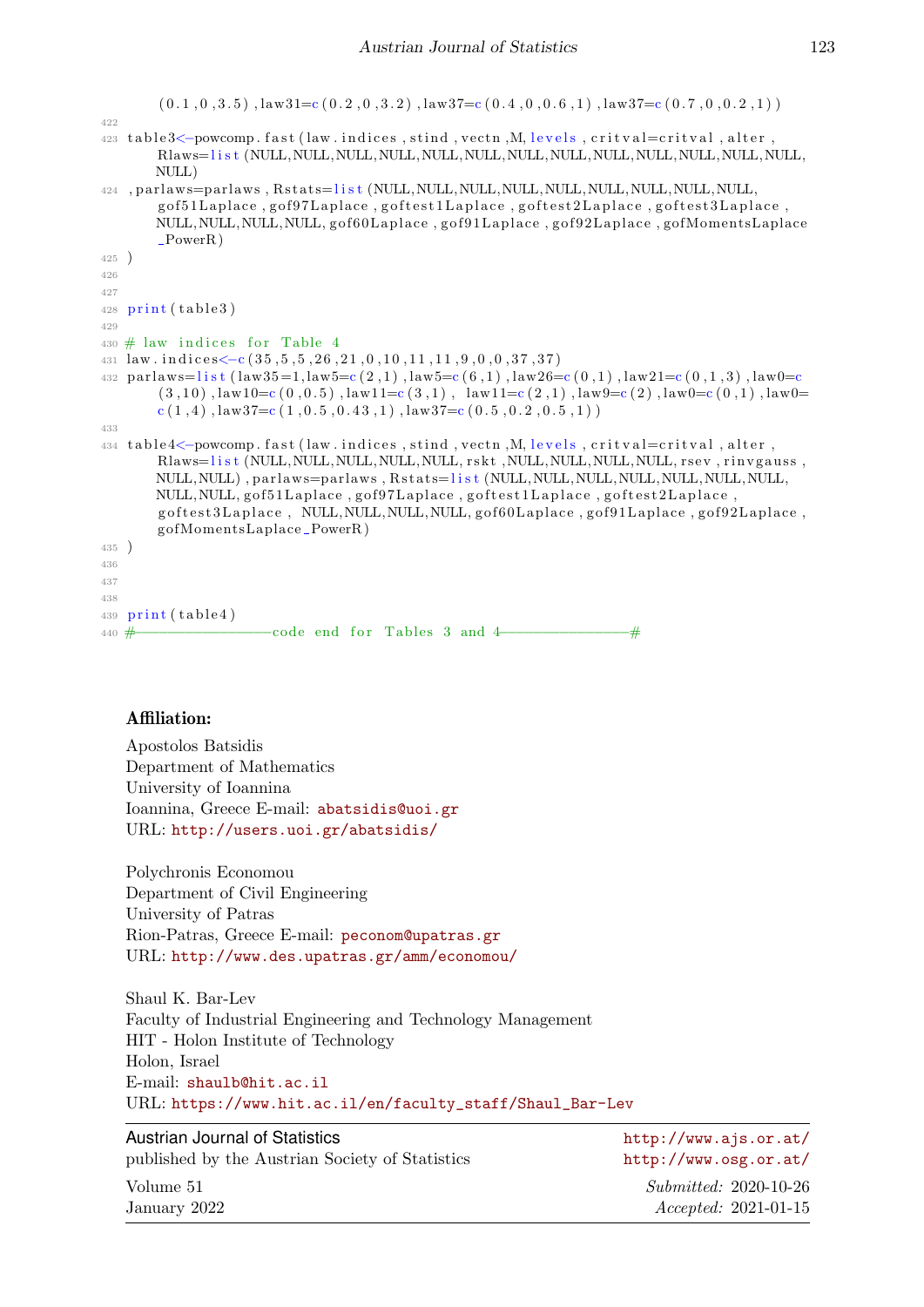```
(0.1,0,3.5),law31=c(0.2,0,3.2),law37=c(0.4,0,0.6,1),law37=c(0.7,0,0.2,1))
422
423 table3<-powcomp.fast(law.indices,stind,vectn,M,levels,critval=critval,alter,
      Rlaws=list(NULL,NULL,NULL,NULL,NULL,NULL,NULL,NULL,NULL,NULL,NULL,NULL,NULL,
      NULL)
424 ,parlaws=parlaws,Rstats=list(NULL,NULL,NULL,NULL,NULL,NULL,NULL,NULL,NULL,
      gof51Laplace,gof97Laplace,goftest1Laplace,goftest2Laplace,goftest3Laplace,
      NULL,NULL,NULL,NULL,gof60Laplace,gof91Laplace,gof92Laplace,gofMomentsLaplace
      _PowerR)
425 )
426
427
428 print(table3)
429
430 # law indices for Table 4
431 law.indices<-c(35,5,5,26,21,0,10,11,11,9,0,0,37,37)
432 parlaws=list(law35=1,law5=c(2,1),law5=c(6,1),law26=c(0,1),law21=c(0,1,3),law0=c
      (3,10),law10=c(0,0.5),law11=c(3,1), law11=c(2,1),law9=c(2),law0=c(0,1),law0=
      c(1,4),law37=c(1,0.5,0.43,1),law37=c(0.5,0.2,0.5,1))
433
434 table4<-powcomp.fast(law.indices,stind,vectn,M,levels,critval=critval,alter,
      Rlaws=list(NULL,NULL,NULL,NULL,NULL,rskt,NULL,NULL,NULL,NULL,rsev,rinvgauss,
      NULL,NULL),parlaws=parlaws,Rstats=list(NULL,NULL,NULL,NULL,NULL,NULL,NULL,
      NULL,NULL,gof51Laplace,gof97Laplace,goftest1Laplace,goftest2Laplace,
      goftest3Laplace, NULL,NULL,NULL,NULL,gof60Laplace,gof91Laplace,gof92Laplace,
      gofMomentsLaplace_PowerR)
435 )
436
437
438
439 print(table4)
440 #-----------------code end for Tables 3 and 4-----------------#
```

**Affiliation:**

Apostolos Batsidis
Department of Mathematics
University of Ioannina
Ioannina, Greece E-mail: abatsidis@uoi.gr
URL: http://users.uoi.gr/abatsidis/

Polychronis Economou
Department of Civil Engineering
University of Patras
Rion-Patras, Greece E-mail: peconom@upatras.gr
URL: http://www.des.upatras.gr/amm/economou/

Shaul K. Bar-Lev
Faculty of Industrial Engineering and Technology Management
HIT - Holon Institute of Technology
Holon, Israel
E-mail: shaulb@hit.ac.il
URL: https://www.hit.ac.il/en/faculty_staff/Shaul_Bar-Lev

Austrian Journal of Statistics — http://www.ajs.or.at/
published by the Austrian Society of Statistics — http://www.osg.or.at/
Volume 51 — *Submitted:* 2020-10-26
January 2022 — *Accepted:* 2021-01-15